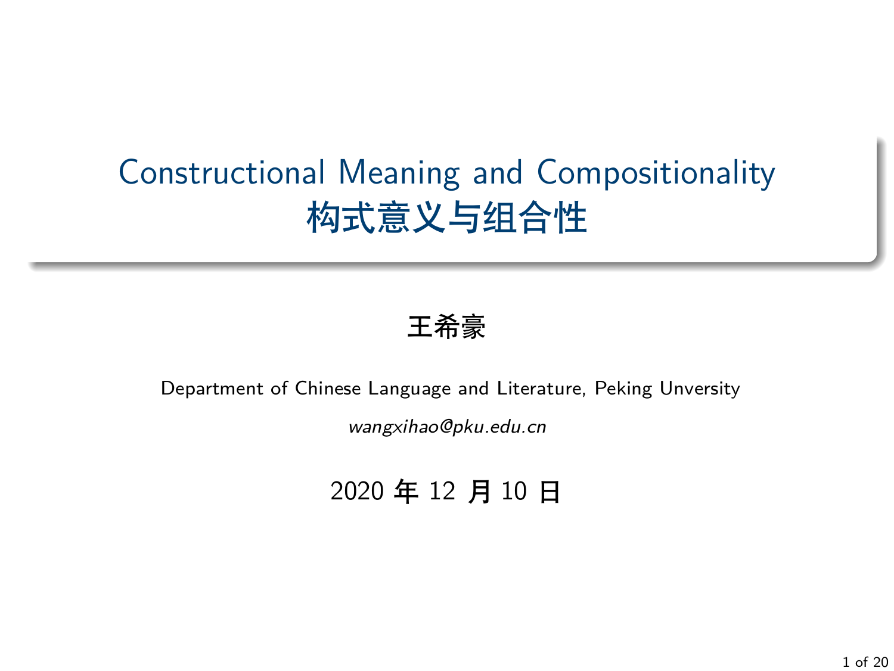# Constructional Meaning and Compositionality
# 构式意义与组合性

**王希豪**

Department of Chinese Language and Literature, Peking Unversity

*wangxihao@pku.edu.cn*

2020 年 12 月 10 日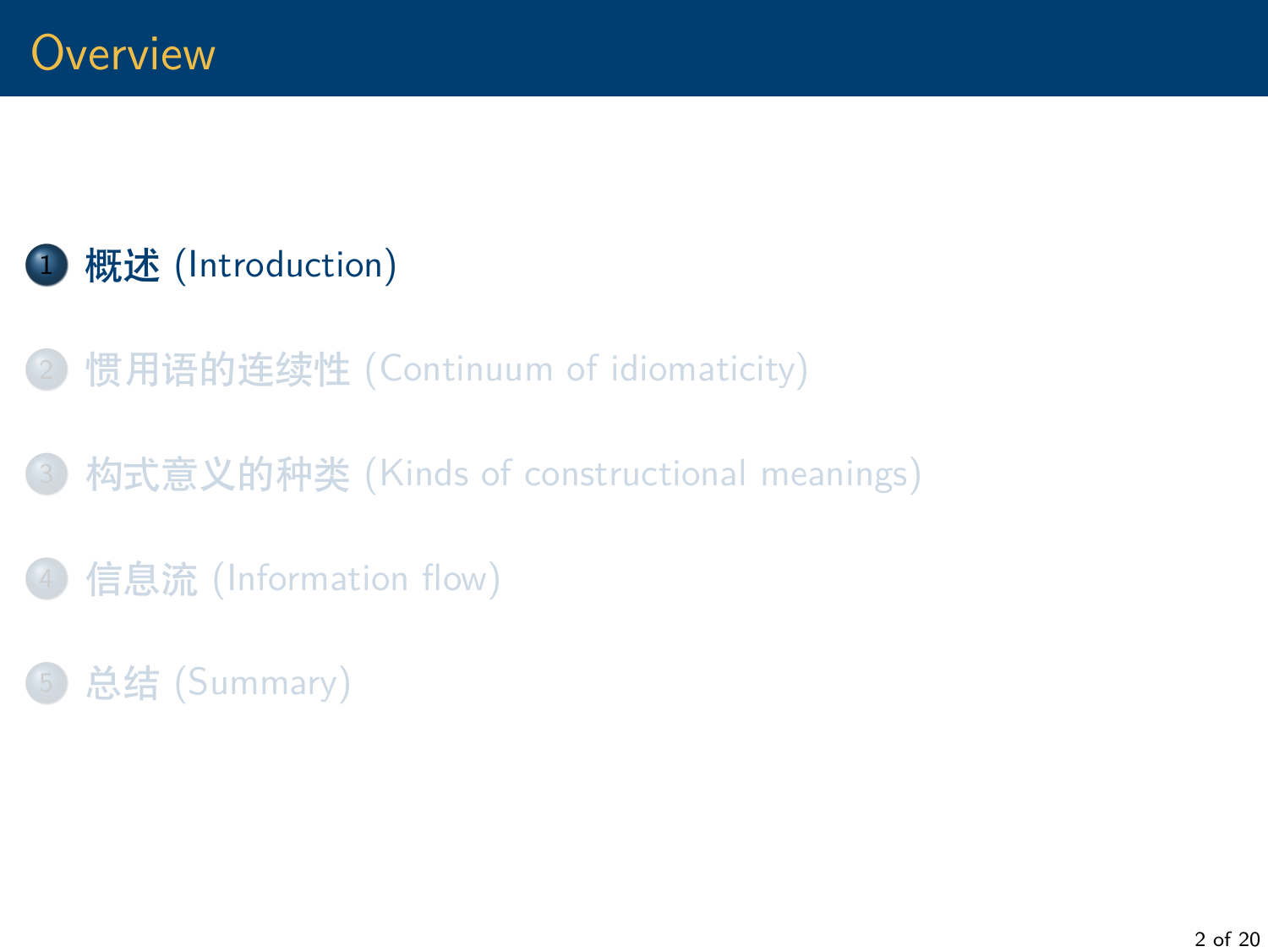# Overview

1. 概述 (Introduction)
2. 惯用语的连续性 (Continuum of idiomaticity)
3. 构式意义的种类 (Kinds of constructional meanings)
4. 信息流 (Information flow)
5. 总结 (Summary)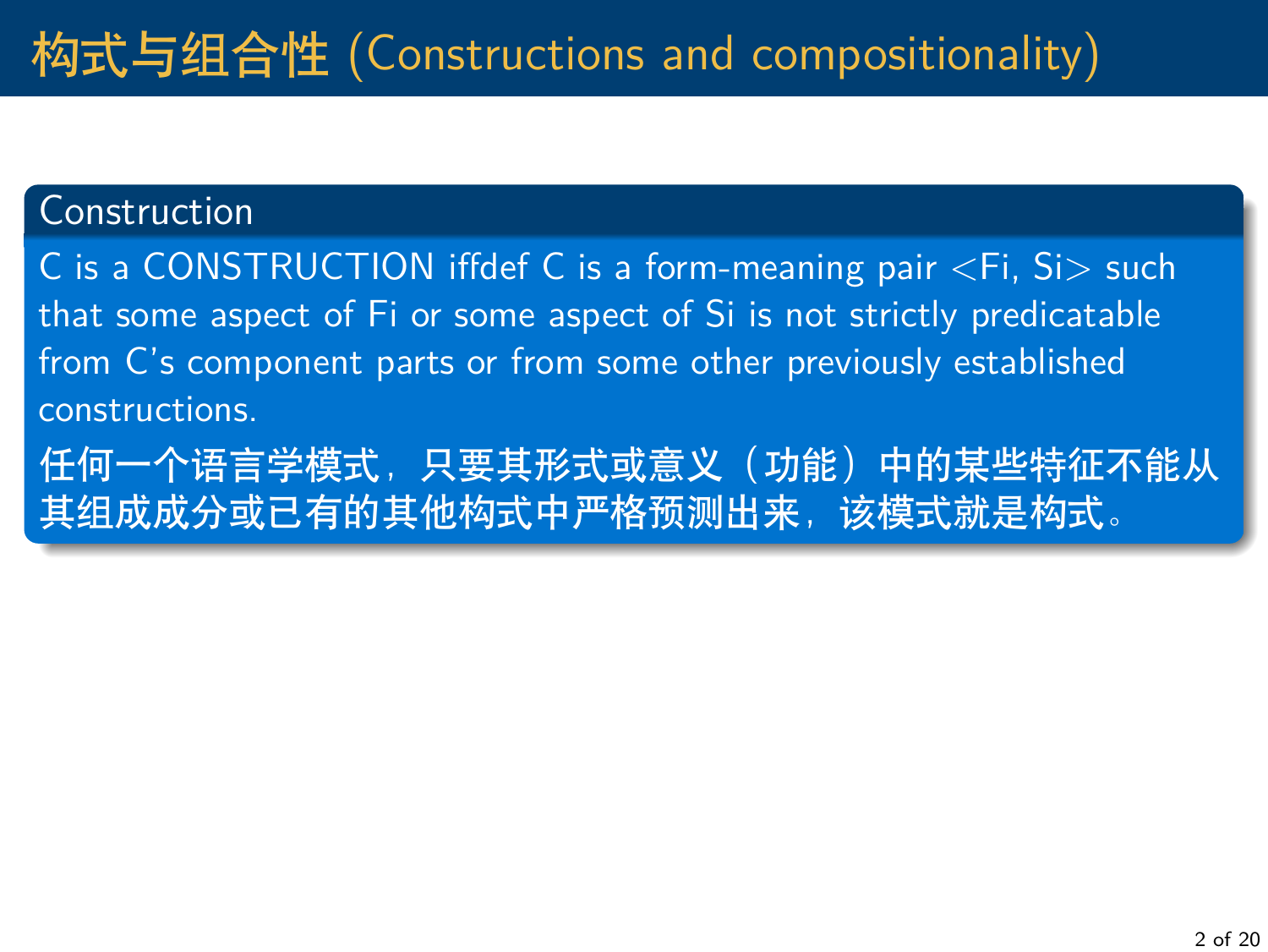# 构式与组合性 (Constructions and compositionality)

**Construction**

C is a CONSTRUCTION iffdef C is a form-meaning pair <Fi, Si> such that some aspect of Fi or some aspect of Si is not strictly predicatable from C's component parts or from some other previously established constructions.

**任何一个语言学模式，只要其形式或意义（功能）中的某些特征不能从其组成成分或已有的其他构式中严格预测出来，该模式就是构式。**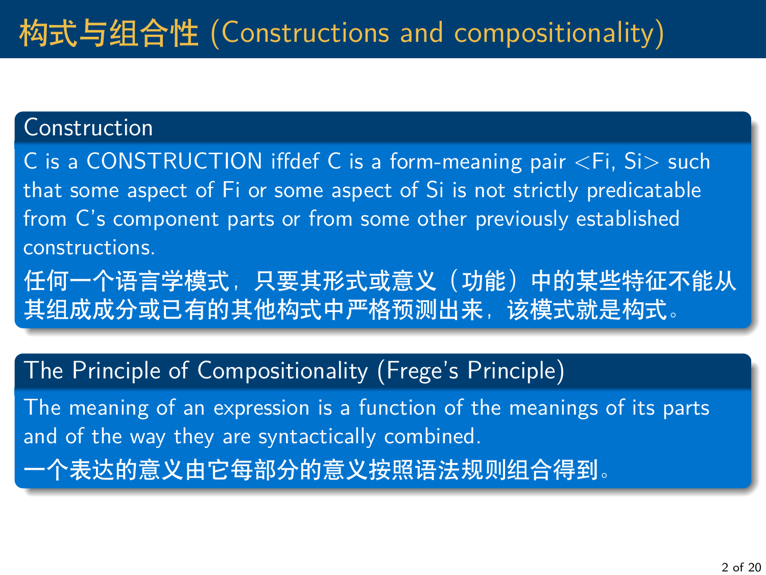# 构式与组合性 (Constructions and compositionality)

## Construction

C is a CONSTRUCTION iffdef C is a form-meaning pair <Fi, Si> such that some aspect of Fi or some aspect of Si is not strictly predicatable from C's component parts or from some other previously established constructions.

**任何一个语言学模式，只要其形式或意义（功能）中的某些特征不能从其组成成分或已有的其他构式中严格预测出来，该模式就是构式。**

## The Principle of Compositionality (Frege's Principle)

The meaning of an expression is a function of the meanings of its parts and of the way they are syntactically combined.

**一个表达的意义由它每部分的意义按照语法规则组合得到。**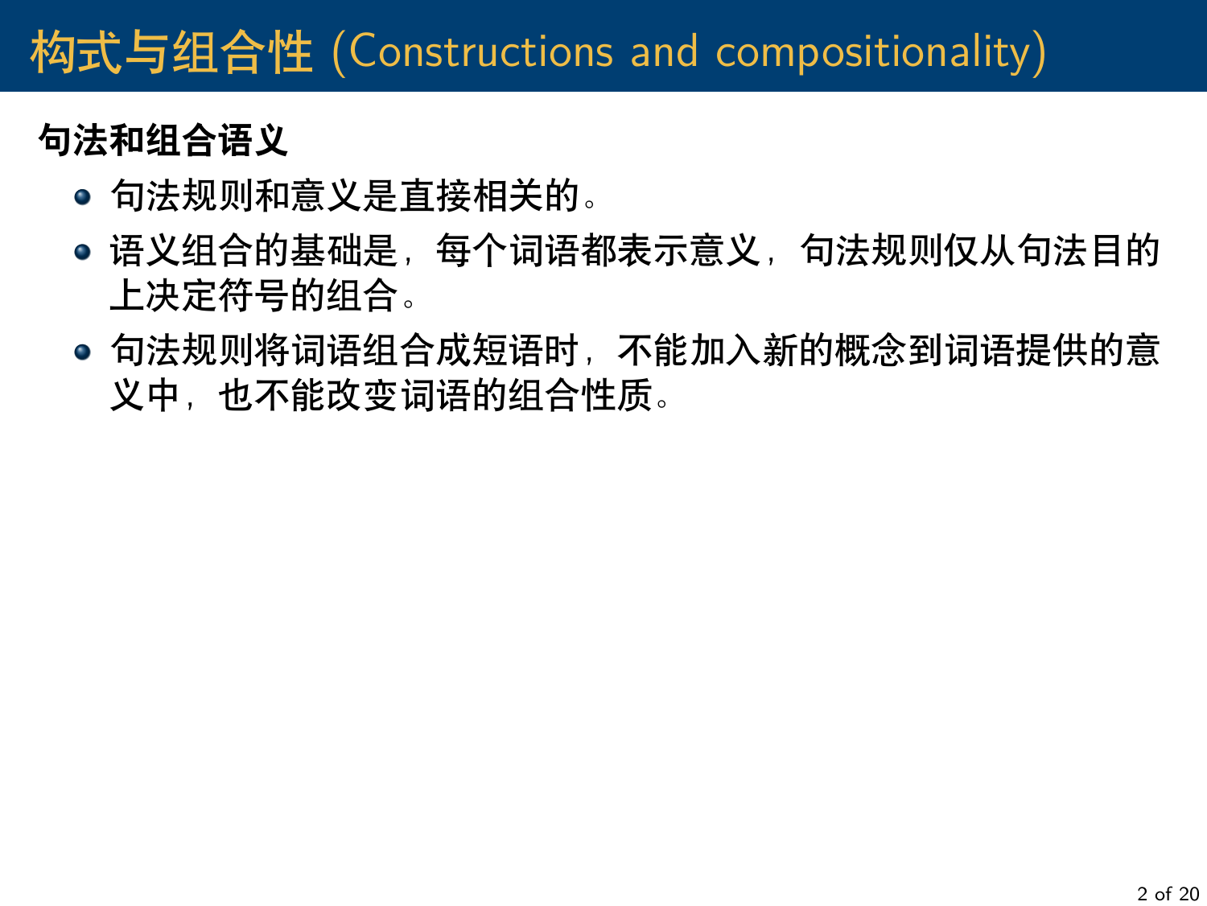# 构式与组合性 (Constructions and compositionality)

**句法和组合语义**

- 句法规则和意义是直接相关的。
- 语义组合的基础是，每个词语都表示意义，句法规则仅从句法目的上决定符号的组合。
- 句法规则将词语组合成短语时，不能加入新的概念到词语提供的意义中，也不能改变词语的组合性质。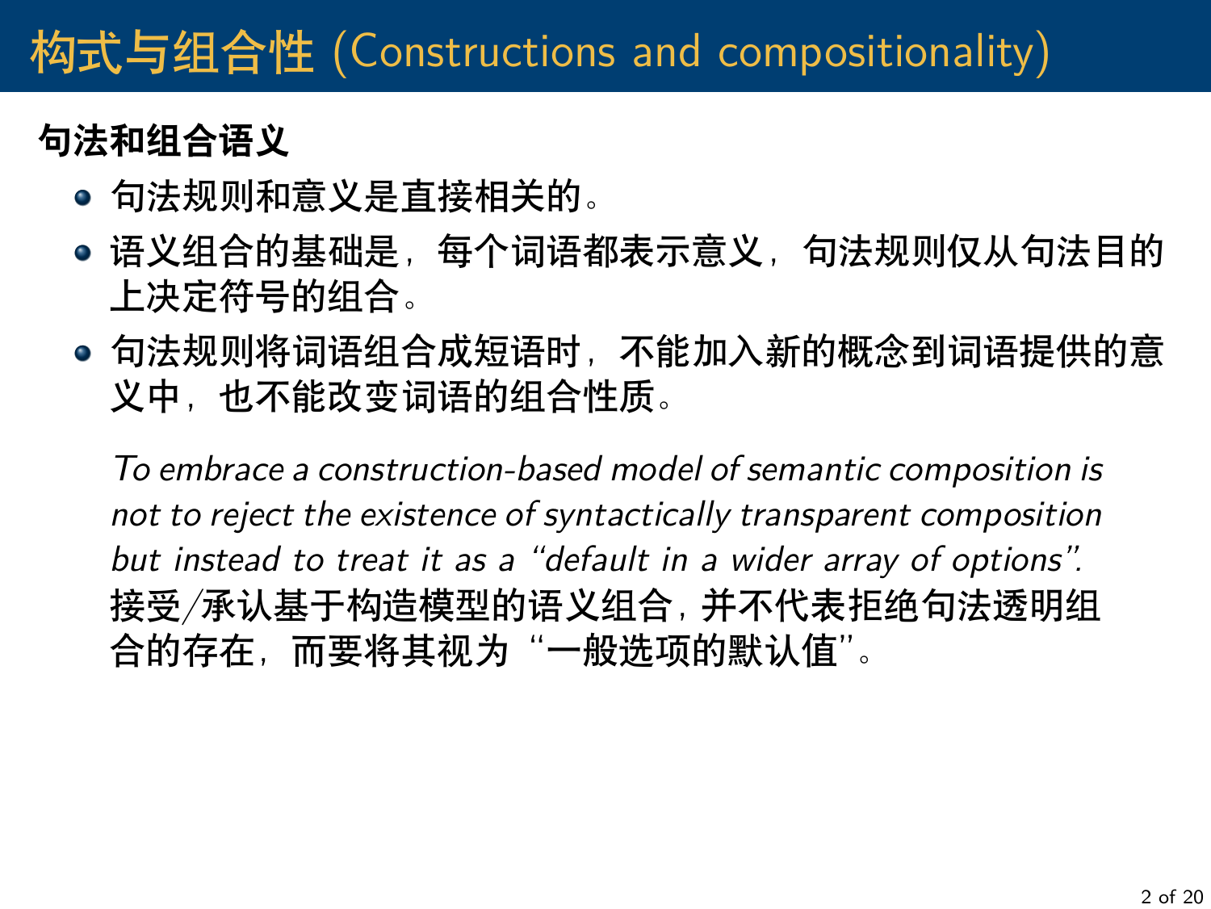# 构式与组合性 (Constructions and compositionality)

**句法和组合语义**

- 句法规则和意义是直接相关的。
- 语义组合的基础是，每个词语都表示意义，句法规则仅从句法目的上决定符号的组合。
- 句法规则将词语组合成短语时，不能加入新的概念到词语提供的意义中，也不能改变词语的组合性质。

*To embrace a construction-based model of semantic composition is not to reject the existence of syntactically transparent composition but instead to treat it as a "default in a wider array of options".*
接受/承认基于构造模型的语义组合，并不代表拒绝句法透明组合的存在，而要将其视为“一般选项的默认值”。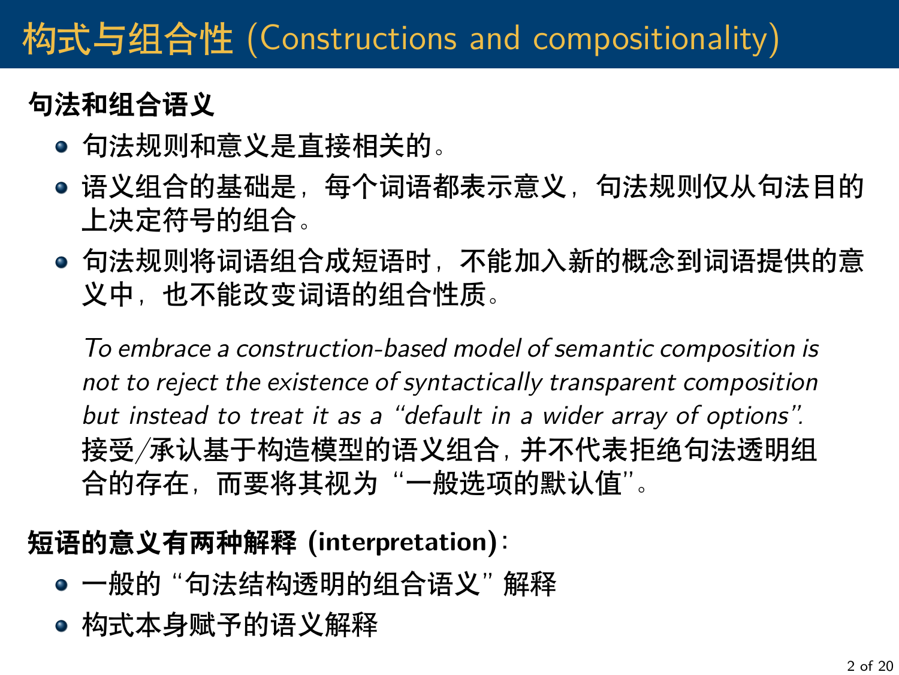# 构式与组合性 (Constructions and compositionality)

**句法和组合语义**

- 句法规则和意义是直接相关的。
- 语义组合的基础是，每个词语都表示意义，句法规则仅从句法目的上决定符号的组合。
- 句法规则将词语组合成短语时，不能加入新的概念到词语提供的意义中，也不能改变词语的组合性质。

*To embrace a construction-based model of semantic composition is not to reject the existence of syntactically transparent composition but instead to treat it as a “default in a wider array of options”.*
接受/承认基于构造模型的语义组合，并不代表拒绝句法透明组合的存在，而要将其视为“一般选项的默认值”。

**短语的意义有两种解释 (interpretation)**：

- 一般的“句法结构透明的组合语义”解释
- 构式本身赋予的语义解释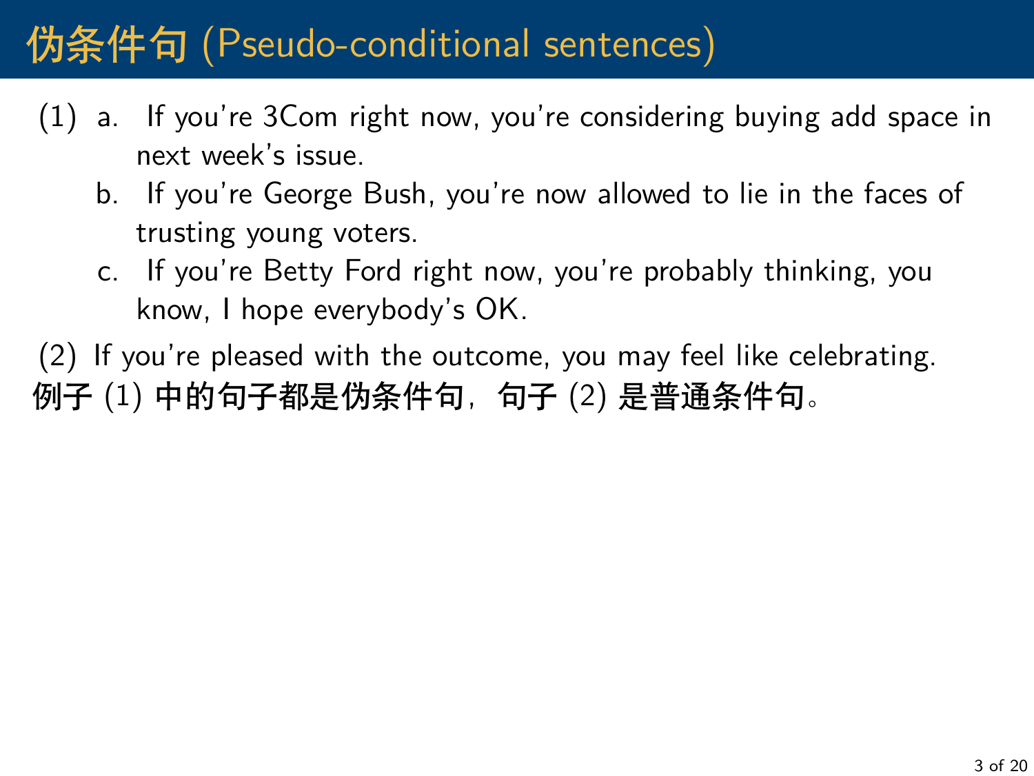# 伪条件句 (Pseudo-conditional sentences)

(1) a. If you're 3Com right now, you're considering buying add space in next week's issue.

b. If you're George Bush, you're now allowed to lie in the faces of trusting young voters.

c. If you're Betty Ford right now, you're probably thinking, you know, I hope everybody's OK.

(2) If you're pleased with the outcome, you may feel like celebrating.

**例子 (1) 中的句子都是伪条件句，句子 (2) 是普通条件句。**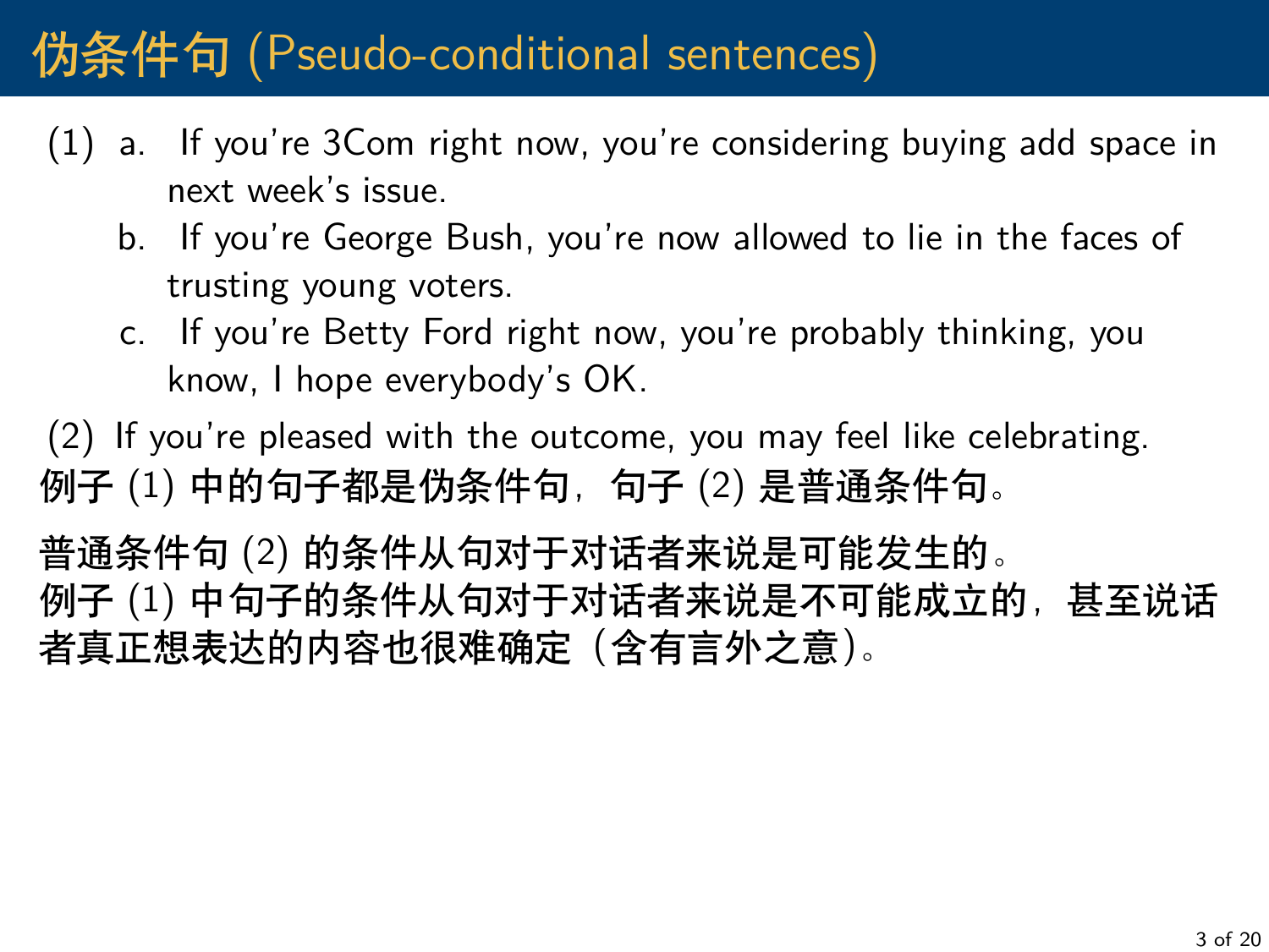# 伪条件句 (Pseudo-conditional sentences)

(1) a. If you're 3Com right now, you're considering buying add space in next week's issue.

b. If you're George Bush, you're now allowed to lie in the faces of trusting young voters.

c. If you're Betty Ford right now, you're probably thinking, you know, I hope everybody's OK.

(2) If you're pleased with the outcome, you may feel like celebrating.

**例子 (1) 中的句子都是伪条件句，句子 (2) 是普通条件句。**

**普通条件句 (2) 的条件从句对于对话者来说是可能发生的。**
**例子 (1) 中句子的条件从句对于对话者来说是不可能成立的，甚至说话者真正想表达的内容也很难确定（含有言外之意）。**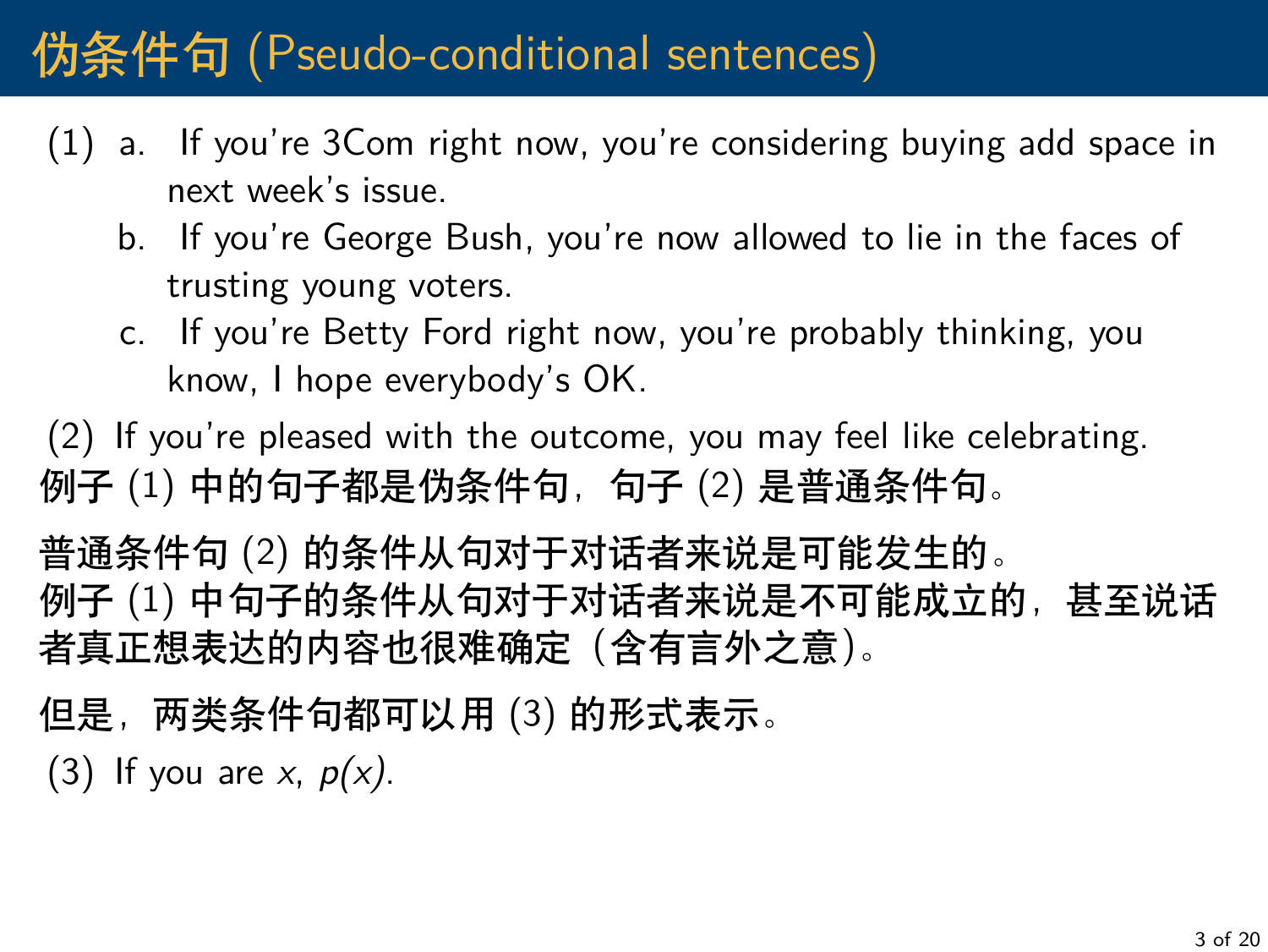# 伪条件句 (Pseudo-conditional sentences)

(1) a. If you're 3Com right now, you're considering buying add space in next week's issue.

b. If you're George Bush, you're now allowed to lie in the faces of trusting young voters.

c. If you're Betty Ford right now, you're probably thinking, you know, I hope everybody's OK.

(2) If you're pleased with the outcome, you may feel like celebrating.

**例子 (1) 中的句子都是伪条件句，句子 (2) 是普通条件句。**

**普通条件句 (2) 的条件从句对于对话者来说是可能发生的。**
**例子 (1) 中句子的条件从句对于对话者来说是不可能成立的，甚至说话者真正想表达的内容也很难确定（含有言外之意）。**

**但是，两类条件句都可以用 (3) 的形式表示。**

(3) If you are $x$, $p(x)$.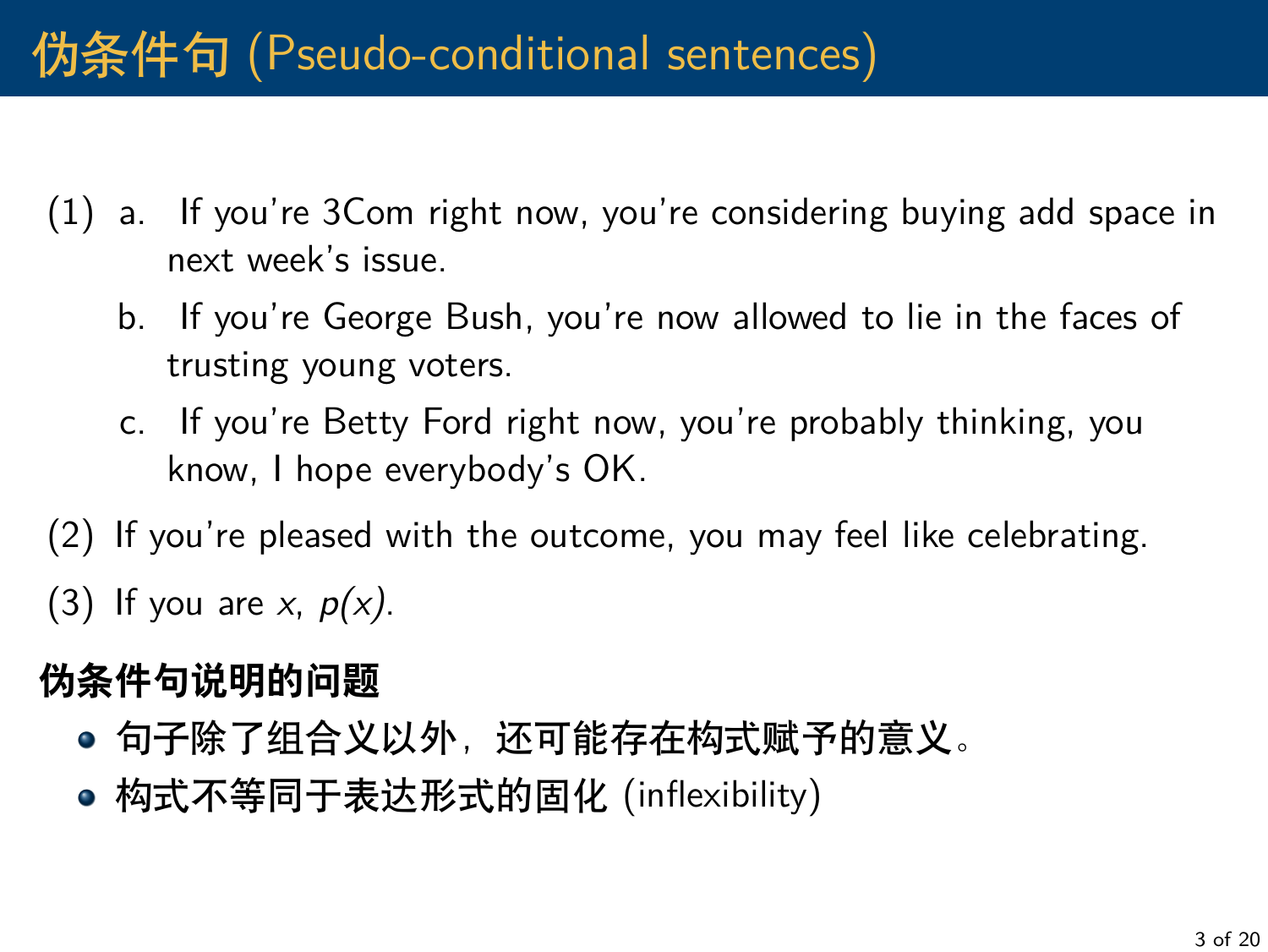# 伪条件句 (Pseudo-conditional sentences)

(1) a. If you're 3Com right now, you're considering buying add space in next week's issue.

b. If you're George Bush, you're now allowed to lie in the faces of trusting young voters.

c. If you're Betty Ford right now, you're probably thinking, you know, I hope everybody's OK.

(2) If you're pleased with the outcome, you may feel like celebrating.

(3) If you are $x$, $p(x)$.

**伪条件句说明的问题**

- 句子除了组合义以外，还可能存在构式赋予的意义。
- 构式不等同于表达形式的固化 (inflexibility)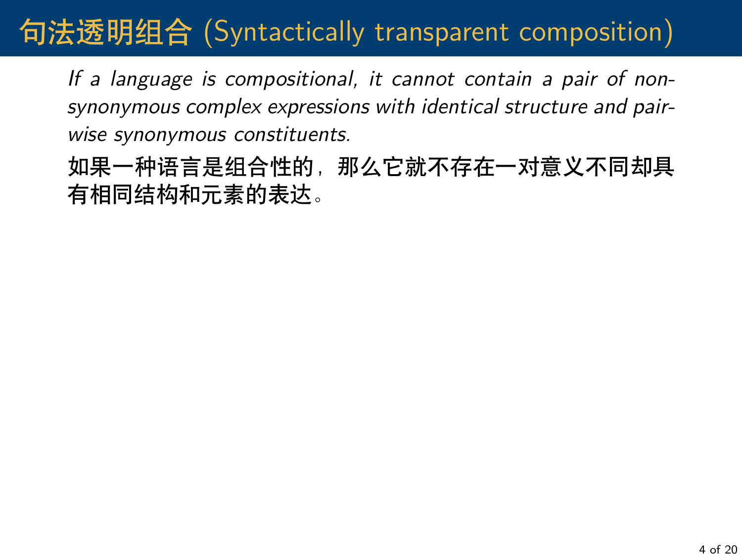# 句法透明组合 (Syntactically transparent composition)

*If a language is compositional, it cannot contain a pair of non-synonymous complex expressions with identical structure and pair-wise synonymous constituents.*

**如果一种语言是组合性的，那么它就不存在一对意义不同却具有相同结构和元素的表达。**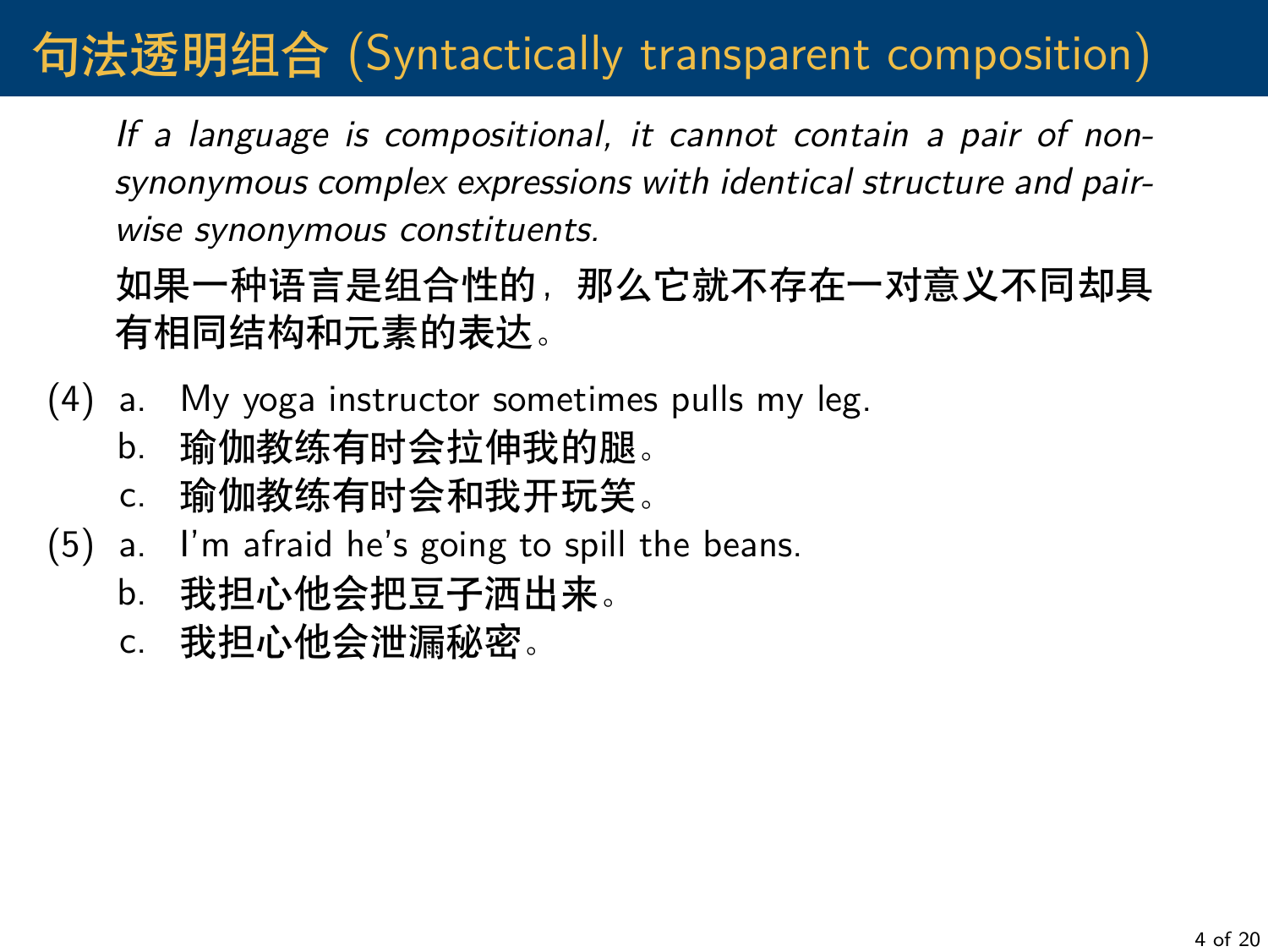# 句法透明组合 (Syntactically transparent composition)

*If a language is compositional, it cannot contain a pair of non-synonymous complex expressions with identical structure and pair-wise synonymous constituents.*

**如果一种语言是组合性的，那么它就不存在一对意义不同却具有相同结构和元素的表达。**

(4) a. My yoga instructor sometimes pulls my leg.
  b. **瑜伽教练有时会拉伸我的腿。**
  c. **瑜伽教练有时会和我开玩笑。**

(5) a. I'm afraid he's going to spill the beans.
  b. **我担心他会把豆子洒出来。**
  c. **我担心他会泄漏秘密。**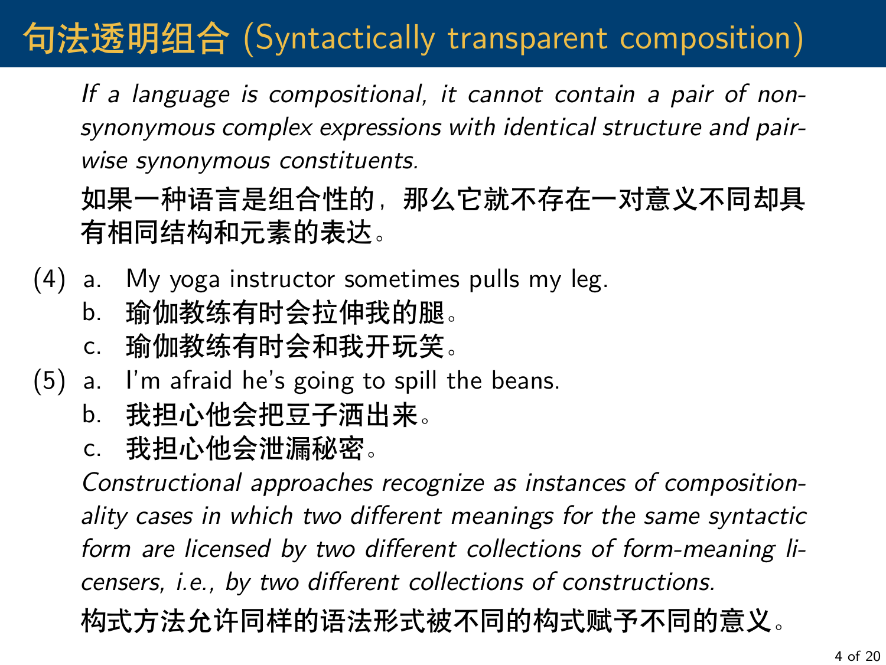# 句法透明组合 (Syntactically transparent composition)

*If a language is compositional, it cannot contain a pair of non-synonymous complex expressions with identical structure and pair-wise synonymous constituents.*

**如果一种语言是组合性的，那么它就不存在一对意义不同却具有相同结构和元素的表达。**

(4) a. My yoga instructor sometimes pulls my leg.
  b. **瑜伽教练有时会拉伸我的腿。**
  c. **瑜伽教练有时会和我开玩笑。**

(5) a. I'm afraid he's going to spill the beans.
  b. **我担心他会把豆子洒出来。**
  c. **我担心他会泄漏秘密。**

*Constructional approaches recognize as instances of compositionality cases in which two different meanings for the same syntactic form are licensed by two different collections of form-meaning licensers, i.e., by two different collections of constructions.*

**构式方法允许同样的语法形式被不同的构式赋予不同的意义。**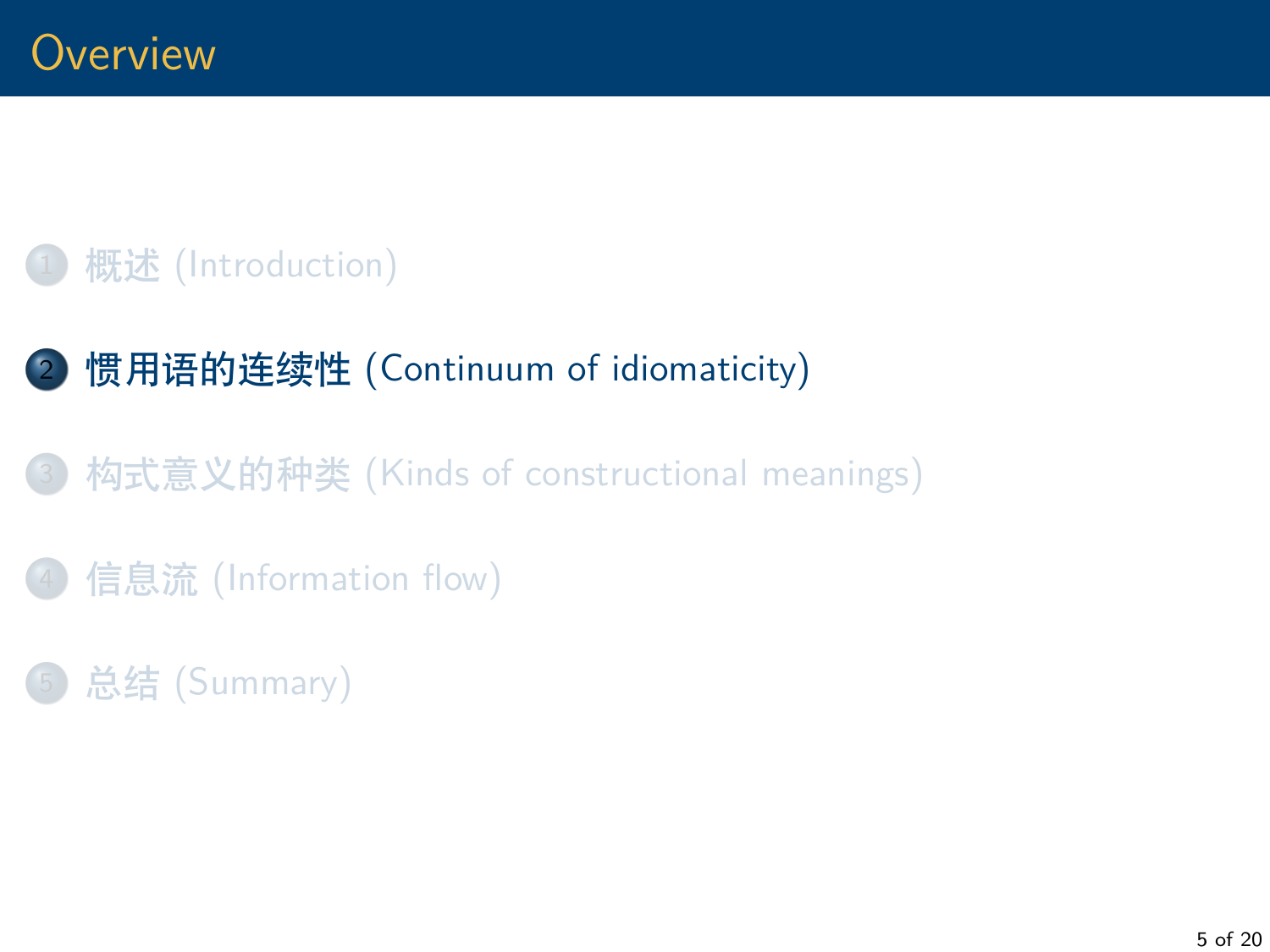# Overview

1. 概述 (Introduction)
2. **惯用语的连续性 (Continuum of idiomaticity)**
3. 构式意义的种类 (Kinds of constructional meanings)
4. 信息流 (Information flow)
5. 总结 (Summary)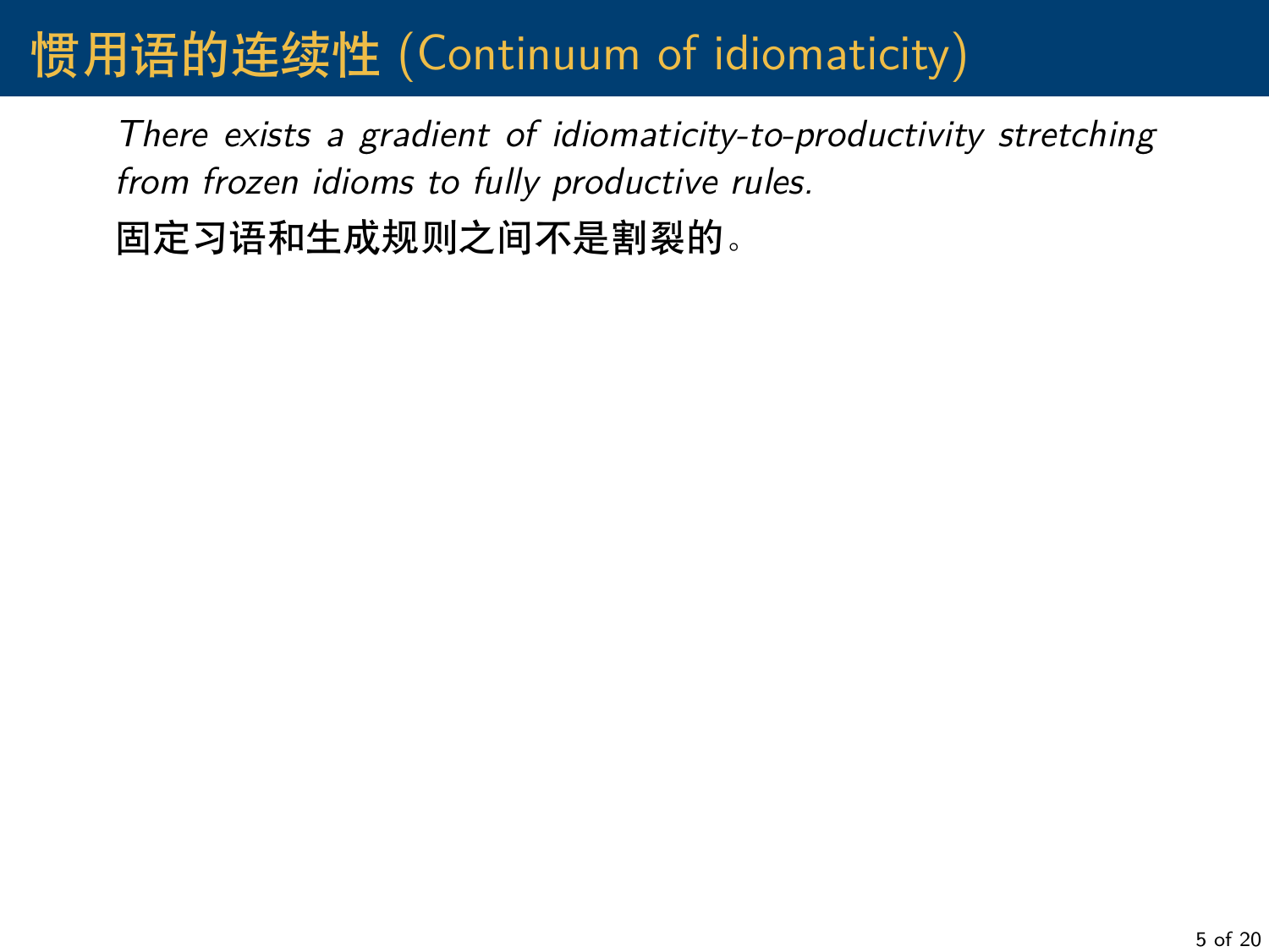# 惯用语的连续性 (Continuum of idiomaticity)

*There exists a gradient of idiomaticity-to-productivity stretching from frozen idioms to fully productive rules.*

**固定习语和生成规则之间不是割裂的。**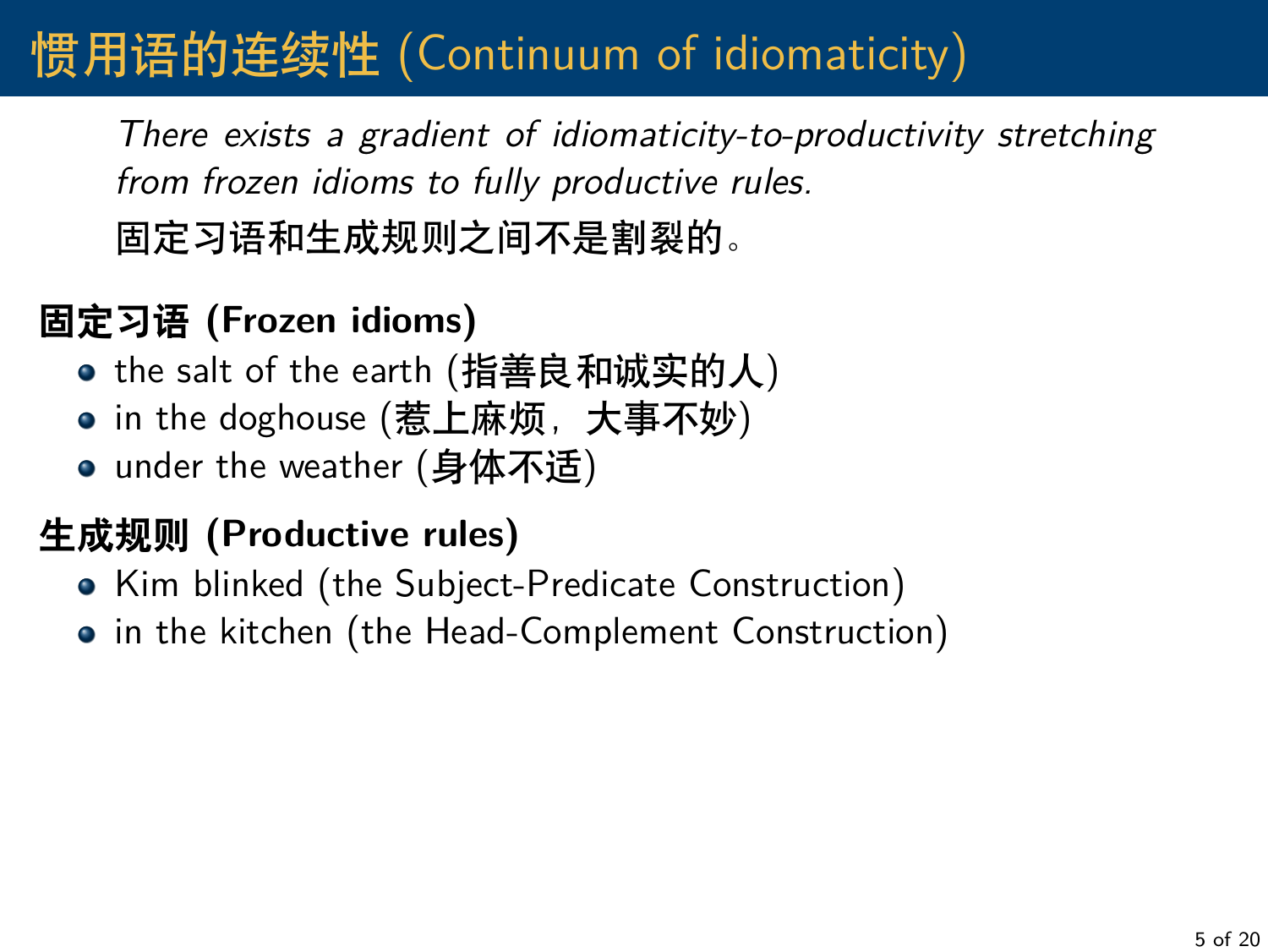# 惯用语的连续性 (Continuum of idiomaticity)

*There exists a gradient of idiomaticity-to-productivity stretching from frozen idioms to fully productive rules.*

**固定习语和生成规则之间不是割裂的。**

**固定习语 (Frozen idioms)**

- the salt of the earth (**指善良和诚实的人**)
- in the doghouse (**惹上麻烦，大事不妙**)
- under the weather (**身体不适**)

**生成规则 (Productive rules)**

- Kim blinked (the Subject-Predicate Construction)
- in the kitchen (the Head-Complement Construction)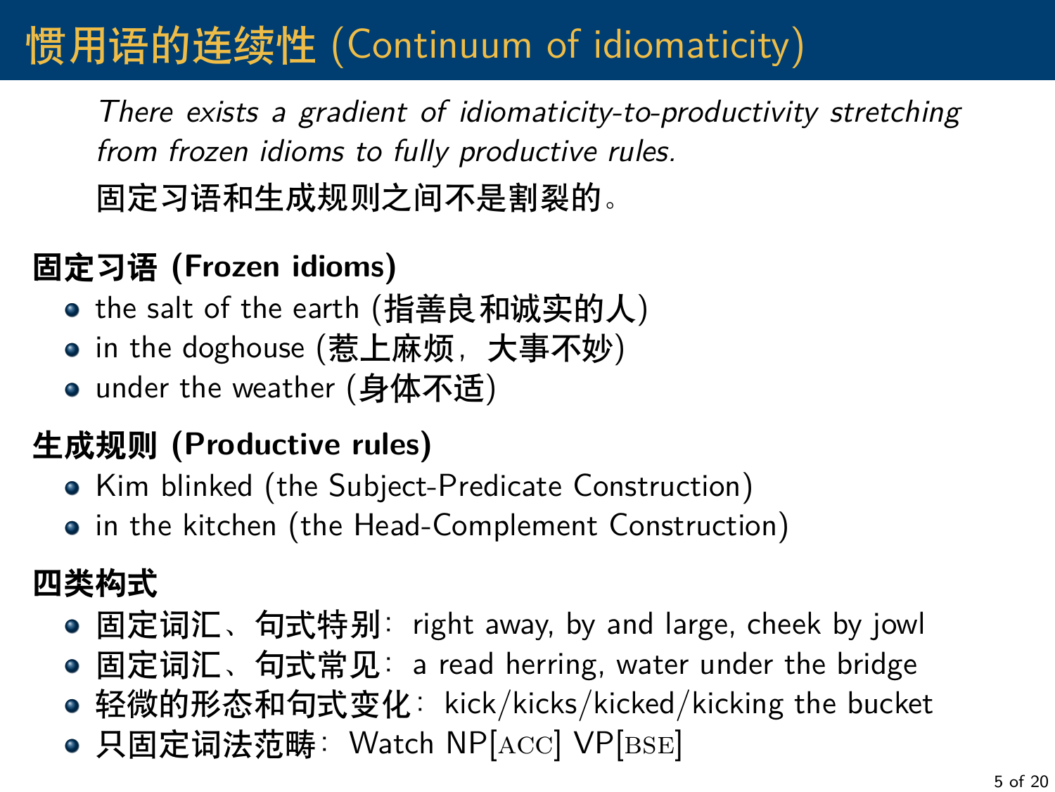# 惯用语的连续性 (Continuum of idiomaticity)

*There exists a gradient of idiomaticity-to-productivity stretching from frozen idioms to fully productive rules.*

**固定习语和生成规则之间不是割裂的。**

**固定习语 (Frozen idioms)**

- the salt of the earth (指善良和诚实的人)
- in the doghouse (惹上麻烦，大事不妙)
- under the weather (身体不适)

**生成规则 (Productive rules)**

- Kim blinked (the Subject-Predicate Construction)
- in the kitchen (the Head-Complement Construction)

**四类构式**

- 固定词汇、句式特别：right away, by and large, cheek by jowl
- 固定词汇、句式常见：a read herring, water under the bridge
- 轻微的形态和句式变化：kick/kicks/kicked/kicking the bucket
- 只固定词法范畴：Watch NP[ACC] VP[BSE]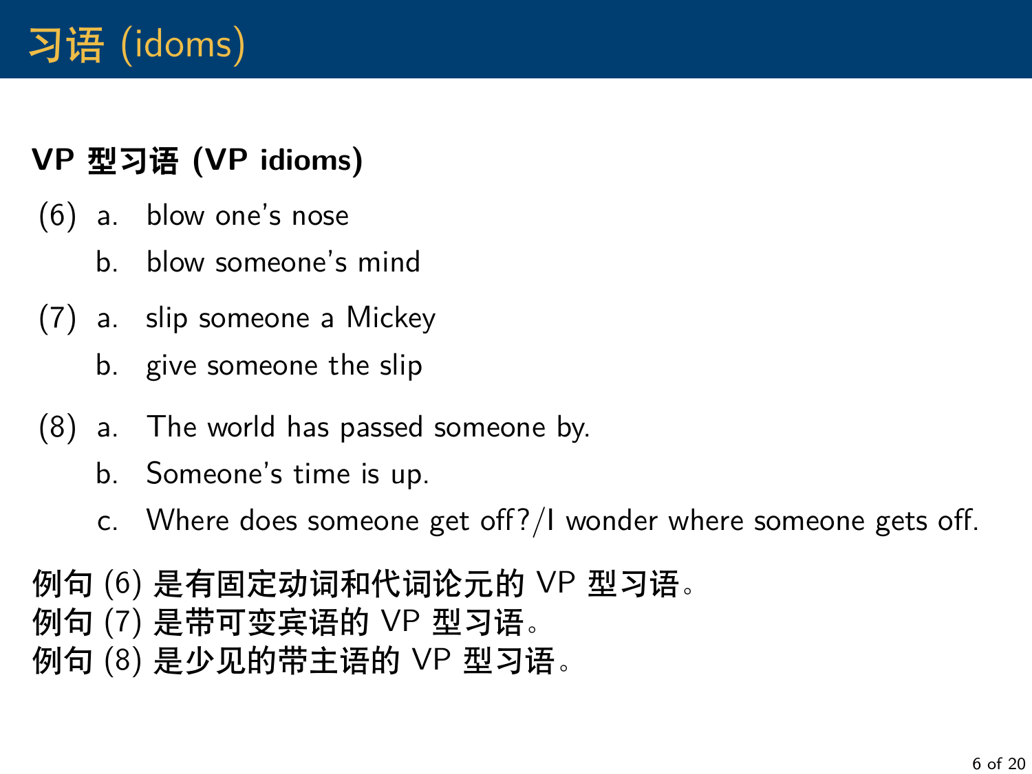# 习语 (idoms)

**VP 型习语 (VP idioms)**

(6) a. blow one’s nose

b. blow someone’s mind

(7) a. slip someone a Mickey

b. give someone the slip

(8) a. The world has passed someone by.

b. Someone’s time is up.

c. Where does someone get off?/I wonder where someone gets off.

**例句 (6) 是有固定动词和代词论元的 VP 型习语。**
**例句 (7) 是带可变宾语的 VP 型习语。**
**例句 (8) 是少见的带主语的 VP 型习语。**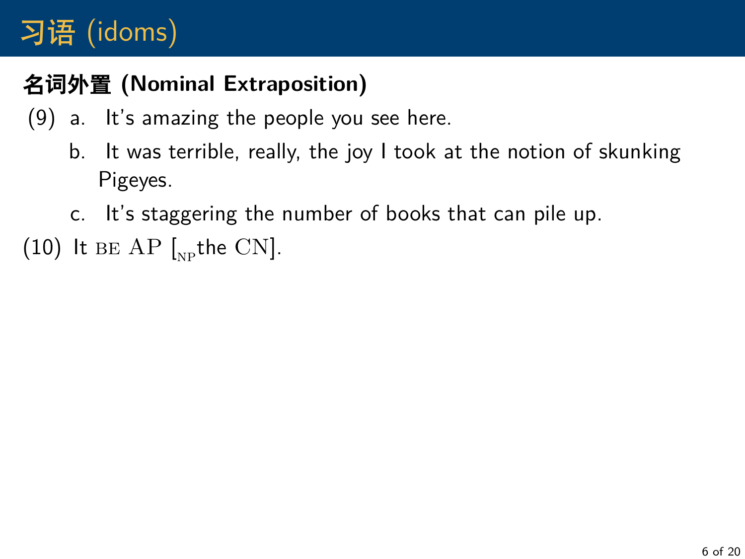# 习语 (idoms)

**名词外置 (Nominal Extraposition)**

(9) a. It's amazing the people you see here.

b. It was terrible, really, the joy I took at the notion of skunking Pigeyes.

c. It's staggering the number of books that can pile up.

(10) It BE AP [$_{\text{NP}}$the CN].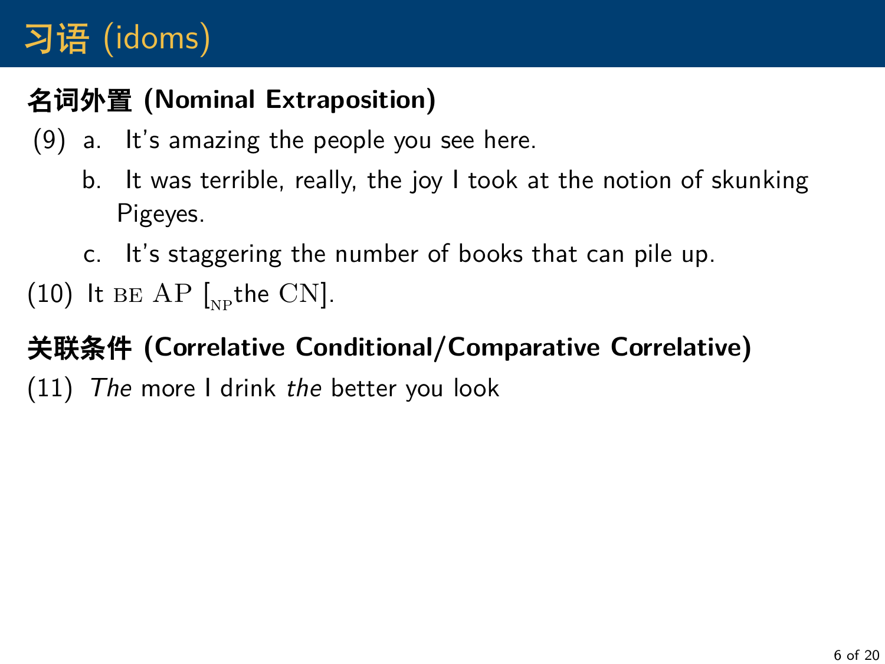# 习语 (idoms)

## 名词外置 (Nominal Extraposition)

(9) a. It's amazing the people you see here.

b. It was terrible, really, the joy I took at the notion of skunking Pigeyes.

c. It's staggering the number of books that can pile up.

(10) It BE AP [$_{\text{NP}}$the CN].

## 关联条件 (Correlative Conditional/Comparative Correlative)

(11) *The* more I drink *the* better you look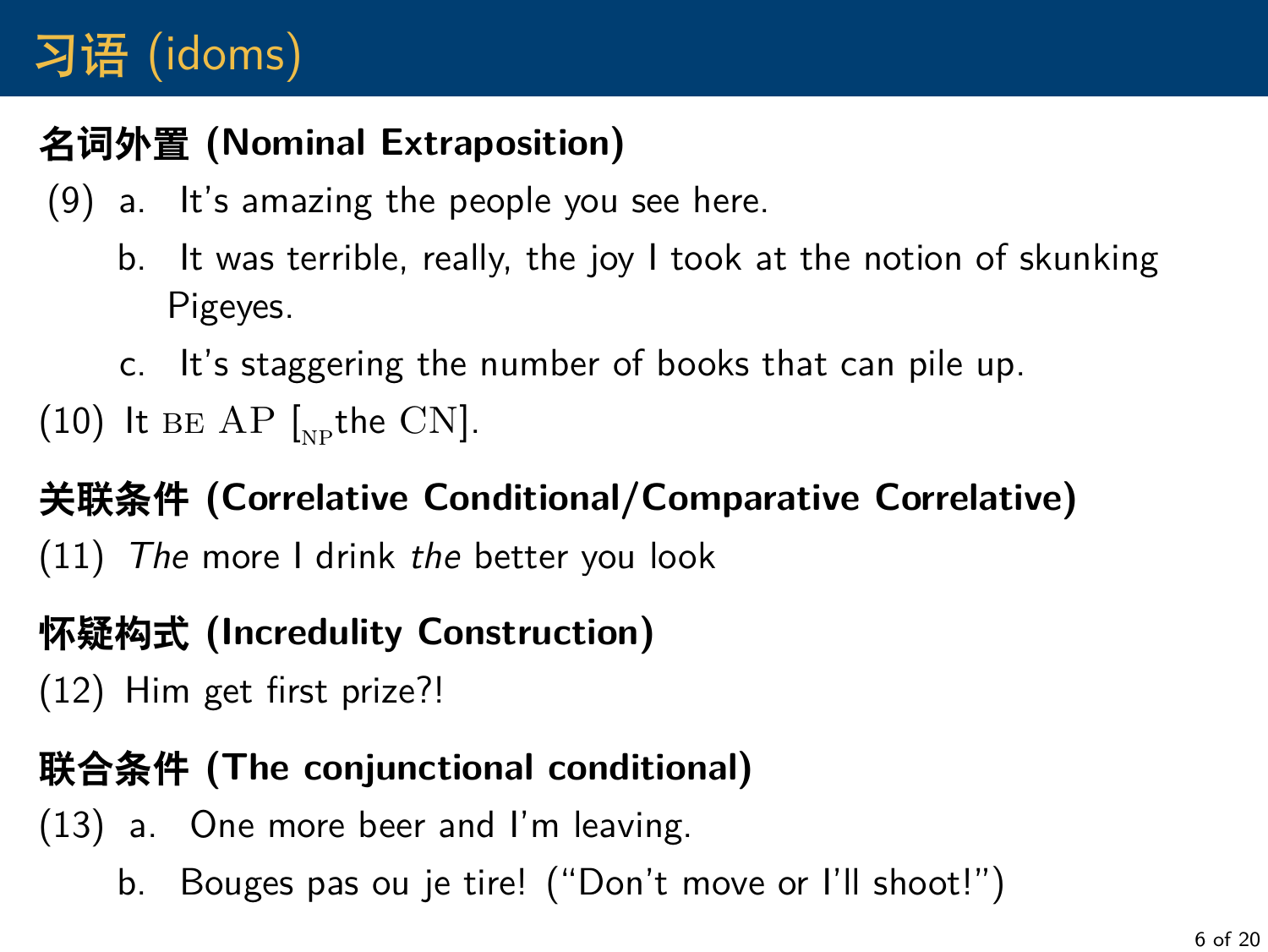# 习语 (idoms)

## 名词外置 (Nominal Extraposition)

(9) a. It's amazing the people you see here.

b. It was terrible, really, the joy I took at the notion of skunking Pigeyes.

c. It's staggering the number of books that can pile up.

(10) It BE AP [$_{\text{NP}}$the CN].

## 关联条件 (Correlative Conditional/Comparative Correlative)

(11) *The* more I drink *the* better you look

## 怀疑构式 (Incredulity Construction)

(12) Him get first prize?!

## 联合条件 (The conjunctional conditional)

(13) a. One more beer and I'm leaving.

b. Bouges pas ou je tire! ("Don't move or I'll shoot!")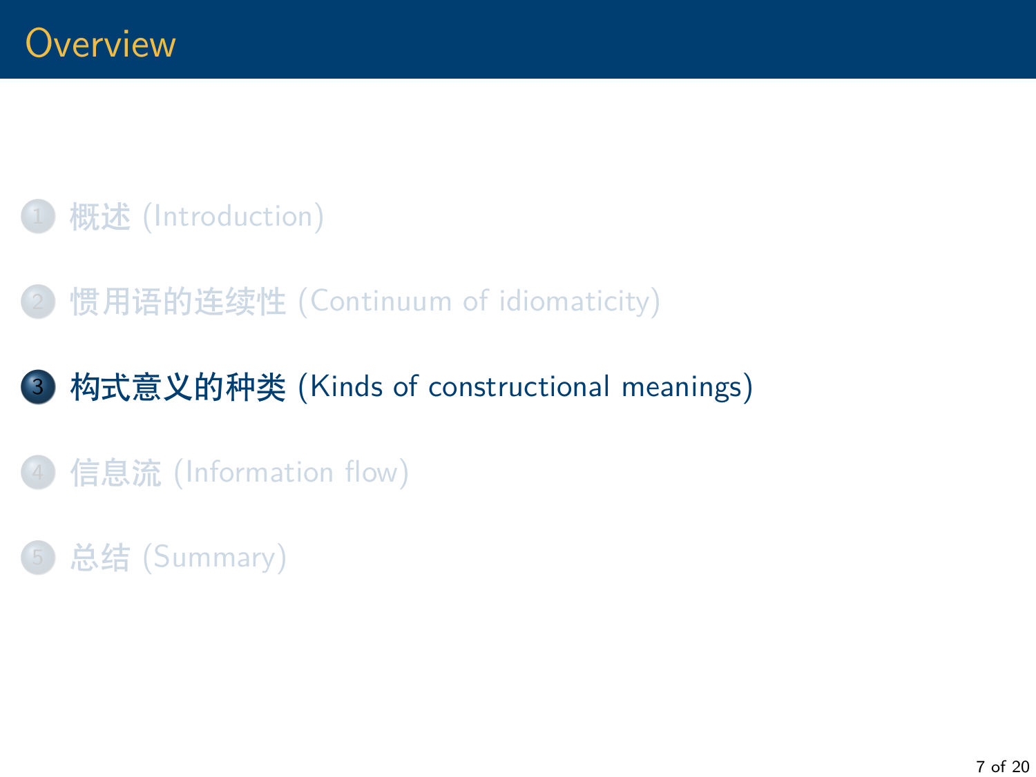# Overview

1. 概述 (Introduction)
2. 惯用语的连续性 (Continuum of idiomaticity)
3. **构式意义的种类 (Kinds of constructional meanings)**
4. 信息流 (Information flow)
5. 总结 (Summary)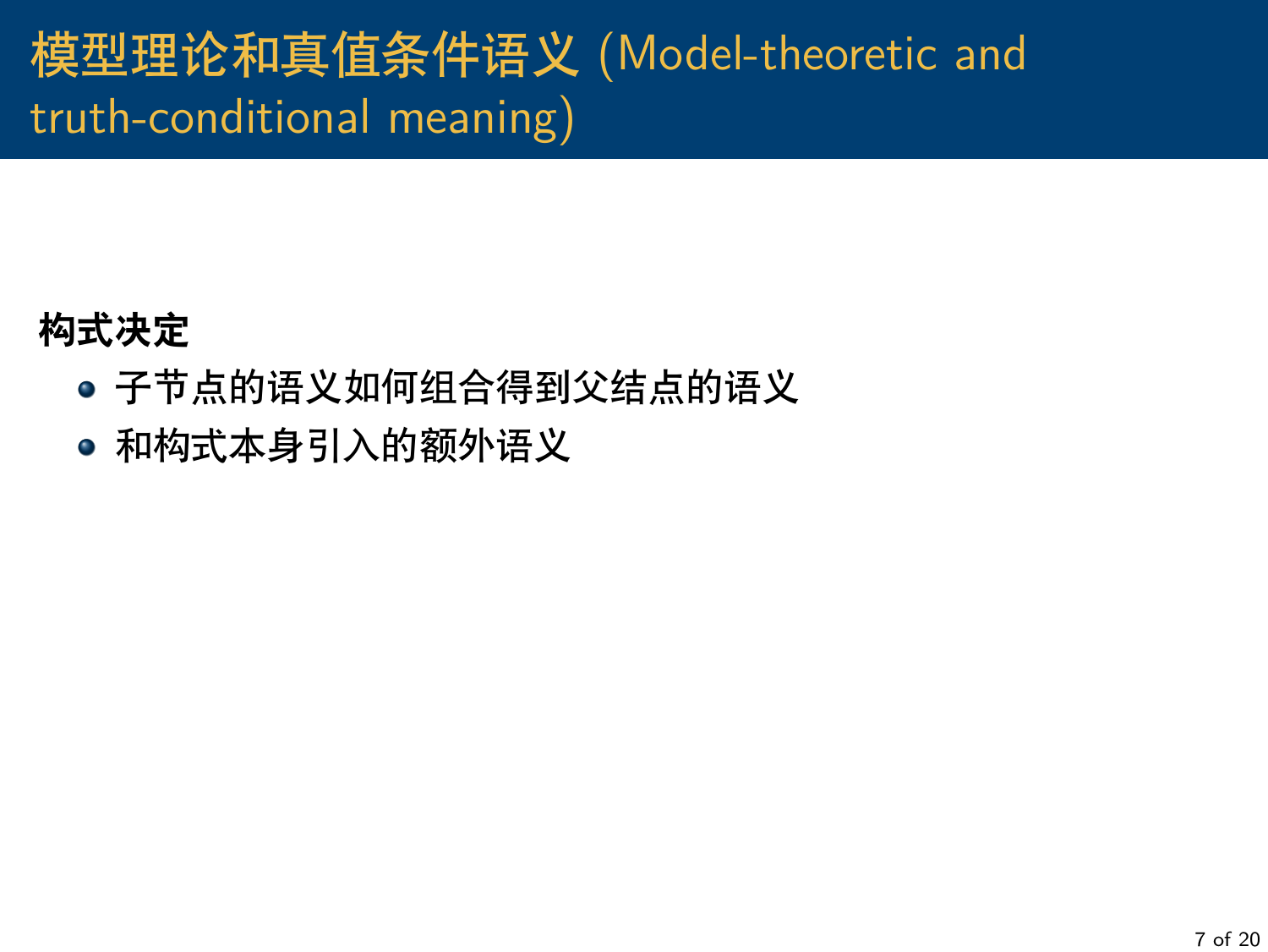# 模型理论和真值条件语义 (Model-theoretic and truth-conditional meaning)

**构式决定**

- 子节点的语义如何组合得到父结点的语义
- 和构式本身引入的额外语义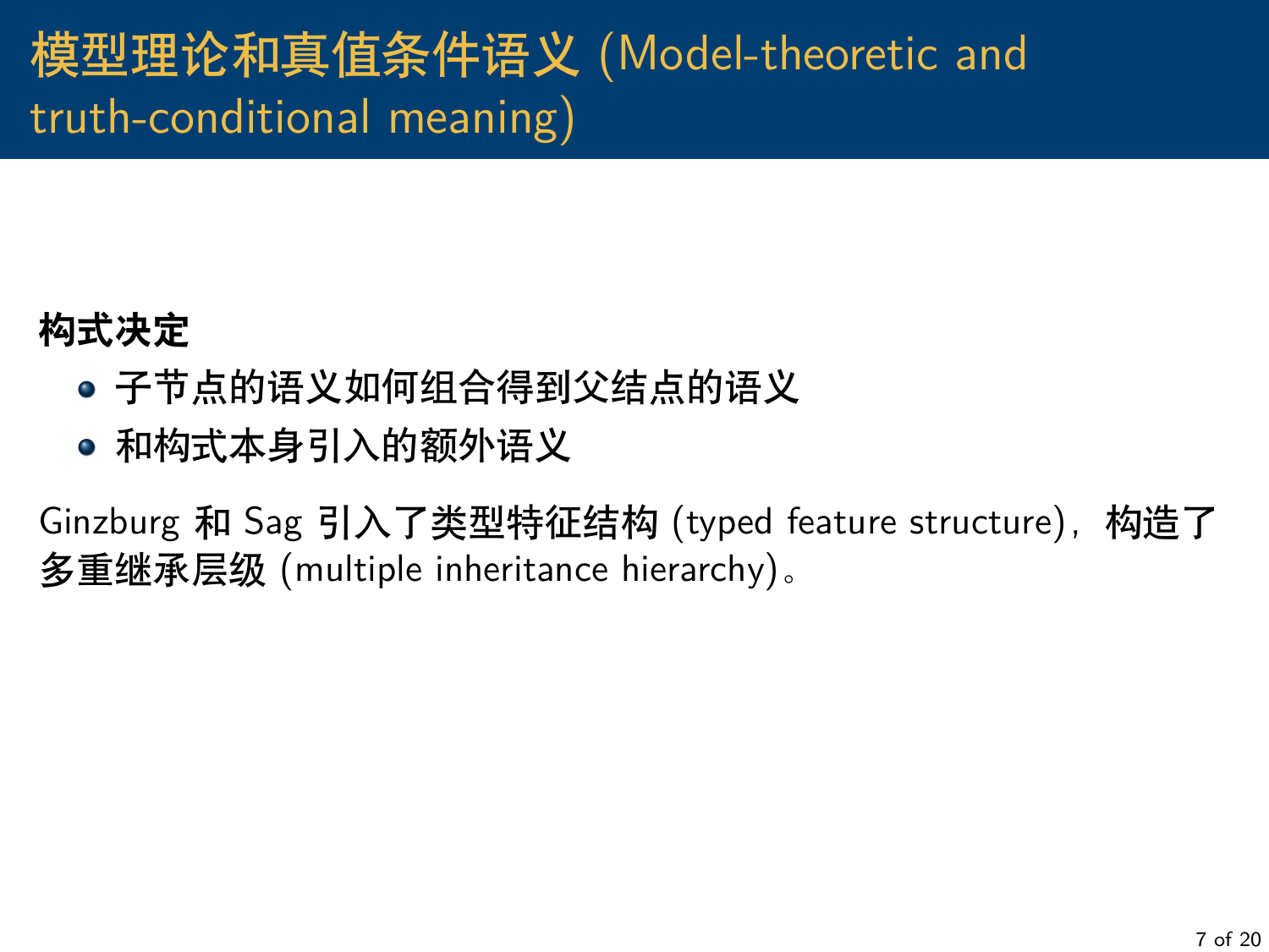# 模型理论和真值条件语义 (Model-theoretic and truth-conditional meaning)

**构式决定**

- 子节点的语义如何组合得到父结点的语义
- 和构式本身引入的额外语义

Ginzburg 和 Sag 引入了类型特征结构 (typed feature structure)，构造了多重继承层级 (multiple inheritance hierarchy)。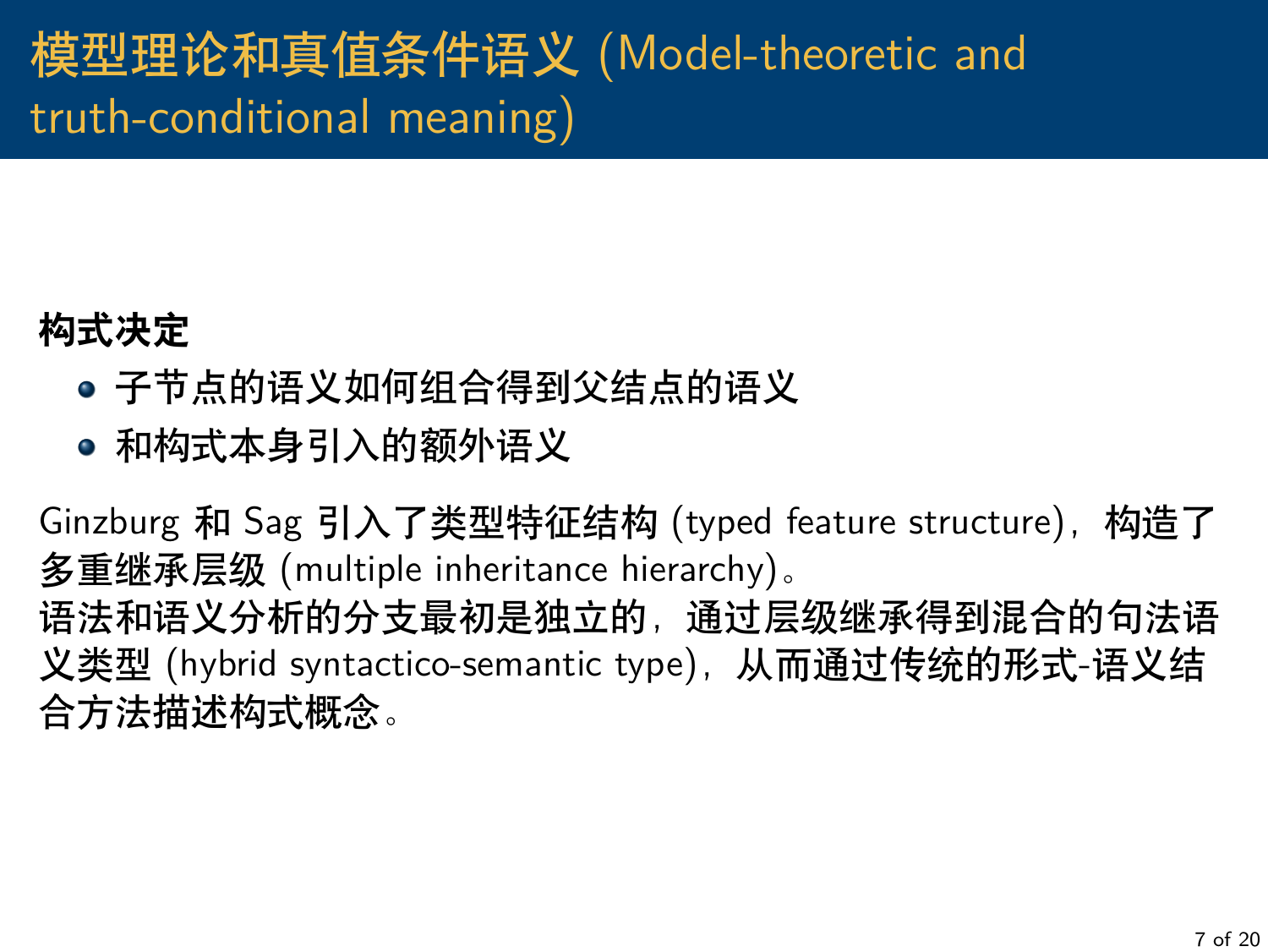# 模型理论和真值条件语义 (Model-theoretic and truth-conditional meaning)

**构式决定**

- 子节点的语义如何组合得到父结点的语义
- 和构式本身引入的额外语义

Ginzburg 和 Sag 引入了类型特征结构 (typed feature structure)，构造了多重继承层级 (multiple inheritance hierarchy)。
语法和语义分析的分支最初是独立的，通过层级继承得到混合的句法语义类型 (hybrid syntactico-semantic type)，从而通过传统的形式-语义结合方法描述构式概念。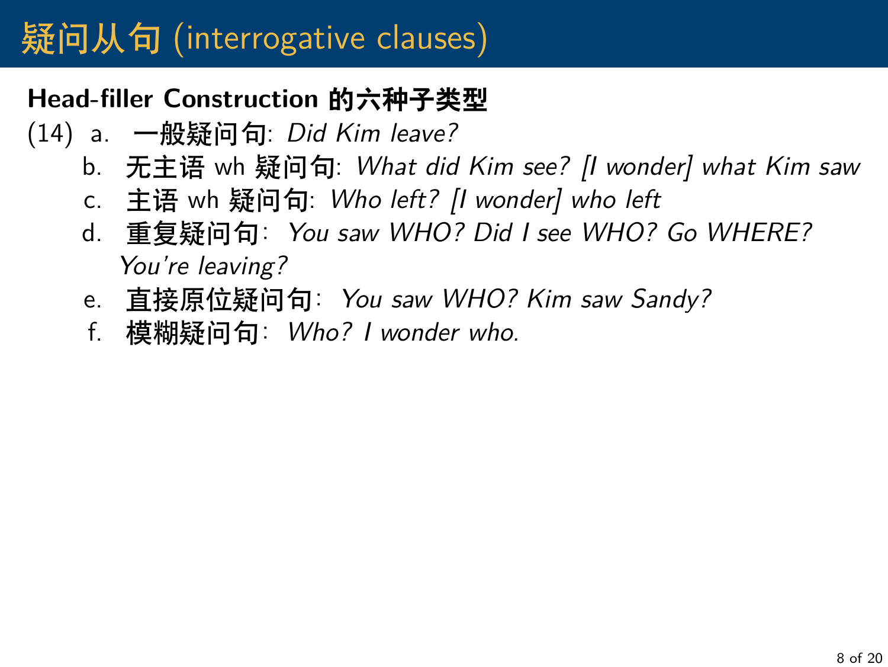# 疑问从句 (interrogative clauses)

**Head-filler Construction 的六种子类型**

(14) a. **一般疑问句**: *Did Kim leave?*

b. **无主语 wh 疑问句**: *What did Kim see? [I wonder] what Kim saw*

c. **主语 wh 疑问句**: *Who left? [I wonder] who left*

d. **重复疑问句**: *You saw WHO? Did I see WHO? Go WHERE? You're leaving?*

e. **直接原位疑问句**: *You saw WHO? Kim saw Sandy?*

f. **模糊疑问句**: *Who? I wonder who.*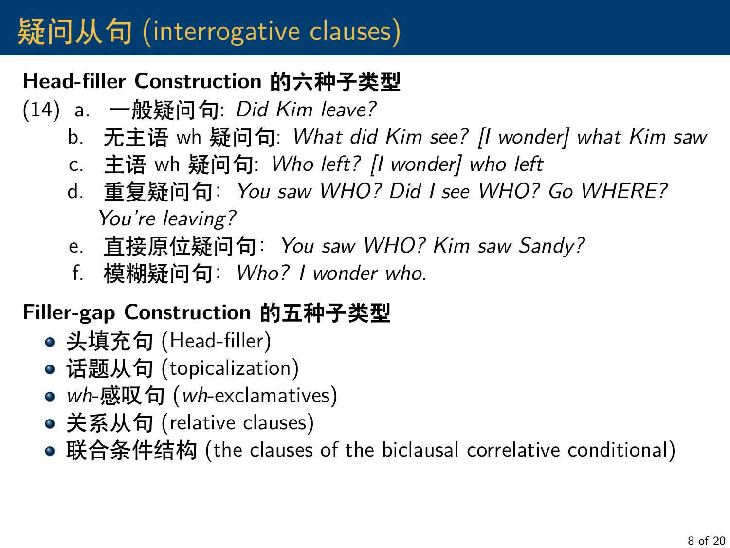# 疑问从句 (interrogative clauses)

**Head-filler Construction 的六种子类型**

(14) a. 一般疑问句: *Did Kim leave?*

b. 无主语 wh 疑问句: *What did Kim see? [I wonder] what Kim saw*

c. 主语 wh 疑问句: *Who left? [I wonder] who left*

d. 重复疑问句: *You saw WHO? Did I see WHO? Go WHERE? You're leaving?*

e. 直接原位疑问句: *You saw WHO? Kim saw Sandy?*

f. 模糊疑问句: *Who? I wonder who.*

**Filler-gap Construction 的五种子类型**

- 头填充句 (Head-filler)
- 话题从句 (topicalization)
- *wh*-感叹句 (*wh*-exclamatives)
- 关系从句 (relative clauses)
- 联合条件结构 (the clauses of the biclausal correlative conditional)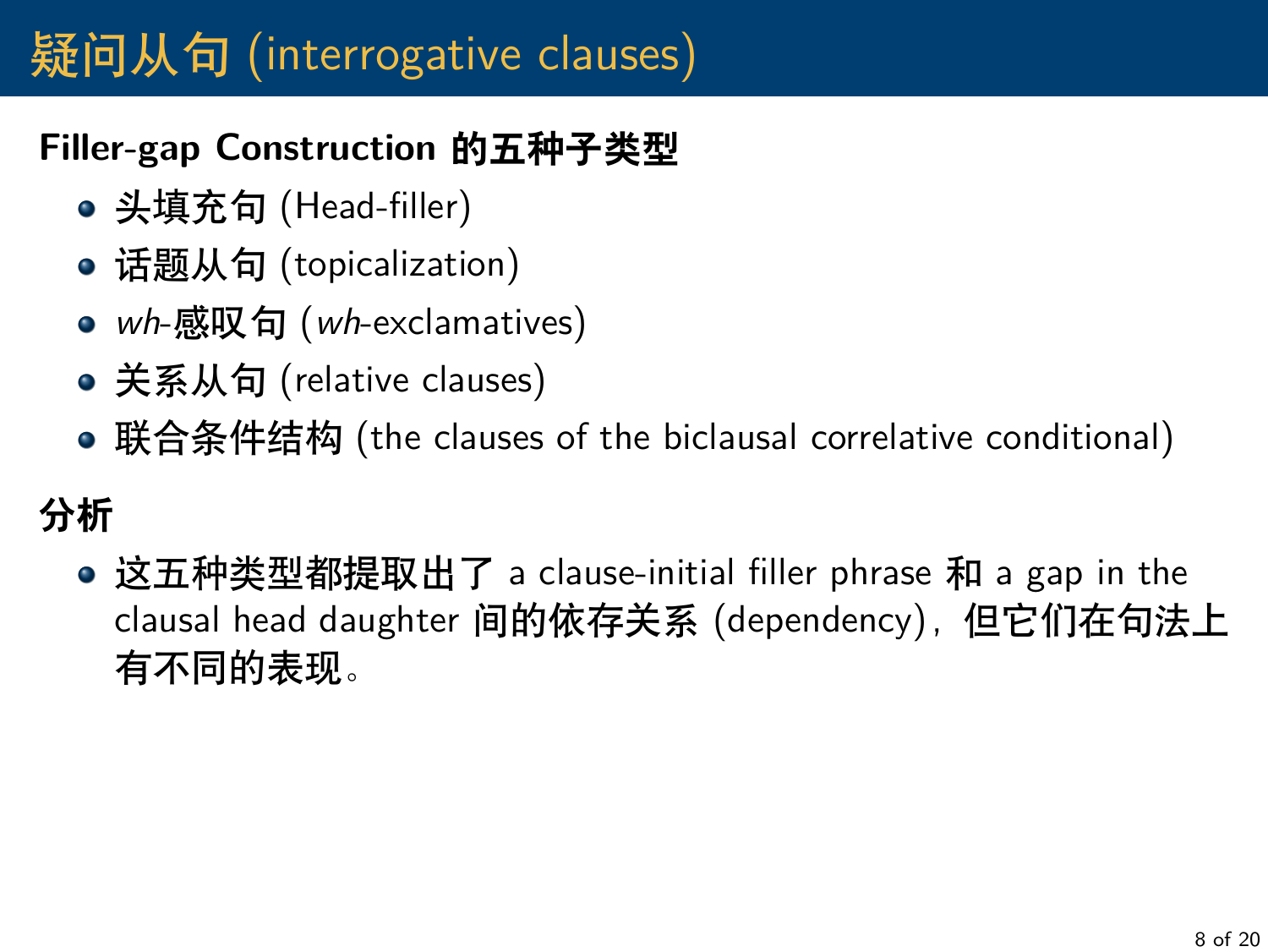# 疑问从句 (interrogative clauses)

**Filler-gap Construction 的五种子类型**

- 头填充句 (Head-filler)
- 话题从句 (topicalization)
- *wh*-感叹句 (*wh*-exclamatives)
- 关系从句 (relative clauses)
- 联合条件结构 (the clauses of the biclausal correlative conditional)

**分析**

- **这五种类型都提取出了** a clause-initial filler phrase **和** a gap in the clausal head daughter **间的依存关系** (dependency)，**但它们在句法上有不同的表现**。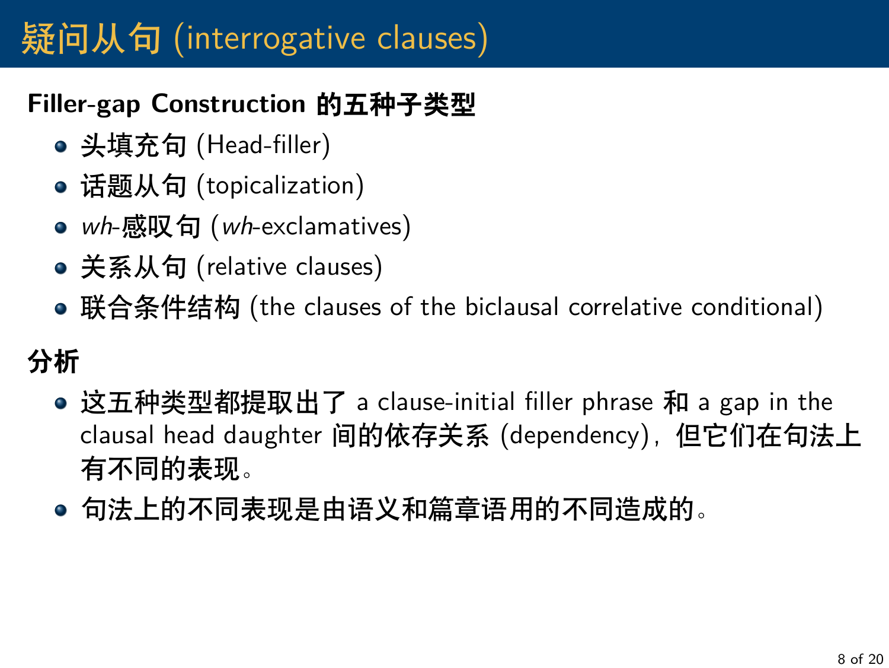# 疑问从句 (interrogative clauses)

**Filler-gap Construction 的五种子类型**

- 头填充句 (Head-filler)
- 话题从句 (topicalization)
- *wh*-感叹句 (*wh*-exclamatives)
- 关系从句 (relative clauses)
- 联合条件结构 (the clauses of the biclausal correlative conditional)

**分析**

- **这五种类型都提取出了** a clause-initial filler phrase **和** a gap in the clausal head daughter **间的依存关系** (dependency)，**但它们在句法上有不同的表现**。
- **句法上的不同表现是由语义和篇章语用的不同造成的**。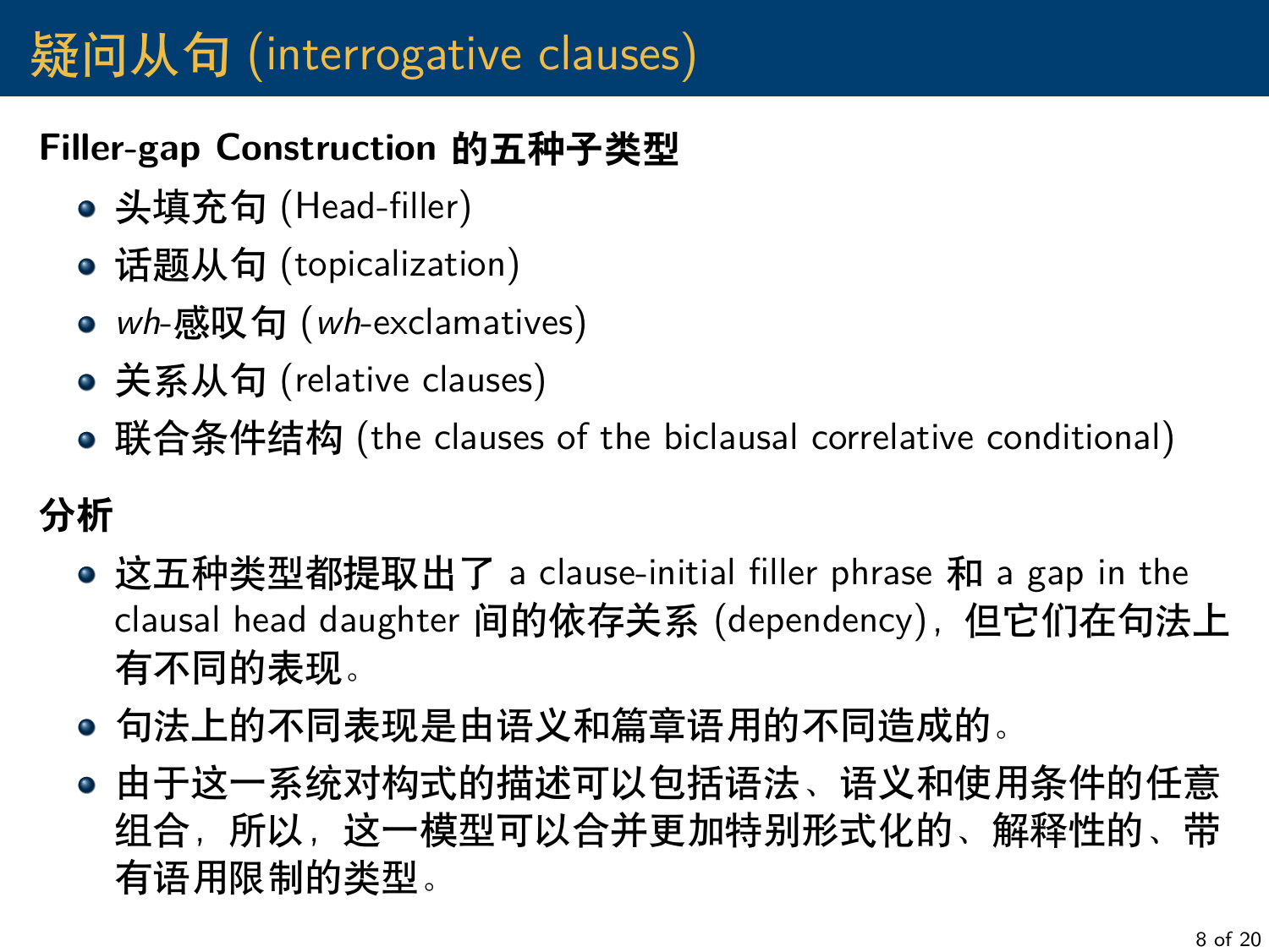# 疑问从句 (interrogative clauses)

**Filler-gap Construction 的五种子类型**

- 头填充句 (Head-filler)
- 话题从句 (topicalization)
- *wh*-感叹句 (*wh*-exclamatives)
- 关系从句 (relative clauses)
- 联合条件结构 (the clauses of the biclausal correlative conditional)

**分析**

- 这五种类型都提取出了 a clause-initial filler phrase 和 a gap in the clausal head daughter 间的依存关系 (dependency)，但它们在句法上有不同的表现。
- 句法上的不同表现是由语义和篇章语用的不同造成的。
- 由于这一系统对构式的描述可以包括语法、语义和使用条件的任意组合，所以，这一模型可以合并更加特别形式化的、解释性的、带有语用限制的类型。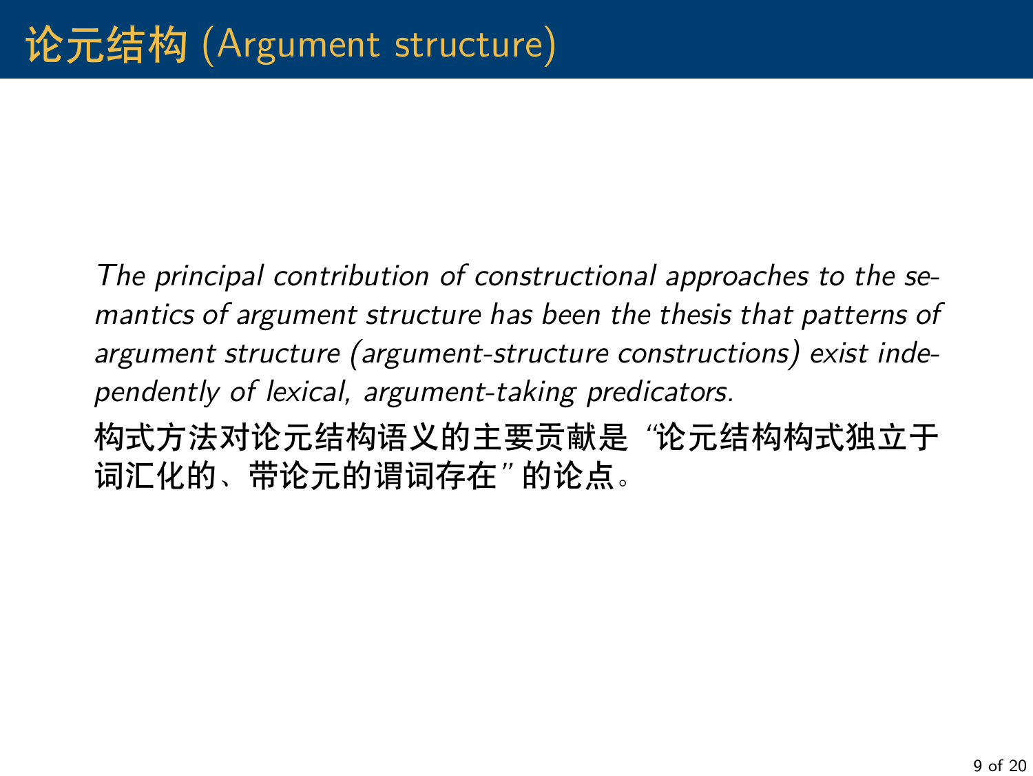# 论元结构 (Argument structure)

*The principal contribution of constructional approaches to the semantics of argument structure has been the thesis that patterns of argument structure (argument-structure constructions) exist independently of lexical, argument-taking predicators.*

**构式方法对论元结构语义的主要贡献是"论元结构构式独立于词汇化的、带论元的谓词存在"的论点。**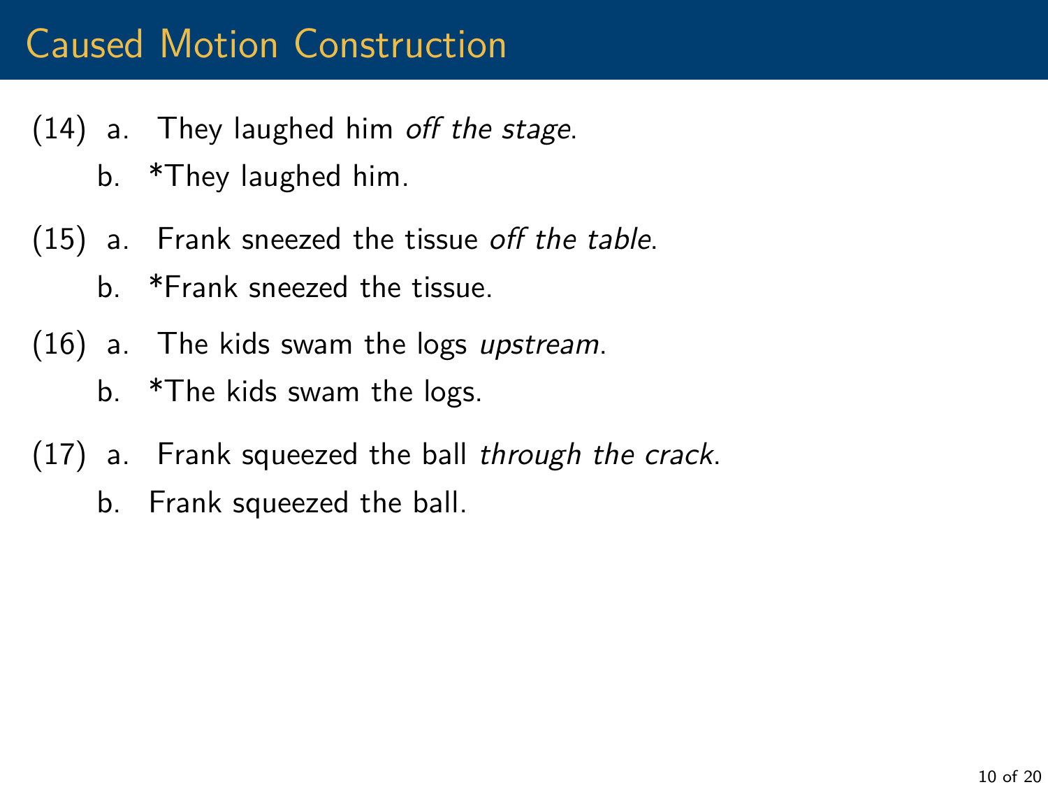# Caused Motion Construction

(14) a. They laughed him *off the stage*.

b. *They laughed him.

(15) a. Frank sneezed the tissue *off the table*.

b. *Frank sneezed the tissue.

(16) a. The kids swam the logs *upstream*.

b. *The kids swam the logs.

(17) a. Frank squeezed the ball *through the crack*.

b. Frank squeezed the ball.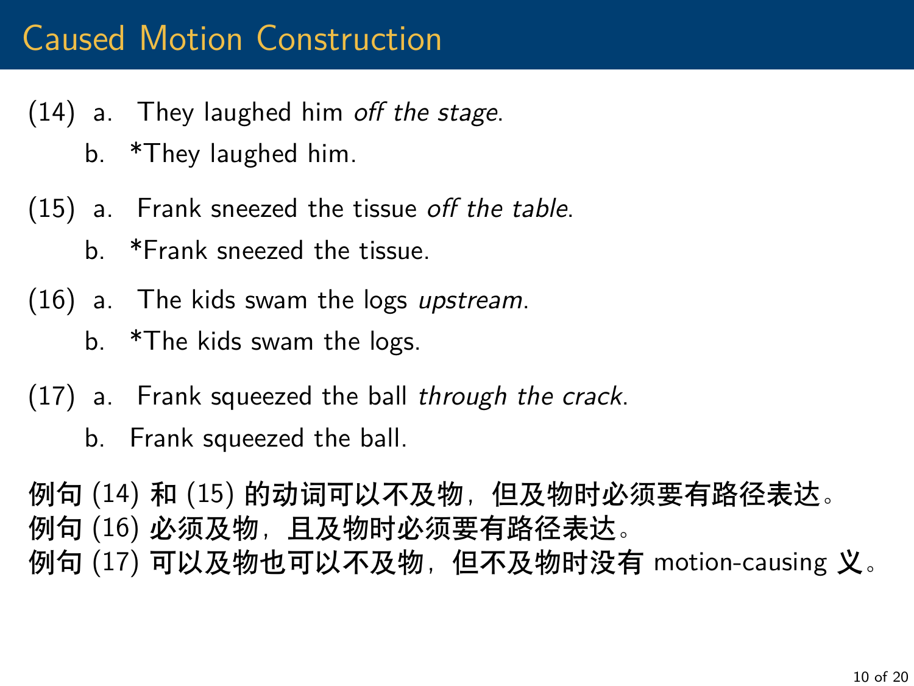# Caused Motion Construction

(14) a. They laughed him *off the stage*.

b. *They laughed him.

(15) a. Frank sneezed the tissue *off the table*.

b. *Frank sneezed the tissue.

(16) a. The kids swam the logs *upstream*.

b. *The kids swam the logs.

(17) a. Frank squeezed the ball *through the crack*.

b. Frank squeezed the ball.

**例句 (14) 和 (15) 的动词可以不及物，但及物时必须要有路径表达。**
**例句 (16) 必须及物，且及物时必须要有路径表达。**
**例句 (17) 可以及物也可以不及物，但不及物时没有 motion-causing 义。**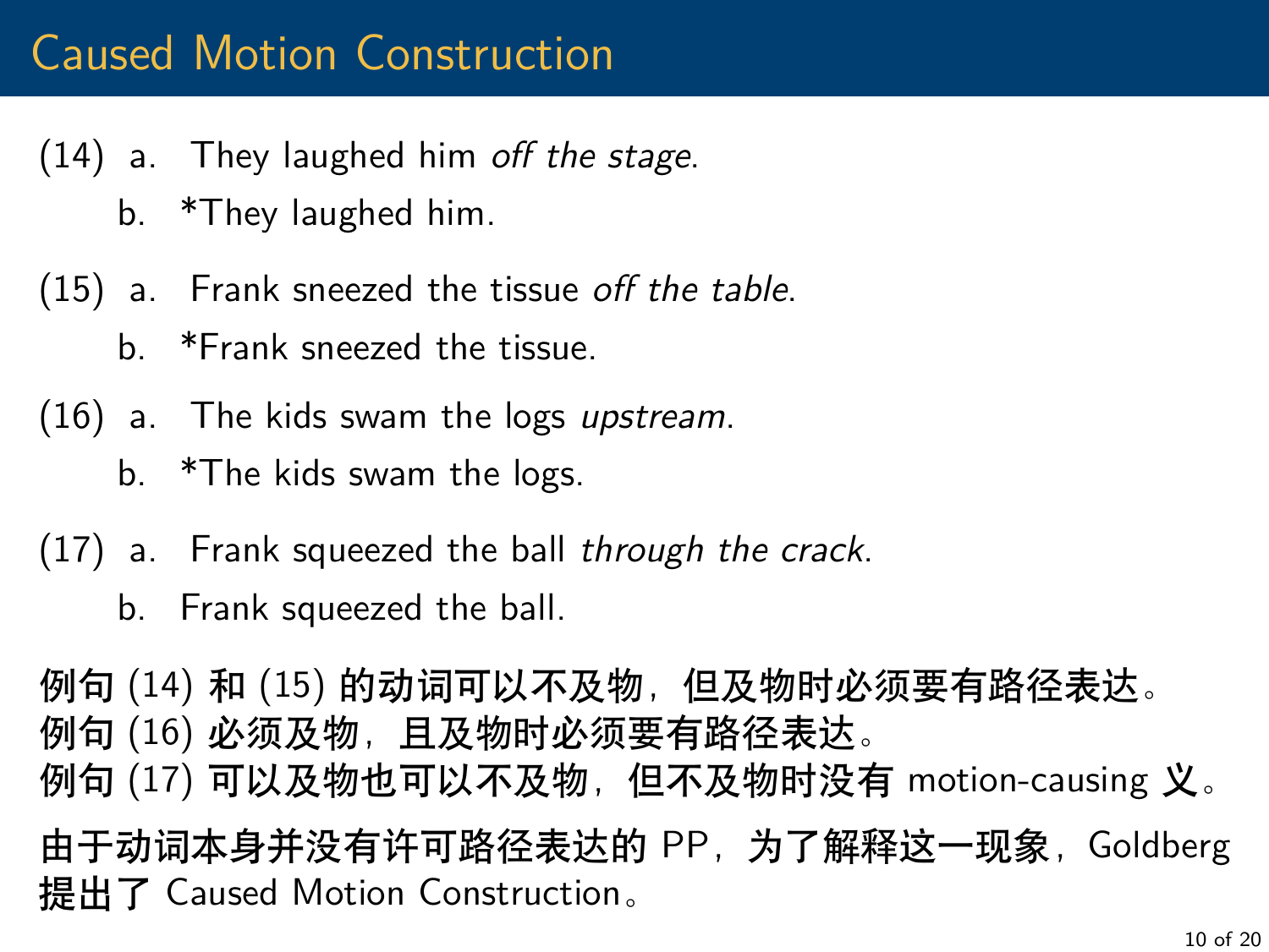# Caused Motion Construction

(14) a. They laughed him *off the stage*.

b. *They laughed him.

(15) a. Frank sneezed the tissue *off the table*.

b. *Frank sneezed the tissue.

(16) a. The kids swam the logs *upstream*.

b. *The kids swam the logs.

(17) a. Frank squeezed the ball *through the crack*.

b. Frank squeezed the ball.

**例句 (14) 和 (15) 的动词可以不及物，但及物时必须要有路径表达。**
**例句 (16) 必须及物，且及物时必须要有路径表达。**
**例句 (17) 可以及物也可以不及物，但不及物时没有 motion-causing 义。**

**由于动词本身并没有许可路径表达的 PP，为了解释这一现象，Goldberg 提出了 Caused Motion Construction。**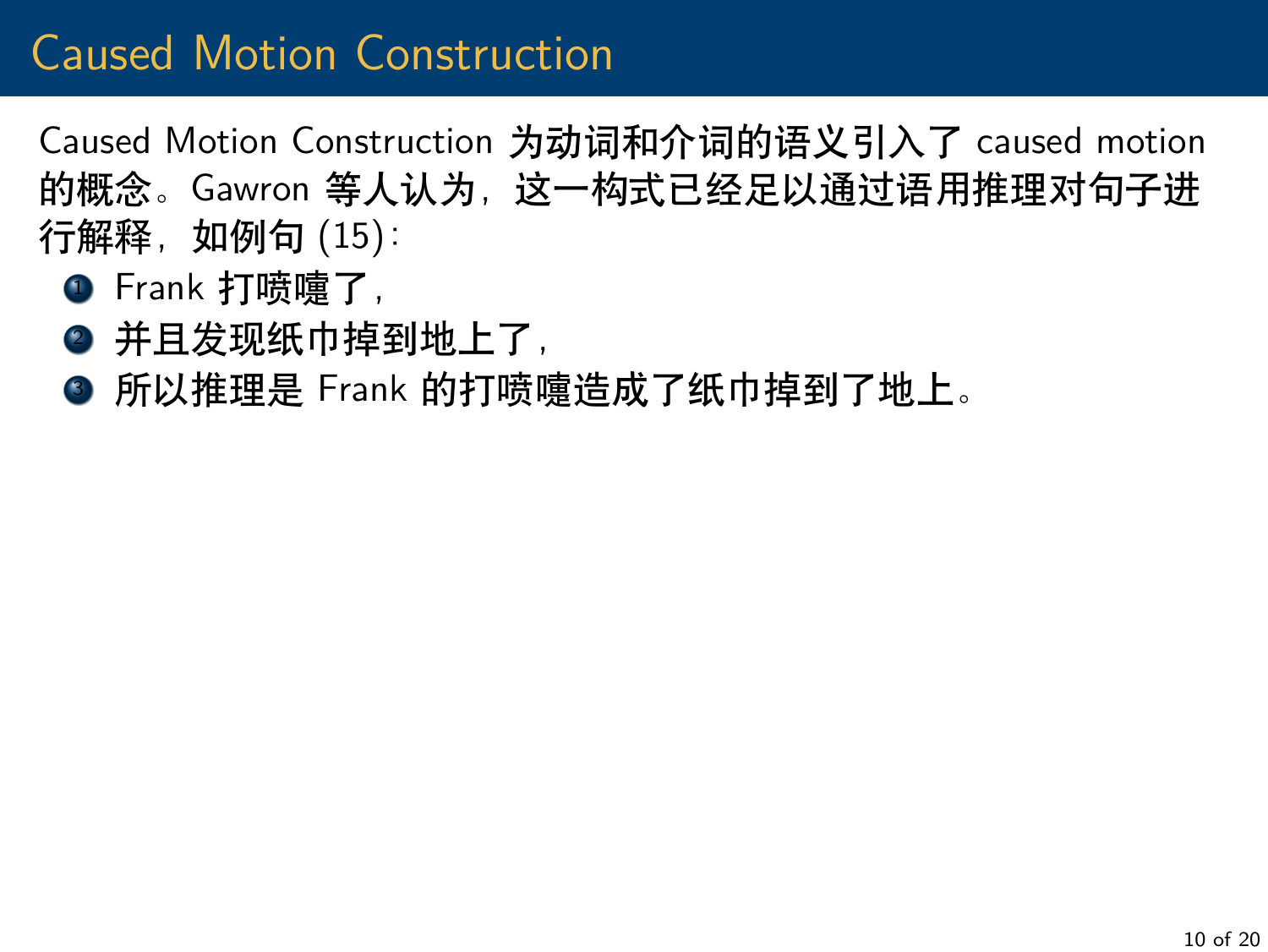# Caused Motion Construction

Caused Motion Construction 为动词和介词的语义引入了 caused motion 的概念。Gawron 等人认为，这一构式已经足以通过语用推理对句子进行解释，如例句 (15)：

1. Frank 打喷嚏了，
2. 并且发现纸巾掉到地上了，
3. 所以推理是 Frank 的打喷嚏造成了纸巾掉到了地上。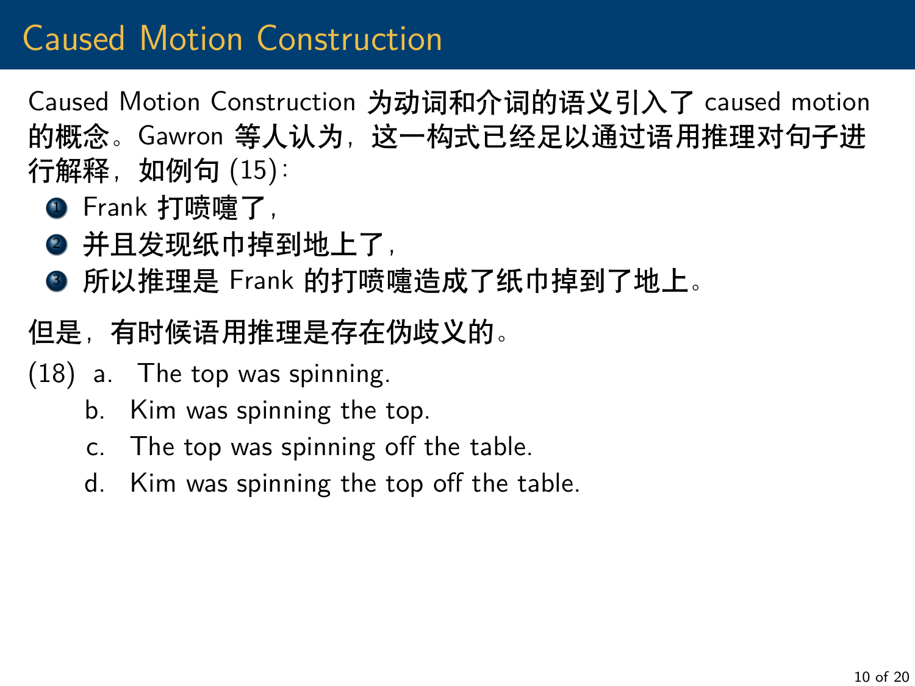# Caused Motion Construction

Caused Motion Construction 为动词和介词的语义引入了 caused motion 的概念。Gawron 等人认为，这一构式已经足以通过语用推理对句子进行解释，如例句 (15)：

1. Frank 打喷嚏了，
2. 并且发现纸巾掉到地上了，
3. 所以推理是 Frank 的打喷嚏造成了纸巾掉到了地上。

但是，有时候语用推理是存在伪歧义的。

(18) a. The top was spinning.
  b. Kim was spinning the top.
  c. The top was spinning off the table.
  d. Kim was spinning the top off the table.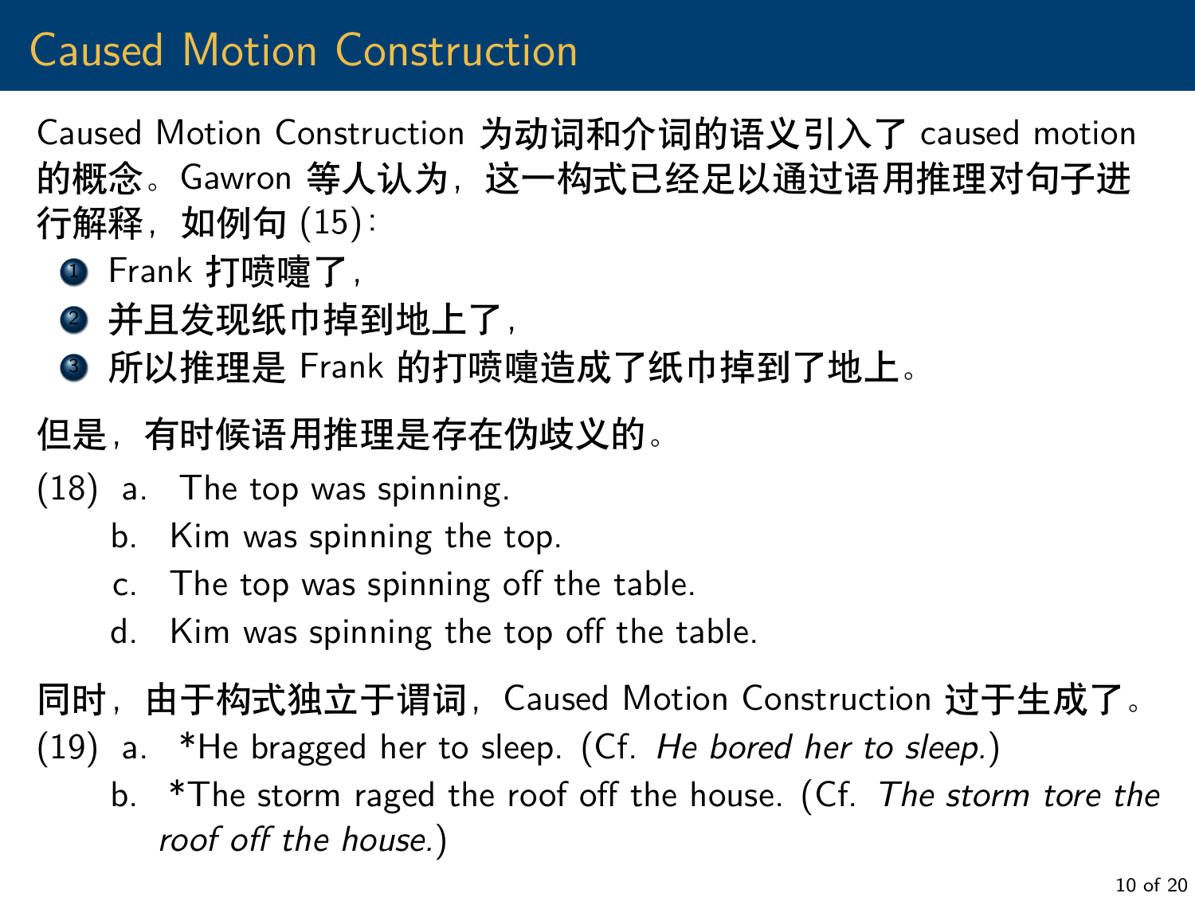# Caused Motion Construction

Caused Motion Construction 为动词和介词的语义引入了 caused motion 的概念。Gawron 等人认为，这一构式已经足以通过语用推理对句子进行解释，如例句 (15)：

1. Frank 打喷嚏了，
2. 并且发现纸巾掉到地上了，
3. 所以推理是 Frank 的打喷嚏造成了纸巾掉到了地上。

但是，有时候语用推理是存在伪歧义的。

(18) a. The top was spinning.
  b. Kim was spinning the top.
  c. The top was spinning off the table.
  d. Kim was spinning the top off the table.

同时，由于构式独立于谓词，Caused Motion Construction 过于生成了。

(19) a. *He bragged her to sleep. (Cf. *He bored her to sleep.*)
  b. *The storm raged the roof off the house. (Cf. *The storm tore the roof off the house.*)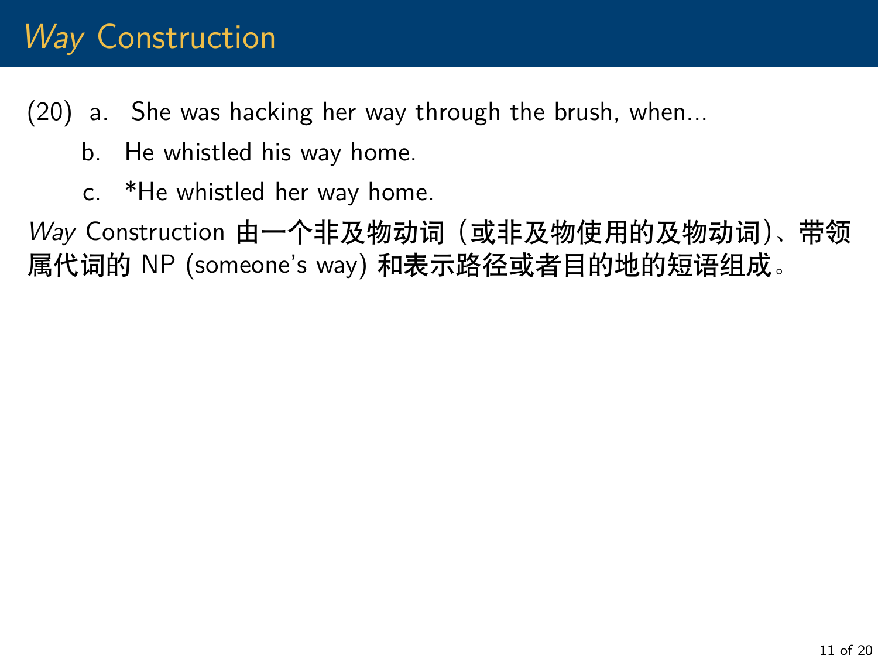# *Way* Construction

(20) a. She was hacking her way through the brush, when...

b. He whistled his way home.

c. *He whistled her way home.

*Way* Construction **由一个非及物动词（或非及物使用的及物动词）、带领属代词的** NP (someone's way) **和表示路径或者目的地的短语组成。**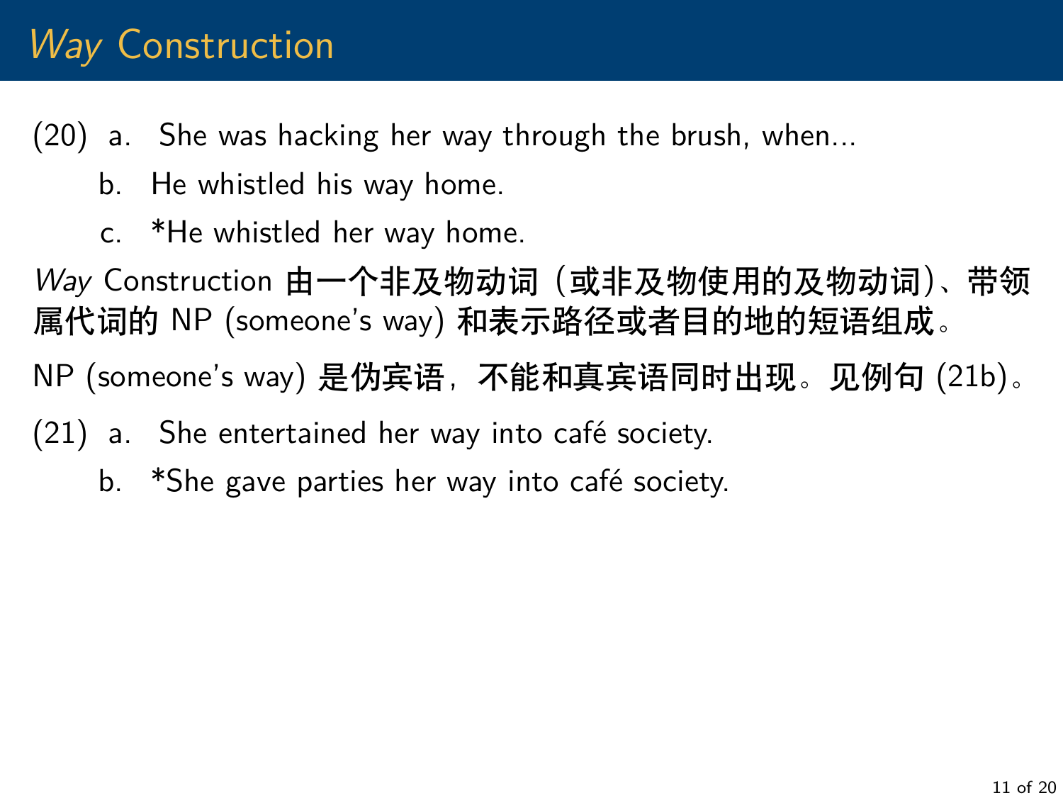# *Way* Construction

(20) a. She was hacking her way through the brush, when...

b. He whistled his way home.

c. *He whistled her way home.

*Way* Construction **由一个非及物动词（或非及物使用的及物动词）、带领属代词的** NP (someone's way) **和表示路径或者目的地的短语组成。**

NP (someone's way) **是伪宾语，不能和真宾语同时出现。见例句** (21b)。

(21) a. She entertained her way into café society.

b. *She gave parties her way into café society.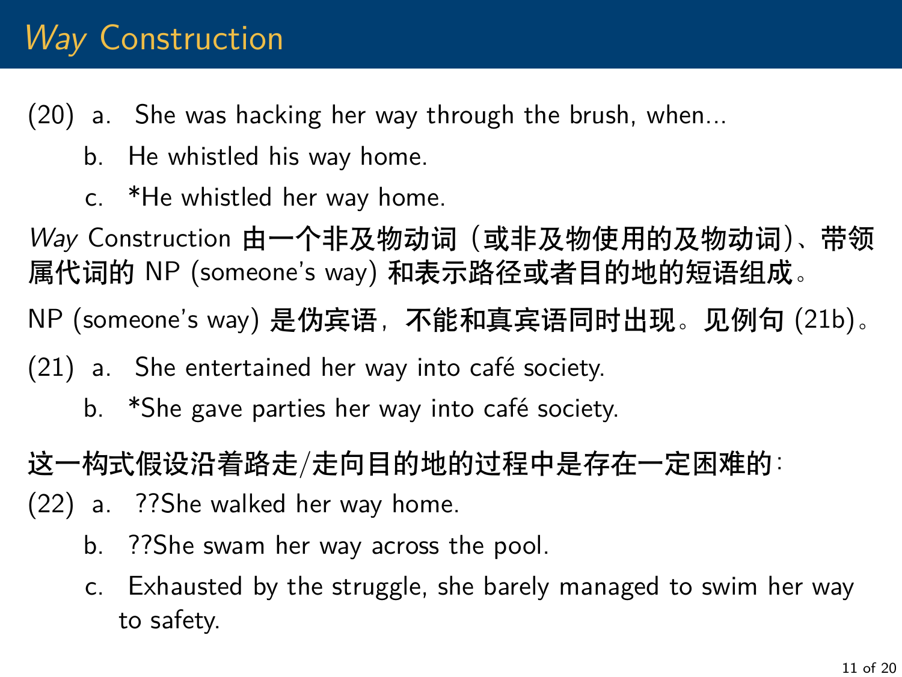# *Way* Construction

(20) a. She was hacking her way through the brush, when...

b. He whistled his way home.

c. *He whistled her way home.

*Way* Construction **由一个非及物动词（或非及物使用的及物动词）、带领属代词的** NP (someone's way) **和表示路径或者目的地的短语组成。**

NP (someone's way) **是伪宾语，不能和真宾语同时出现。见例句** (21b)。

(21) a. She entertained her way into café society.

b. *She gave parties her way into café society.

**这一构式假设沿着路走/走向目的地的过程中是存在一定困难的：**

(22) a. ??She walked her way home.

b. ??She swam her way across the pool.

c. Exhausted by the struggle, she barely managed to swim her way to safety.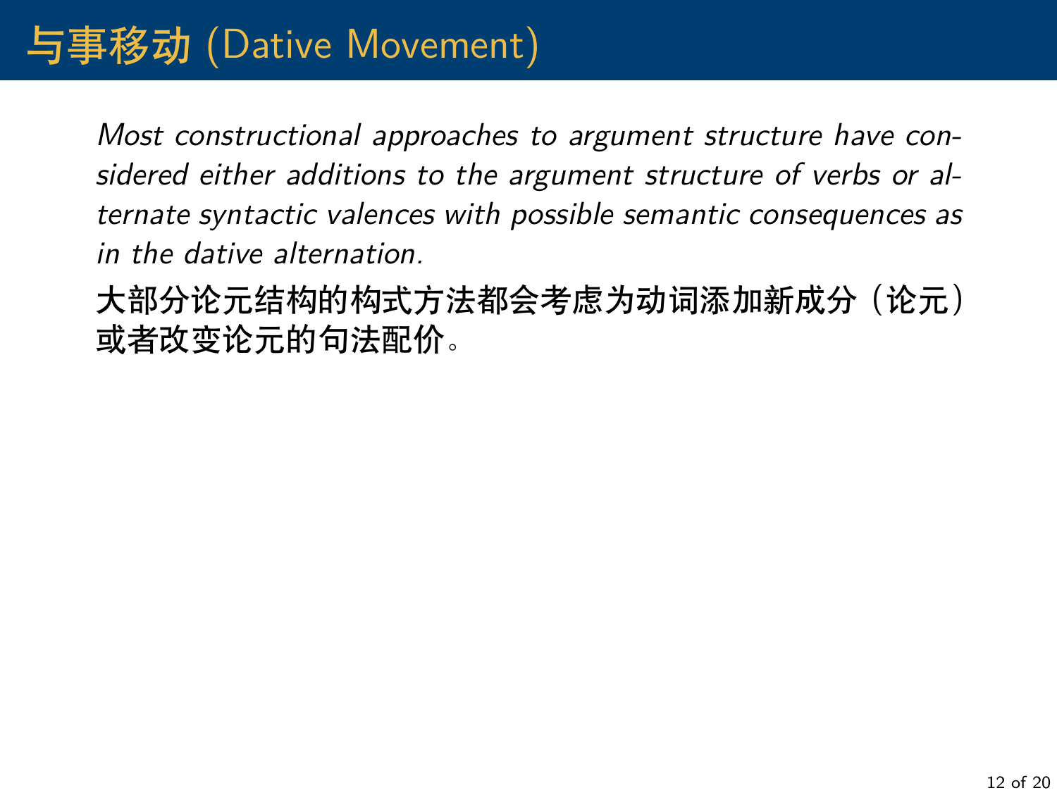# 与事移动 (Dative Movement)

*Most constructional approaches to argument structure have considered either additions to the argument structure of verbs or alternate syntactic valences with possible semantic consequences as in the dative alternation.*

**大部分论元结构的构式方法都会考虑为动词添加新成分（论元）或者改变论元的句法配价。**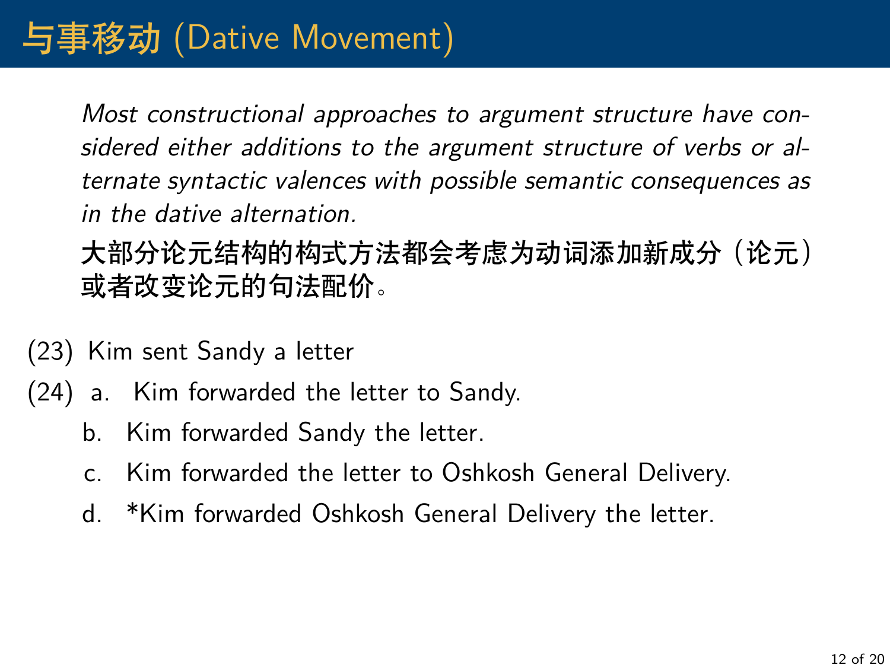# 与事移动 (Dative Movement)

*Most constructional approaches to argument structure have considered either additions to the argument structure of verbs or alternate syntactic valences with possible semantic consequences as in the dative alternation.*

**大部分论元结构的构式方法都会考虑为动词添加新成分（论元）或者改变论元的句法配价。**

(23) Kim sent Sandy a letter

(24) a. Kim forwarded the letter to Sandy.

b. Kim forwarded Sandy the letter.

c. Kim forwarded the letter to Oshkosh General Delivery.

d. *Kim forwarded Oshkosh General Delivery the letter.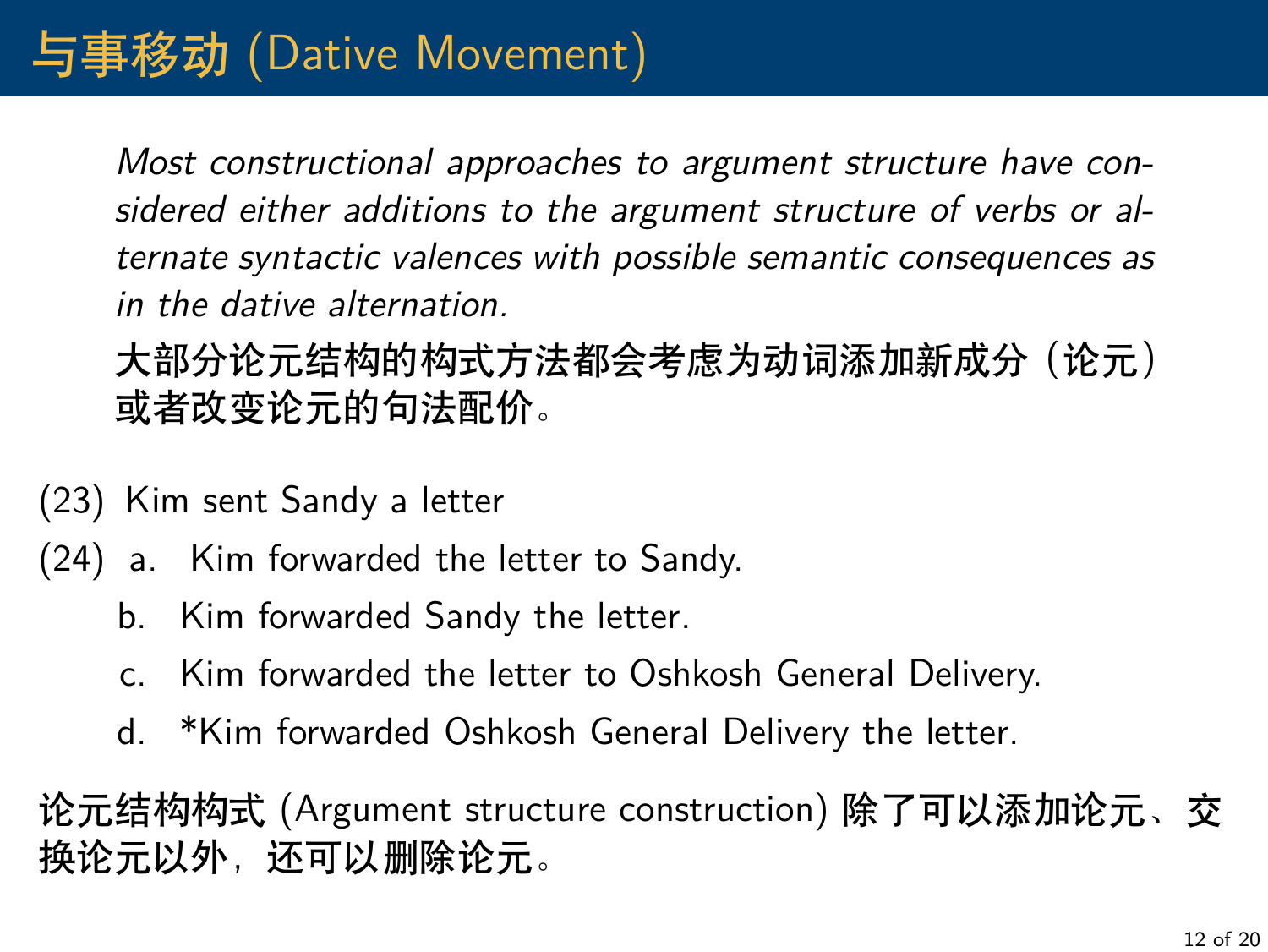# 与事移动 (Dative Movement)

*Most constructional approaches to argument structure have considered either additions to the argument structure of verbs or alternate syntactic valences with possible semantic consequences as in the dative alternation.*

**大部分论元结构的构式方法都会考虑为动词添加新成分（论元）或者改变论元的句法配价。**

(23) Kim sent Sandy a letter

(24) a. Kim forwarded the letter to Sandy.

b. Kim forwarded Sandy the letter.

c. Kim forwarded the letter to Oshkosh General Delivery.

d. *Kim forwarded Oshkosh General Delivery the letter.

**论元结构构式** (Argument structure construction) **除了可以添加论元、交换论元以外，还可以删除论元。**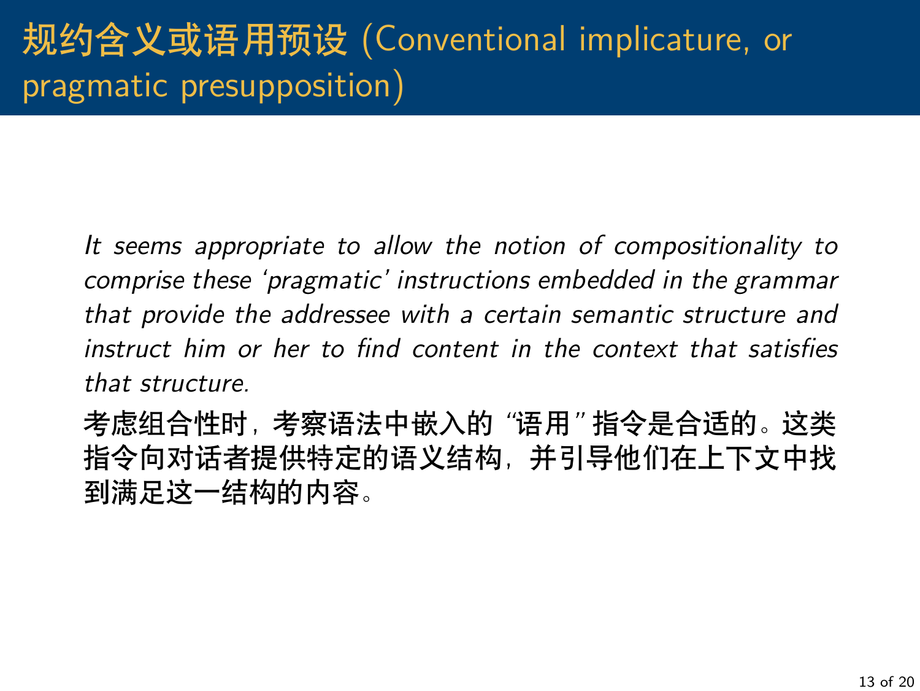# 规约含义或语用预设 (Conventional implicature, or pragmatic presupposition)

*It seems appropriate to allow the notion of compositionality to comprise these 'pragmatic' instructions embedded in the grammar that provide the addressee with a certain semantic structure and instruct him or her to find content in the context that satisfies that structure.*

**考虑组合性时，考察语法中嵌入的"语用"指令是合适的。这类指令向对话者提供特定的语义结构，并引导他们在上下文中找到满足这一结构的内容。**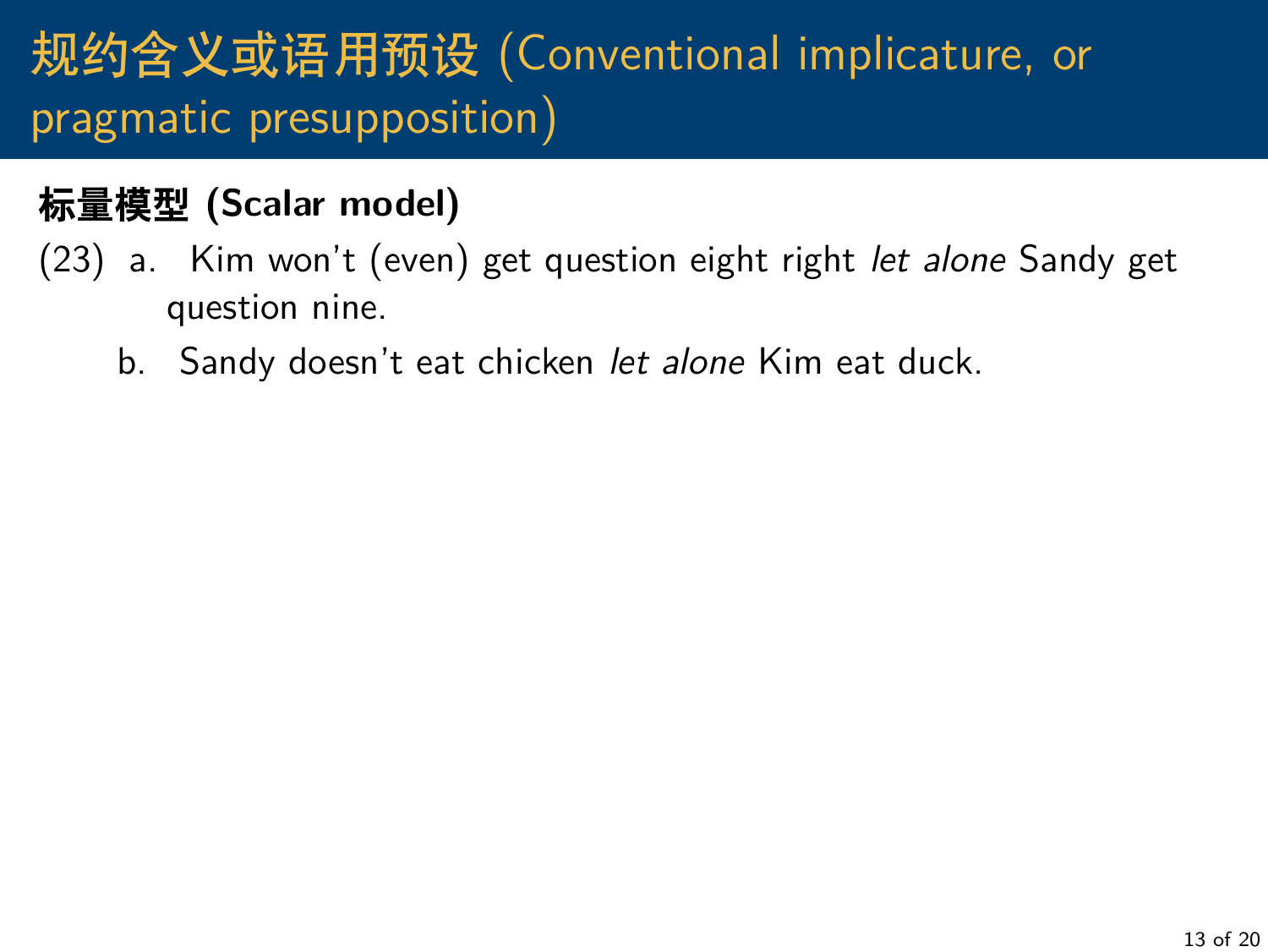# 规约含义或语用预设 (Conventional implicature, or pragmatic presupposition)

**标量模型 (Scalar model)**

(23) a. Kim won't (even) get question eight right *let alone* Sandy get question nine.

b. Sandy doesn't eat chicken *let alone* Kim eat duck.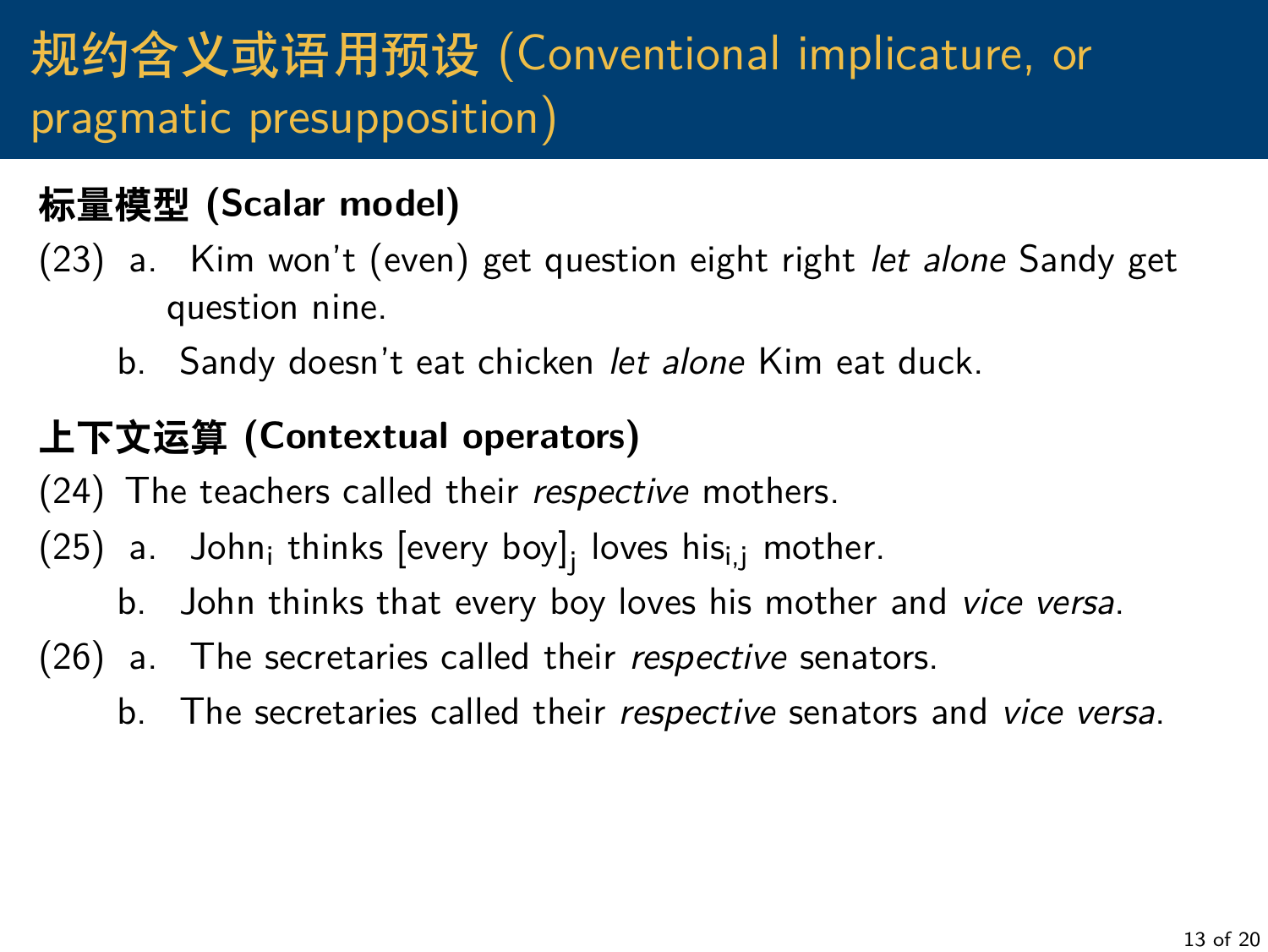# 规约含义或语用预设 (Conventional implicature, or pragmatic presupposition)

**标量模型 (Scalar model)**

(23) a. Kim won't (even) get question eight right *let alone* Sandy get question nine.

b. Sandy doesn't eat chicken *let alone* Kim eat duck.

**上下文运算 (Contextual operators)**

(24) The teachers called their *respective* mothers.

(25) a. John$_i$ thinks [every boy]$_j$ loves his$_{i,j}$ mother.

b. John thinks that every boy loves his mother and *vice versa*.

(26) a. The secretaries called their *respective* senators.

b. The secretaries called their *respective* senators and *vice versa*.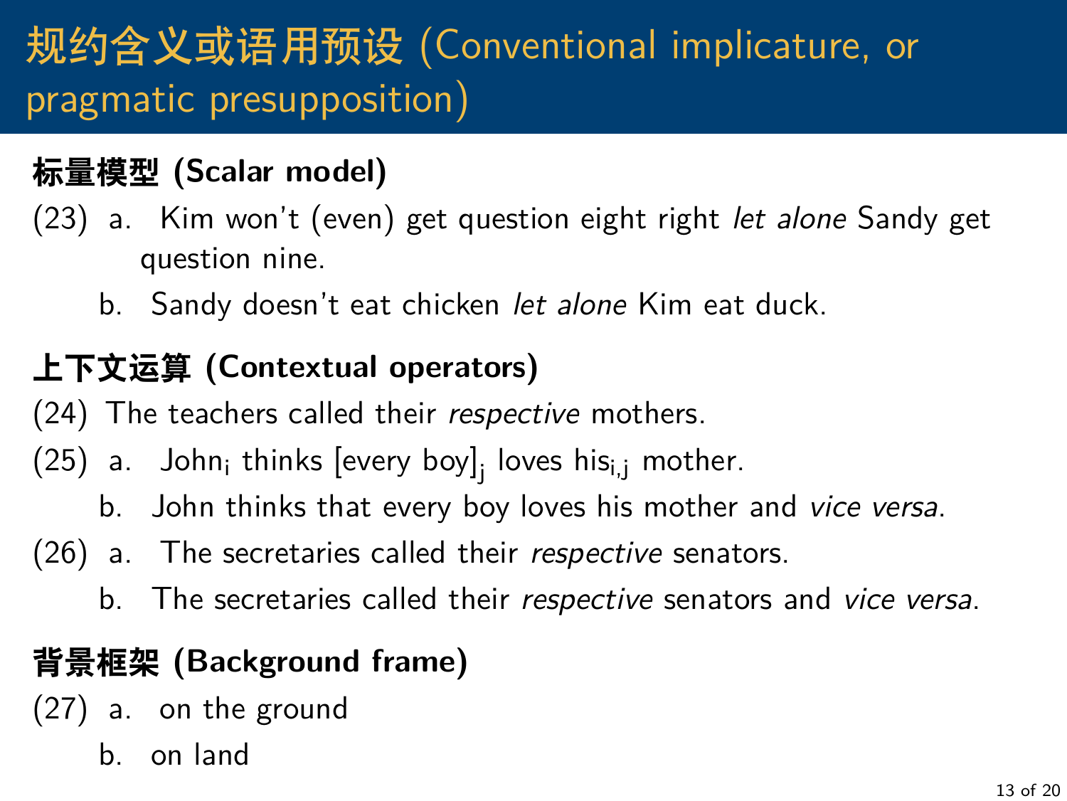# 规约含义或语用预设 (Conventional implicature, or pragmatic presupposition)

**标量模型 (Scalar model)**

(23) a. Kim won't (even) get question eight right *let alone* Sandy get question nine.

b. Sandy doesn't eat chicken *let alone* Kim eat duck.

**上下文运算 (Contextual operators)**

(24) The teachers called their *respective* mothers.

(25) a. $\text{John}_i$ thinks $[\text{every boy}]_j$ loves $\text{his}_{i,j}$ mother.

b. John thinks that every boy loves his mother and *vice versa*.

(26) a. The secretaries called their *respective* senators.

b. The secretaries called their *respective* senators and *vice versa*.

**背景框架 (Background frame)**

(27) a. on the ground

b. on land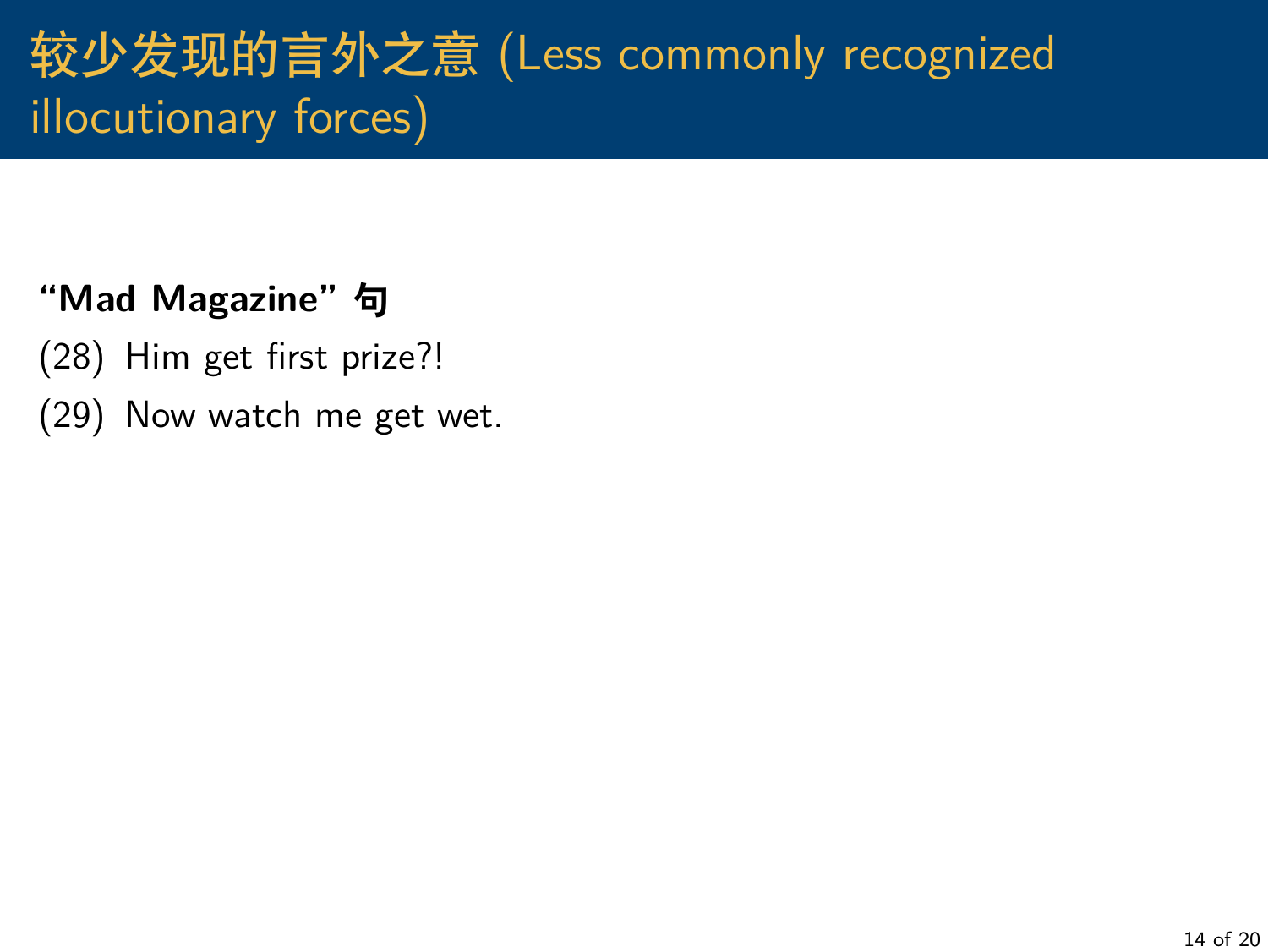# 较少发现的言外之意 (Less commonly recognized illocutionary forces)

**"Mad Magazine" 句**

(28) Him get first prize?!

(29) Now watch me get wet.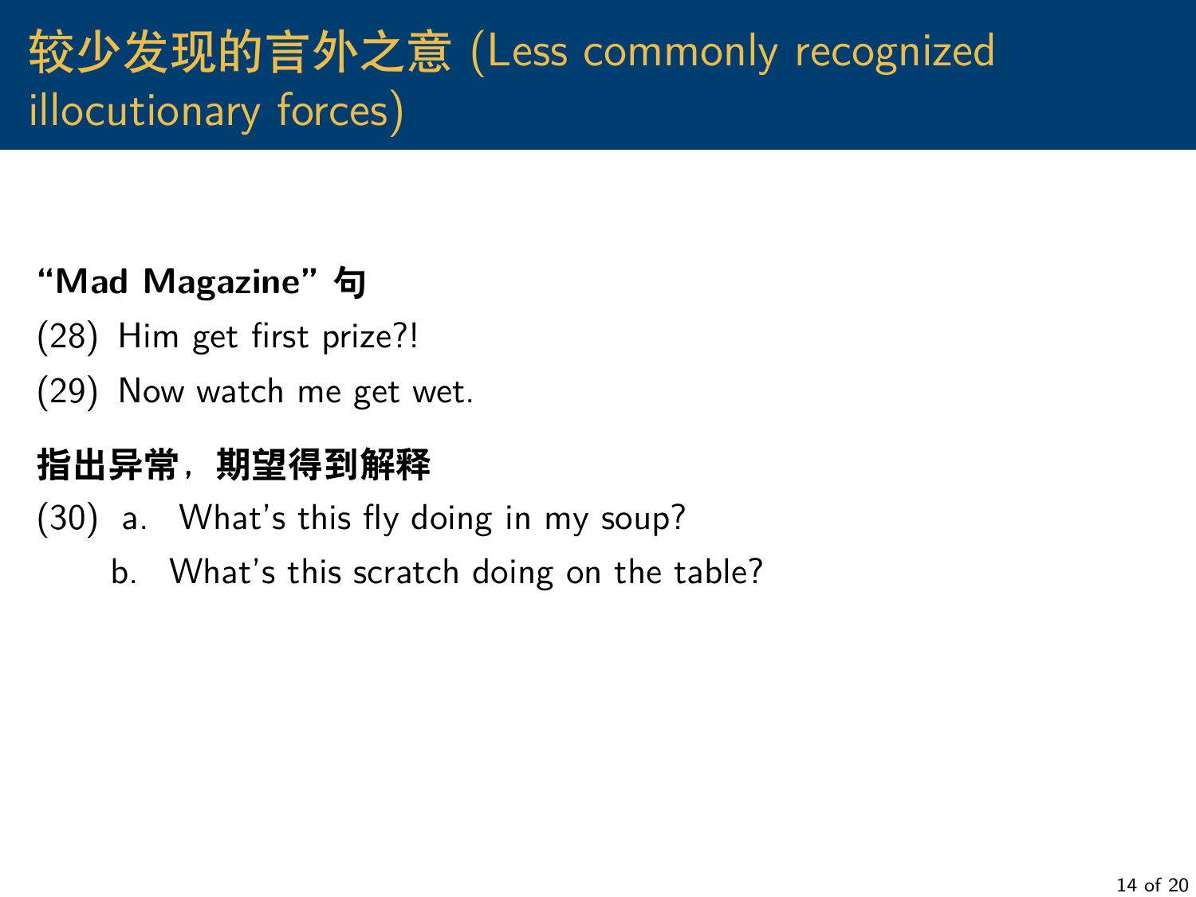# 较少发现的言外之意 (Less commonly recognized illocutionary forces)

**“Mad Magazine” 句**

(28) Him get first prize?!

(29) Now watch me get wet.

**指出异常，期望得到解释**

(30) a. What’s this fly doing in my soup?

b. What’s this scratch doing on the table?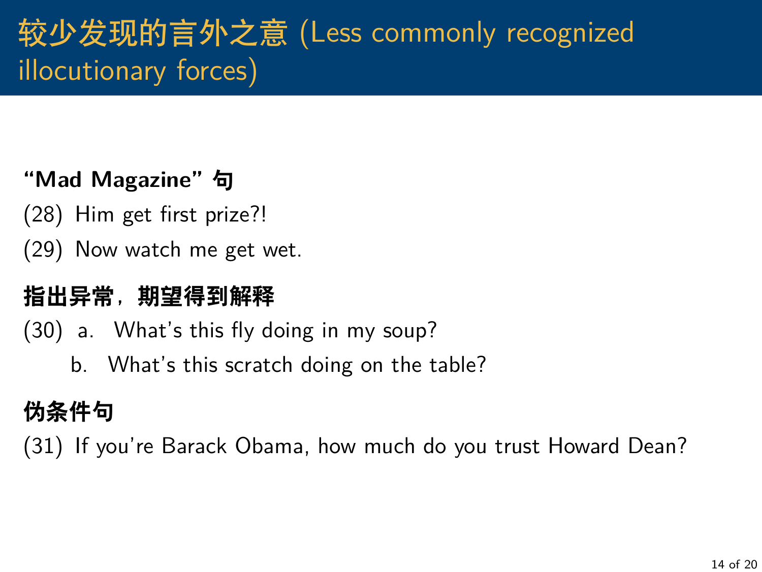# 较少发现的言外之意 (Less commonly recognized illocutionary forces)

**"Mad Magazine" 句**

(28) Him get first prize?!

(29) Now watch me get wet.

**指出异常，期望得到解释**

(30) a. What's this fly doing in my soup?

b. What's this scratch doing on the table?

**伪条件句**

(31) If you're Barack Obama, how much do you trust Howard Dean?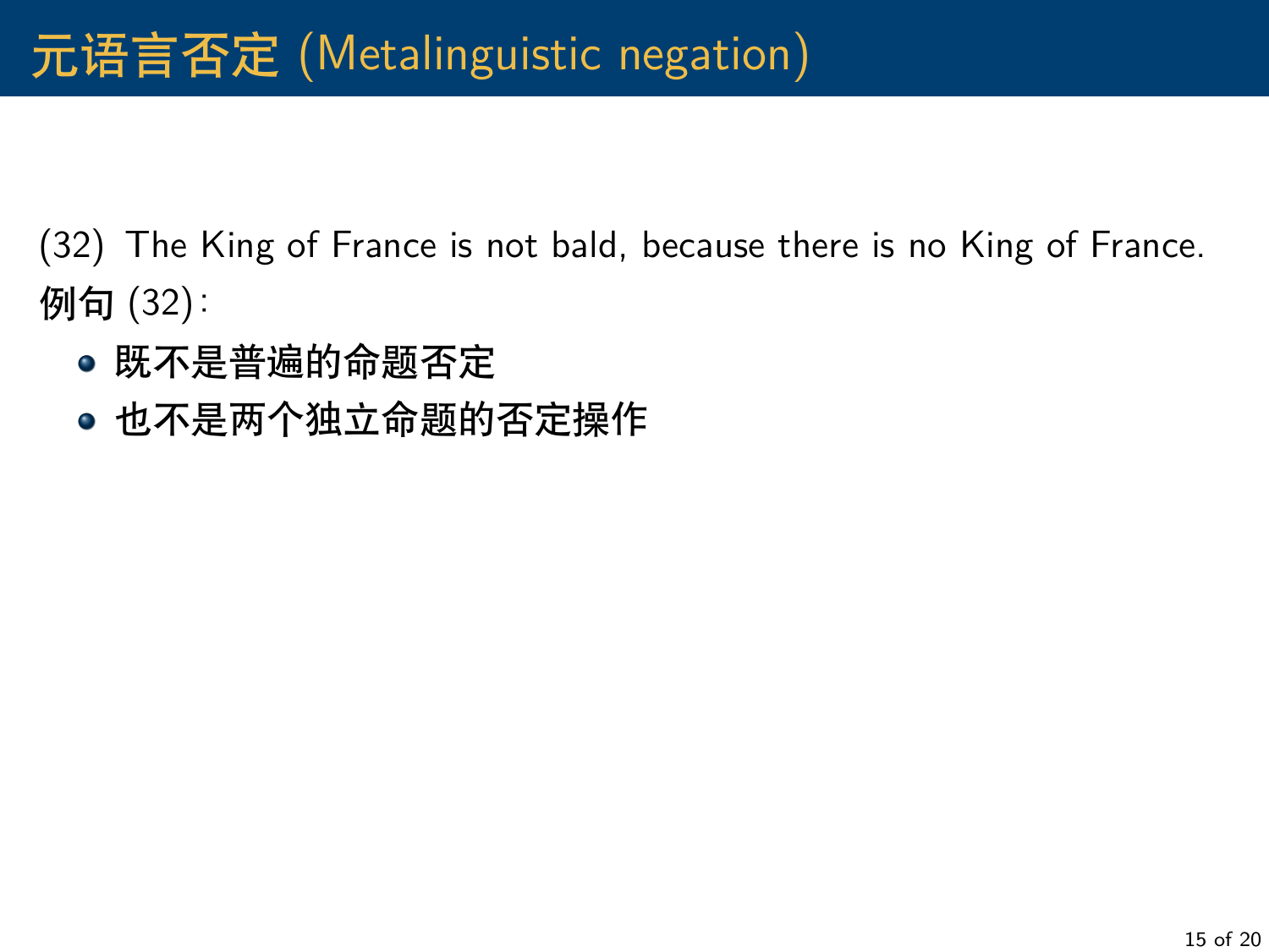# 元语言否定 (Metalinguistic negation)

(32) The King of France is not bald, because there is no King of France.

**例句** (32):

- **既不是普遍的命题否定**
- **也不是两个独立命题的否定操作**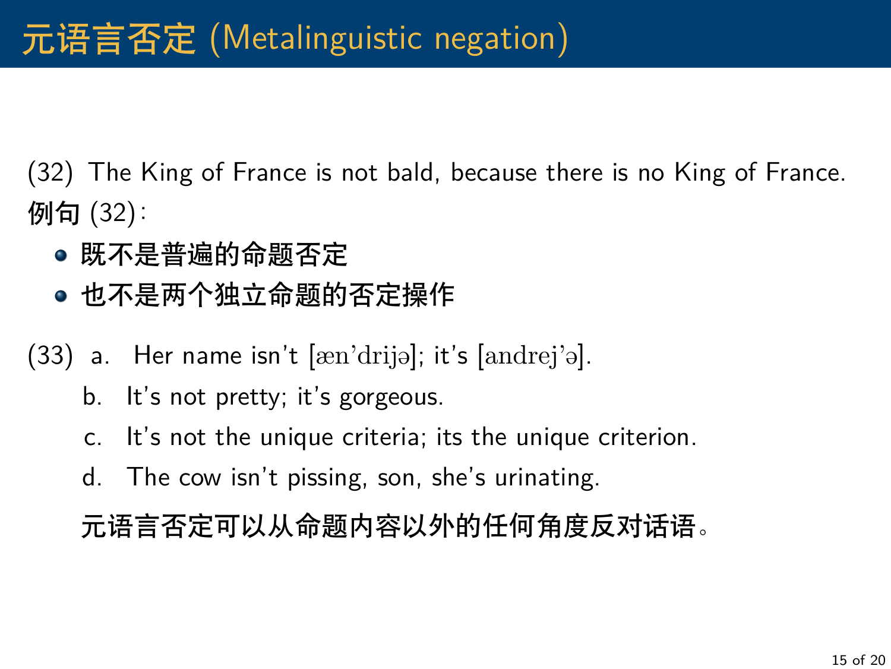# 元语言否定 (Metalinguistic negation)

(32) The King of France is not bald, because there is no King of France.

**例句** (32):

- **既不是普遍的命题否定**
- **也不是两个独立命题的否定操作**

(33) a. Her name isn't [æn'drijə]; it's [andrej'ə].

b. It's not pretty; it's gorgeous.

c. It's not the unique criteria; its the unique criterion.

d. The cow isn't pissing, son, she's urinating.

**元语言否定可以从命题内容以外的任何角度反对话语。**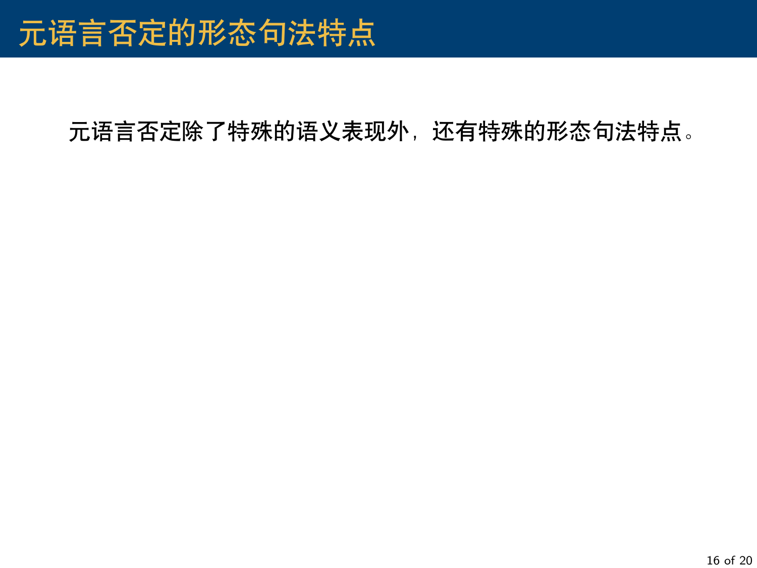# 元语言否定的形态句法特点

元语言否定除了特殊的语义表现外，还有特殊的形态句法特点。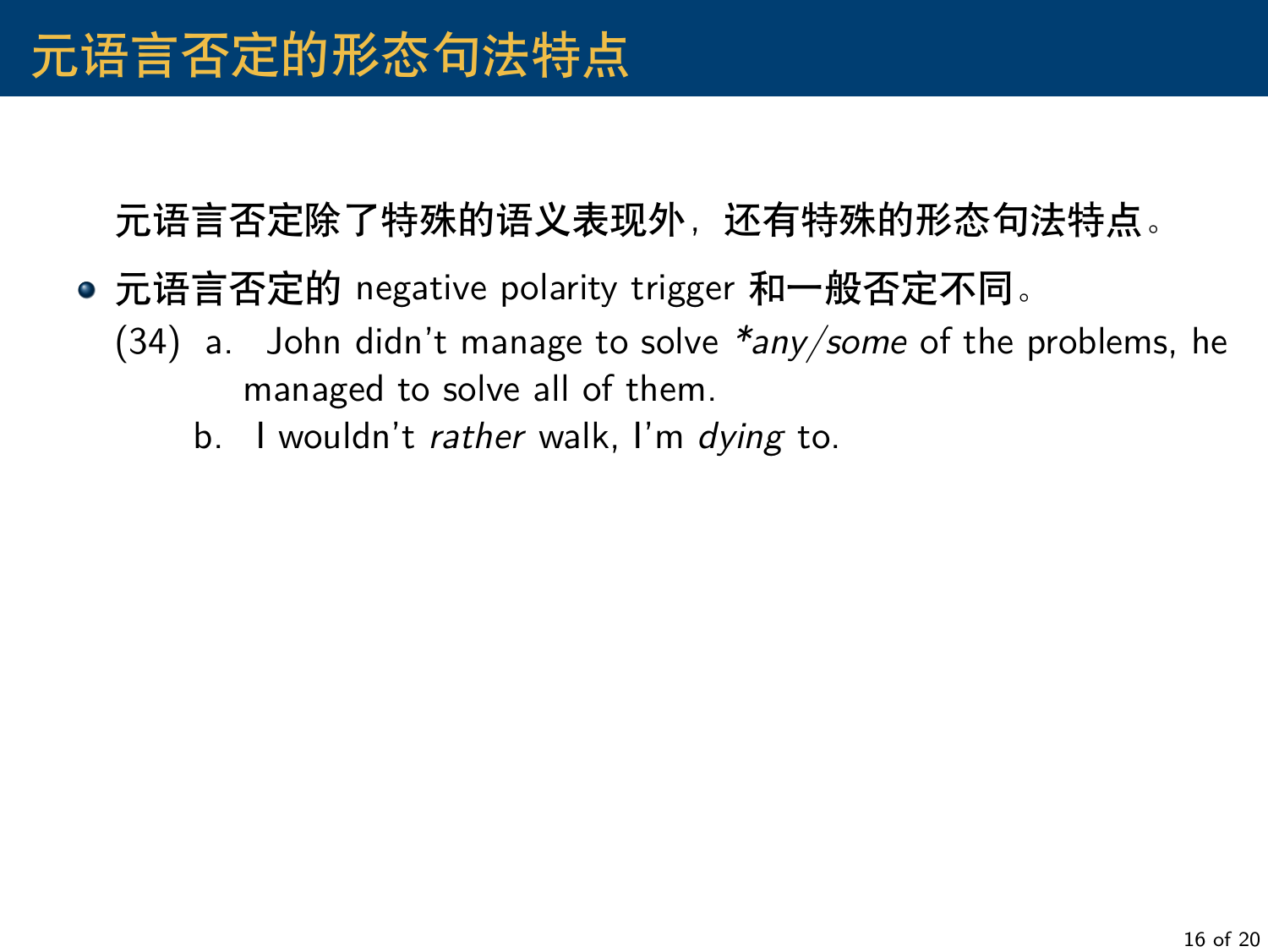# 元语言否定的形态句法特点

元语言否定除了特殊的语义表现外，还有特殊的形态句法特点。

- 元语言否定的 negative polarity trigger 和一般否定不同。

(34) a. John didn't manage to solve **any/some* of the problems, he managed to solve all of them.

b. I wouldn't *rather* walk, I'm *dying* to.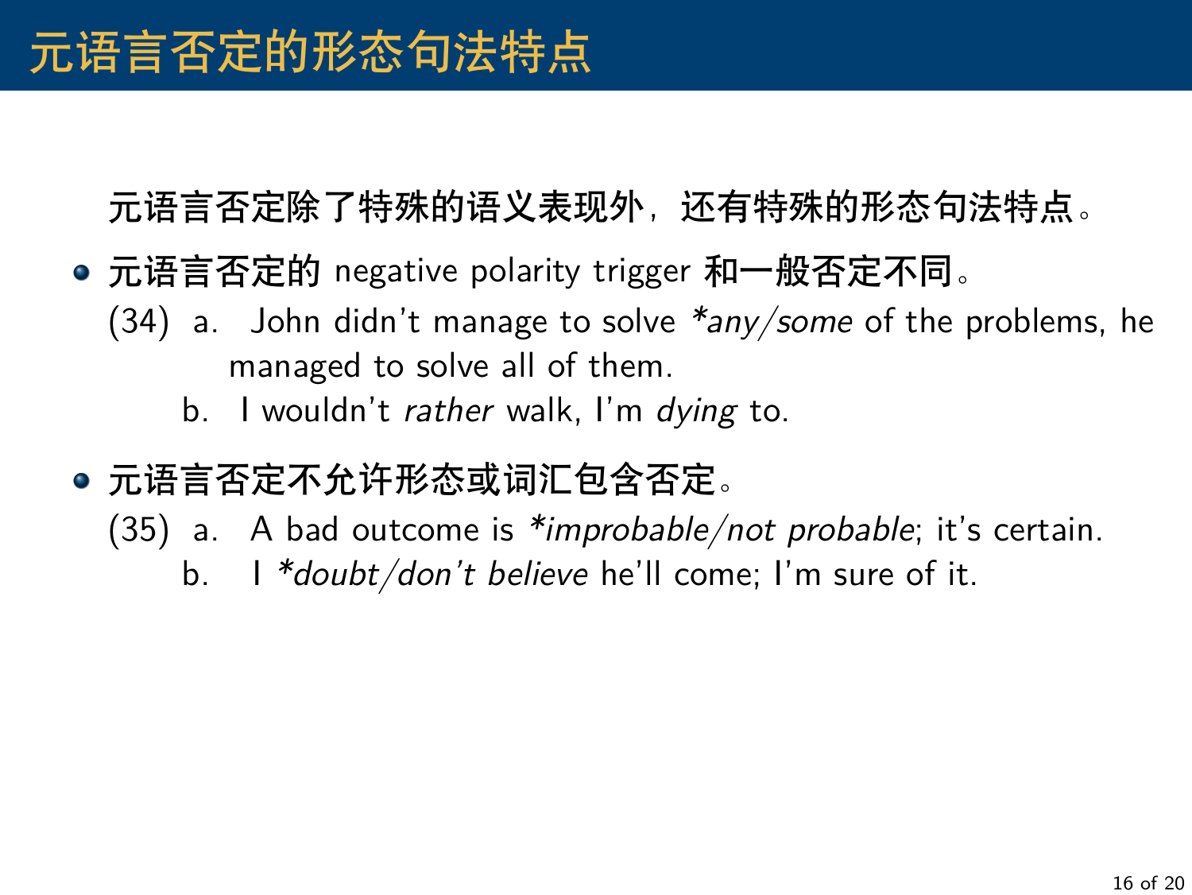# 元语言否定的形态句法特点

元语言否定除了特殊的语义表现外，还有特殊的形态句法特点。

- 元语言否定的 negative polarity trigger 和一般否定不同。

(34) a. John didn't manage to solve *\*any/some* of the problems, he managed to solve all of them.

b. I wouldn't *rather* walk, I'm *dying* to.

- 元语言否定不允许形态或词汇包含否定。

(35) a. A bad outcome is *\*improbable/not probable*; it's certain.

b. I *\*doubt/don't believe* he'll come; I'm sure of it.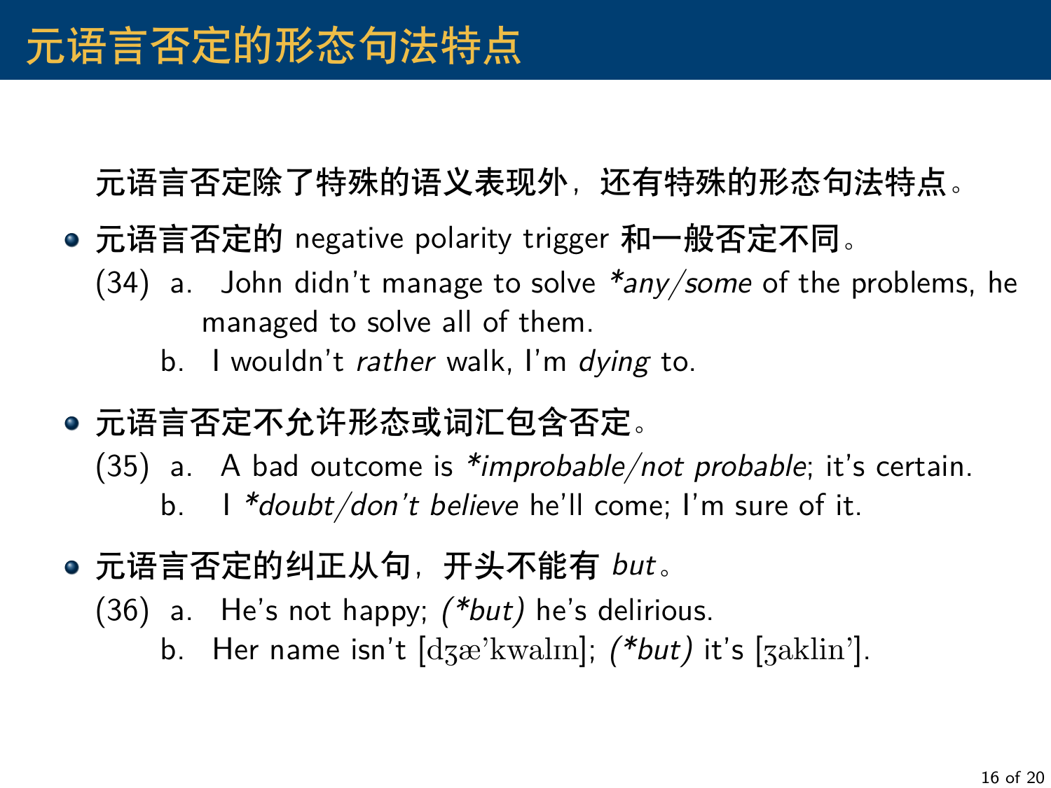# 元语言否定的形态句法特点

元语言否定除了特殊的语义表现外，还有特殊的形态句法特点。

- 元语言否定的 negative polarity trigger 和一般否定不同。

  (34) a. John didn't manage to solve *\*any/some* of the problems, he managed to solve all of them.

  b. I wouldn't *rather* walk, I'm *dying* to.

- 元语言否定不允许形态或词汇包含否定。

  (35) a. A bad outcome is *\*improbable/not probable*; it's certain.

  b. I *\*doubt/don't believe* he'll come; I'm sure of it.

- 元语言否定的纠正从句，开头不能有 *but*。

  (36) a. He's not happy; *(\*but)* he's delirious.

  b. Her name isn't [dʒæ'kwalɪn]; *(\*but)* it's [ʒaklin'].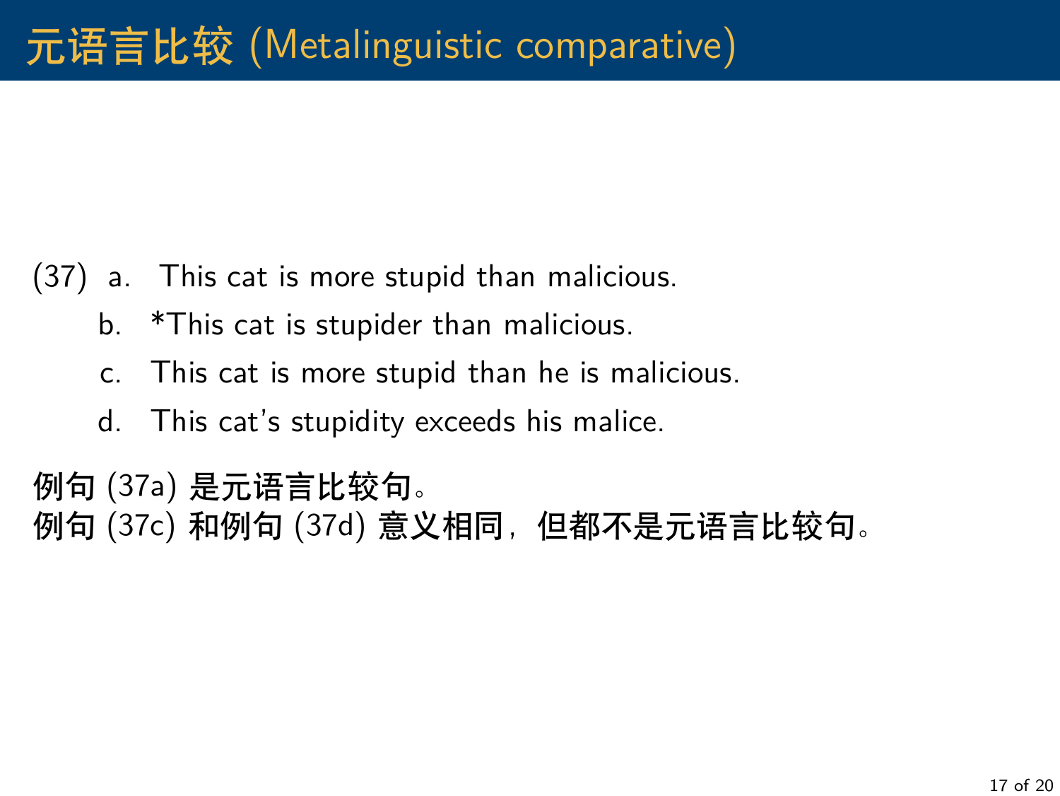# 元语言比较 (Metalinguistic comparative)

(37) a. This cat is more stupid than malicious.

b. *This cat is stupider than malicious.

c. This cat is more stupid than he is malicious.

d. This cat's stupidity exceeds his malice.

**例句** (37a) **是元语言比较句。**
**例句** (37c) **和例句** (37d) **意义相同，但都不是元语言比较句。**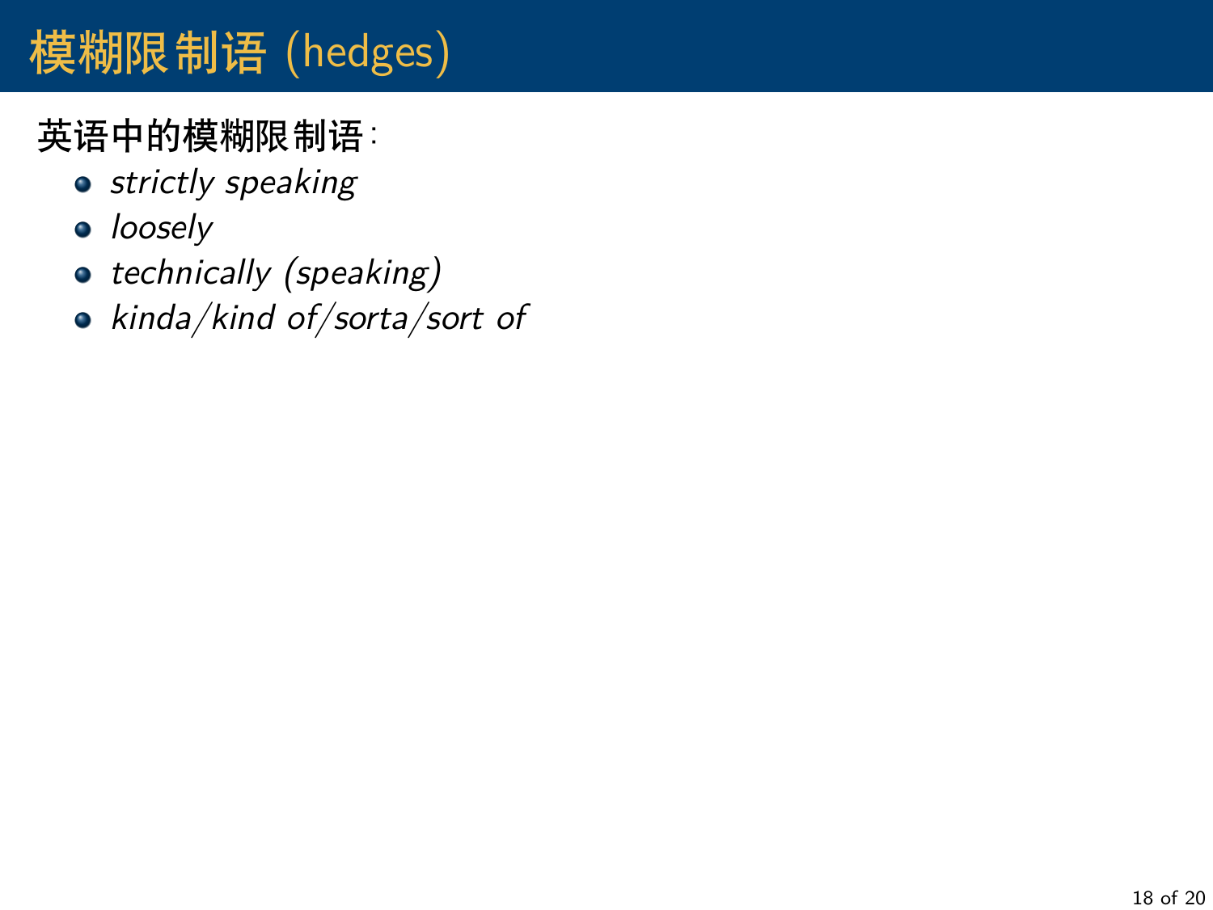# 模糊限制语 (hedges)

**英语中的模糊限制语：**

- *strictly speaking*
- *loosely*
- *technically (speaking)*
- *kinda/kind of/sorta/sort of*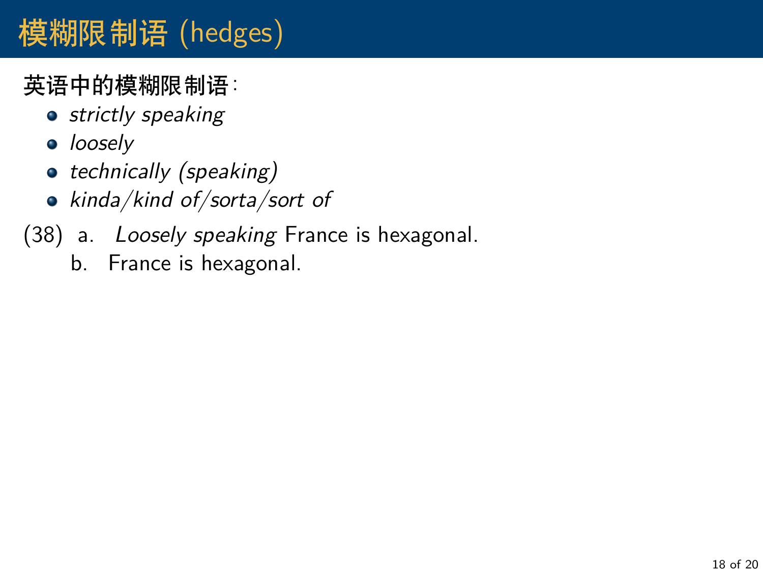# 模糊限制语 (hedges)

**英语中的模糊限制语**:

- *strictly speaking*
- *loosely*
- *technically (speaking)*
- *kinda/kind of/sorta/sort of*

(38) a. *Loosely speaking* France is hexagonal.
     b. France is hexagonal.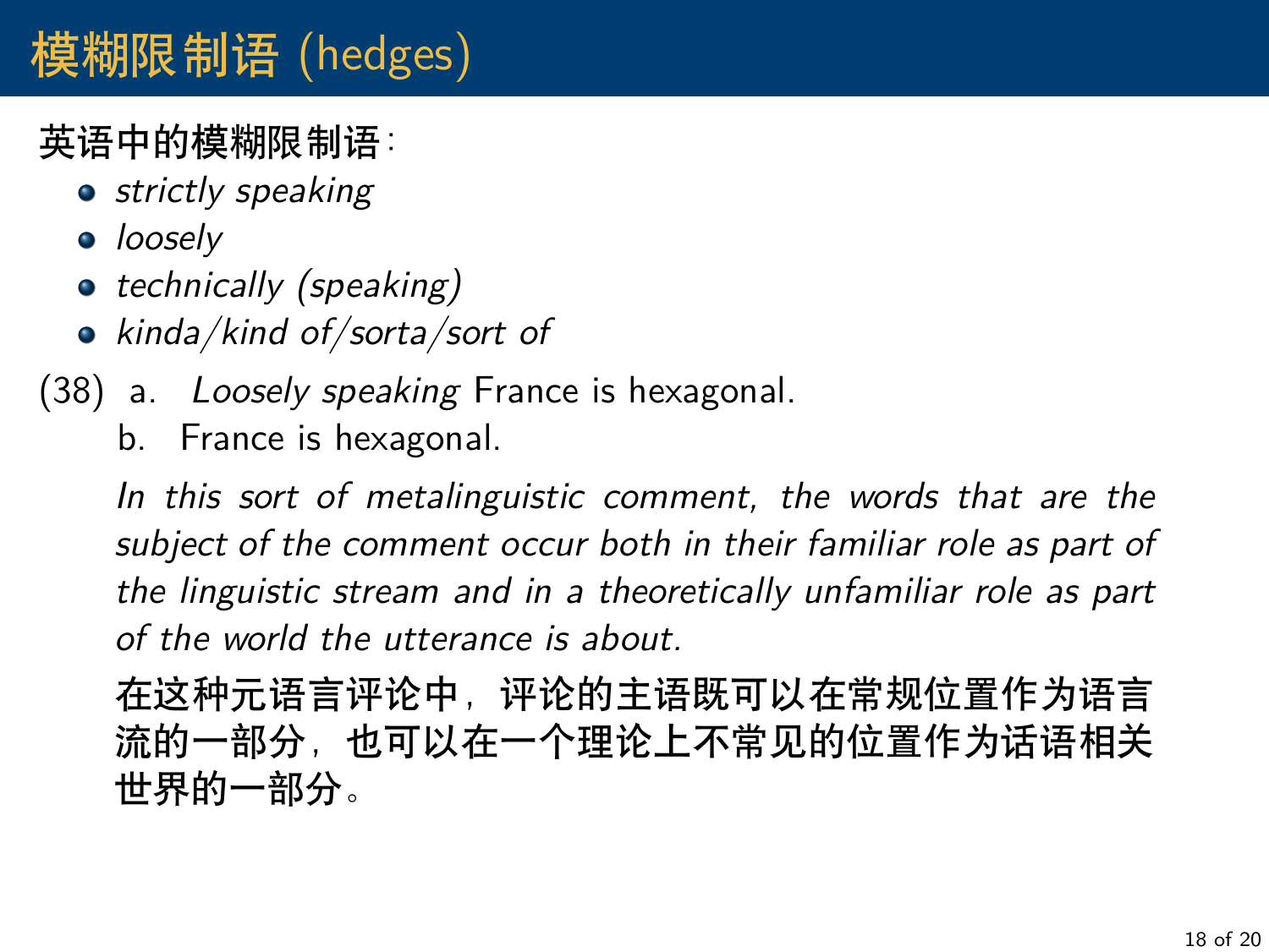# 模糊限制语 (hedges)

**英语中的模糊限制语：**

- *strictly speaking*
- *loosely*
- *technically (speaking)*
- *kinda/kind of/sorta/sort of*

(38) a. *Loosely speaking* France is hexagonal.

b. France is hexagonal.

*In this sort of metalinguistic comment, the words that are the subject of the comment occur both in their familiar role as part of the linguistic stream and in a theoretically unfamiliar role as part of the world the utterance is about.*

**在这种元语言评论中，评论的主语既可以在常规位置作为语言流的一部分，也可以在一个理论上不常见的位置作为话语相关世界的一部分。**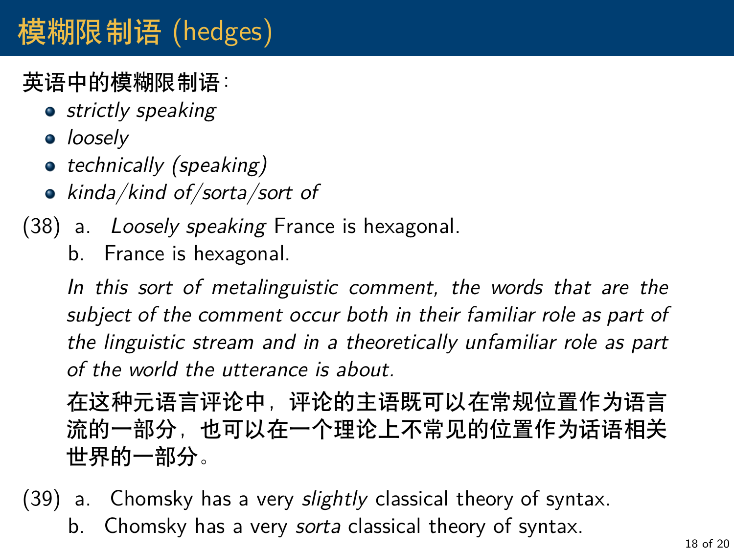# 模糊限制语 (hedges)

**英语中的模糊限制语**:

- *strictly speaking*
- *loosely*
- *technically (speaking)*
- *kinda/kind of/sorta/sort of*

(38) a. *Loosely speaking* France is hexagonal.
b. France is hexagonal.

*In this sort of metalinguistic comment, the words that are the subject of the comment occur both in their familiar role as part of the linguistic stream and in a theoretically unfamiliar role as part of the world the utterance is about.*

**在这种元语言评论中，评论的主语既可以在常规位置作为语言流的一部分，也可以在一个理论上不常见的位置作为话语相关世界的一部分。**

(39) a. Chomsky has a very *slightly* classical theory of syntax.
b. Chomsky has a very *sorta* classical theory of syntax.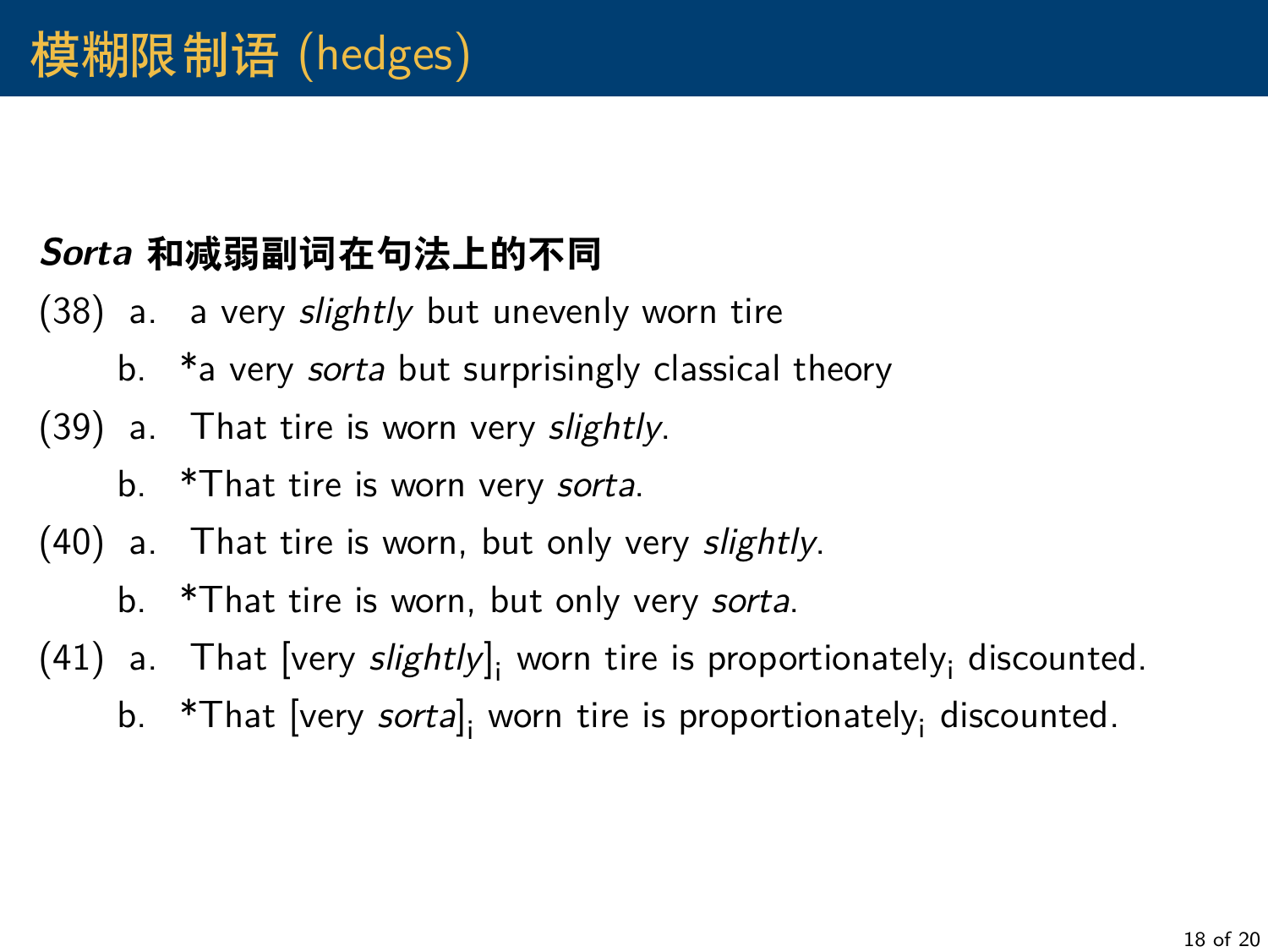# 模糊限制语 (hedges)

***Sorta* 和减弱副词在句法上的不同**

(38) a. a very *slightly* but unevenly worn tire

b. *a very *sorta* but surprisingly classical theory

(39) a. That tire is worn very *slightly*.

b. *That tire is worn very *sorta*.

(40) a. That tire is worn, but only very *slightly*.

b. *That tire is worn, but only very *sorta*.

(41) a. That [very *slightly*]$_i$ worn tire is proportionately$_i$ discounted.

b. *That [very *sorta*]$_i$ worn tire is proportionately$_i$ discounted.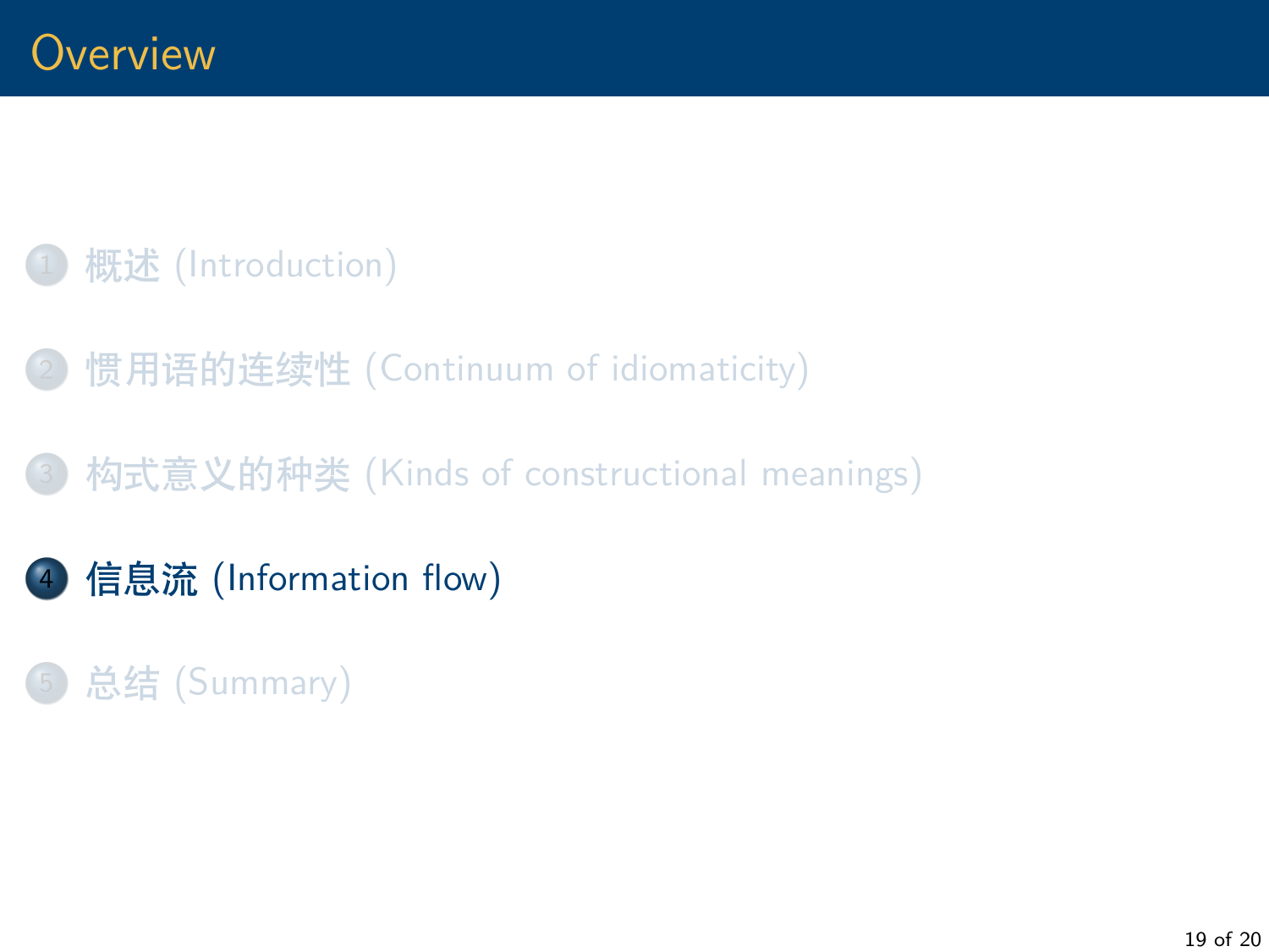# Overview

1. 概述 (Introduction)
2. 惯用语的连续性 (Continuum of idiomaticity)
3. 构式意义的种类 (Kinds of constructional meanings)
4. **信息流 (Information flow)**
5. 总结 (Summary)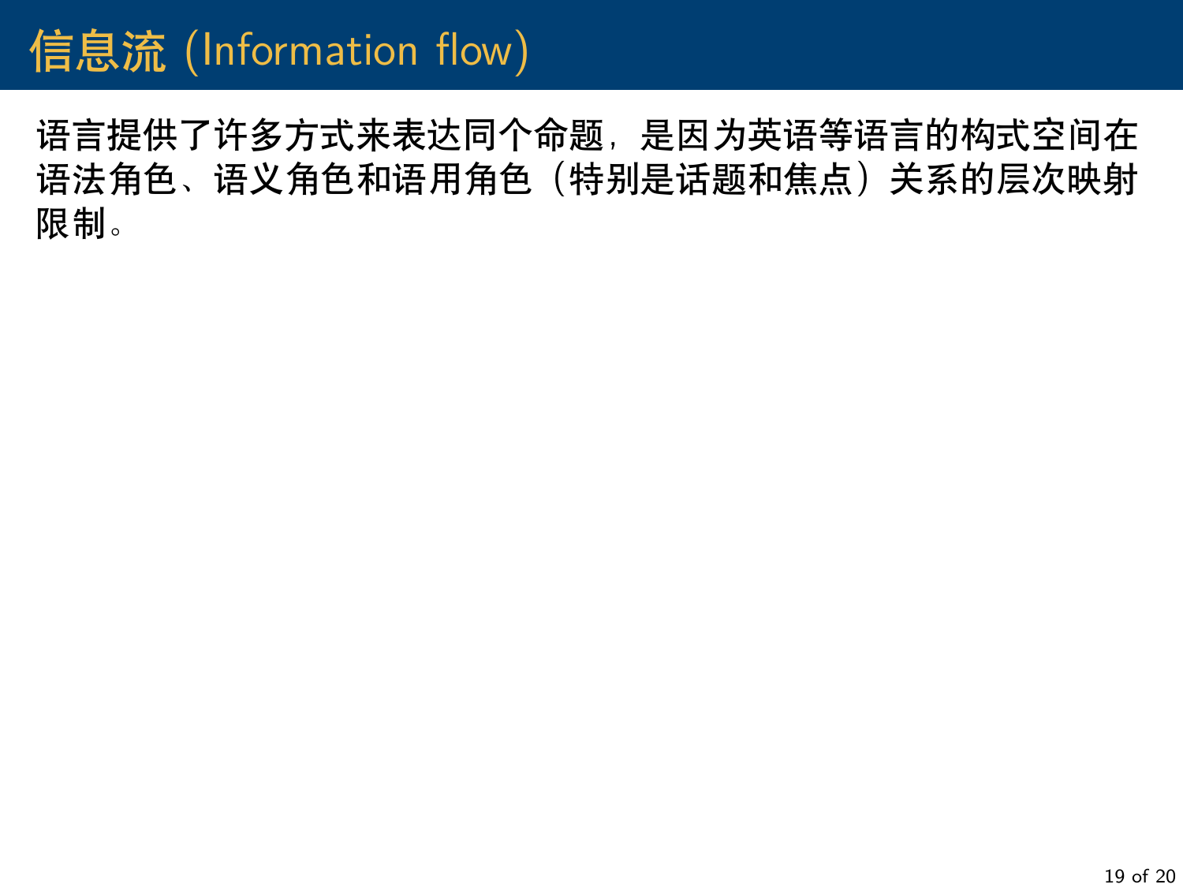# 信息流 (Information flow)

语言提供了许多方式来表达同个命题，是因为英语等语言的构式空间在语法角色、语义角色和语用角色（特别是话题和焦点）关系的层次映射限制。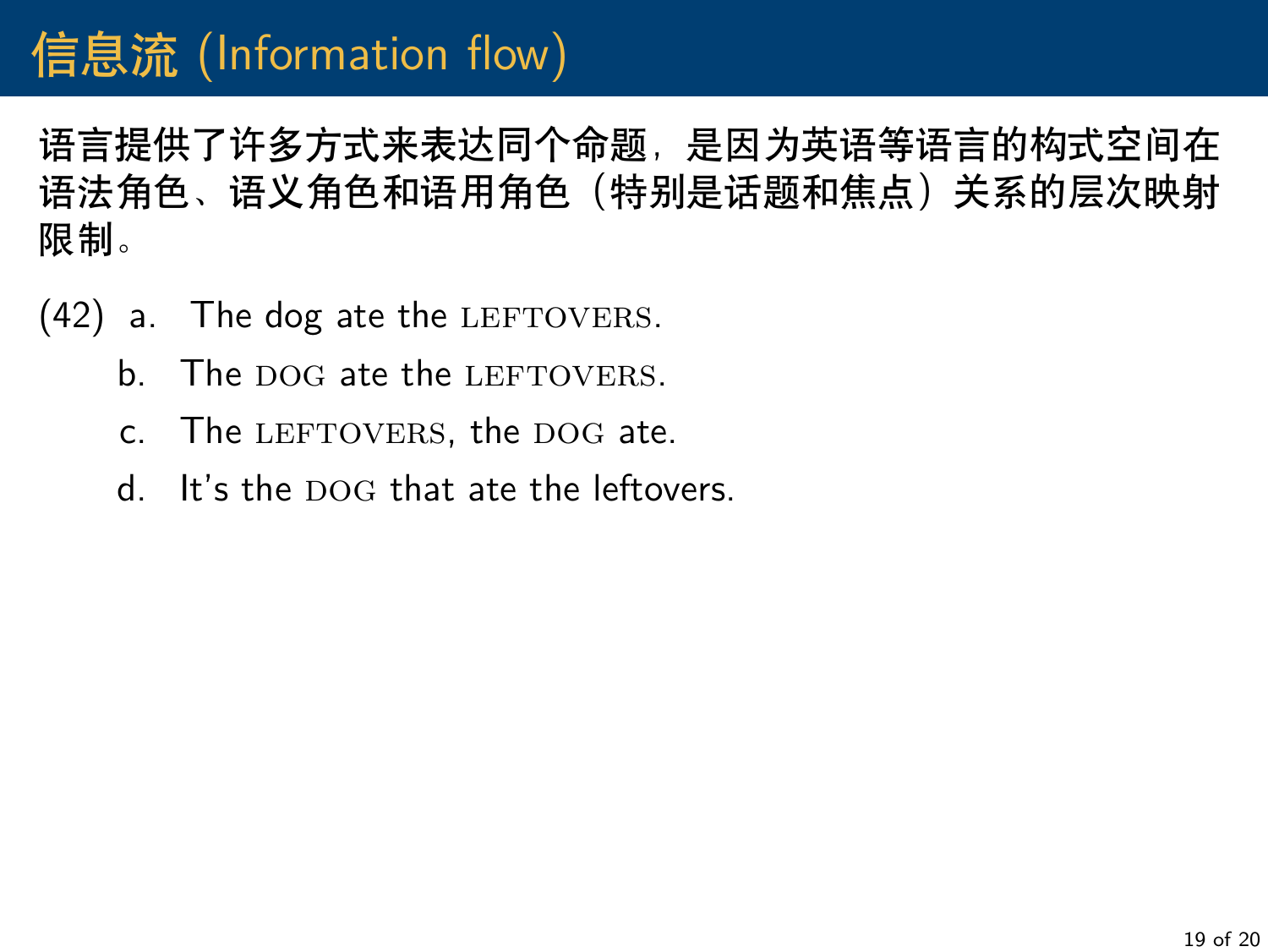# 信息流 (Information flow)

**语言提供了许多方式来表达同个命题，是因为英语等语言的构式空间在语法角色、语义角色和语用角色（特别是话题和焦点）关系的层次映射限制。**

(42) a. The dog ate the LEFTOVERS.

b. The DOG ate the LEFTOVERS.

c. The LEFTOVERS, the DOG ate.

d. It's the DOG that ate the leftovers.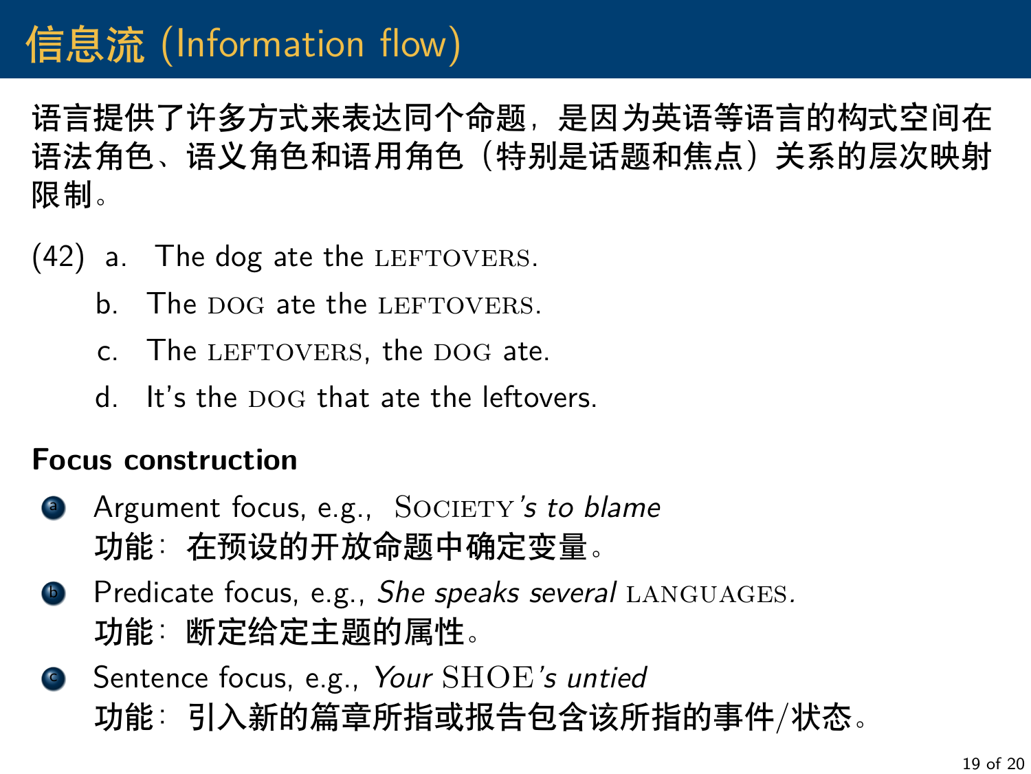# 信息流 (Information flow)

**语言提供了许多方式来表达同个命题，是因为英语等语言的构式空间在语法角色、语义角色和语用角色（特别是话题和焦点）关系的层次映射限制。**

(42)
a. The dog ate the LEFTOVERS.
b. The DOG ate the LEFTOVERS.
c. The LEFTOVERS, the DOG ate.
d. It's the DOG that ate the leftovers.

**Focus construction**

a. Argument focus, e.g., SOCIETY*'s to blame*
   **功能：在预设的开放命题中确定变量。**
b. Predicate focus, e.g., *She speaks several* LANGUAGES.
   **功能：断定给定主题的属性。**
c. Sentence focus, e.g., *Your* SHOE*'s untied*
   **功能：引入新的篇章所指或报告包含该所指的事件/状态。**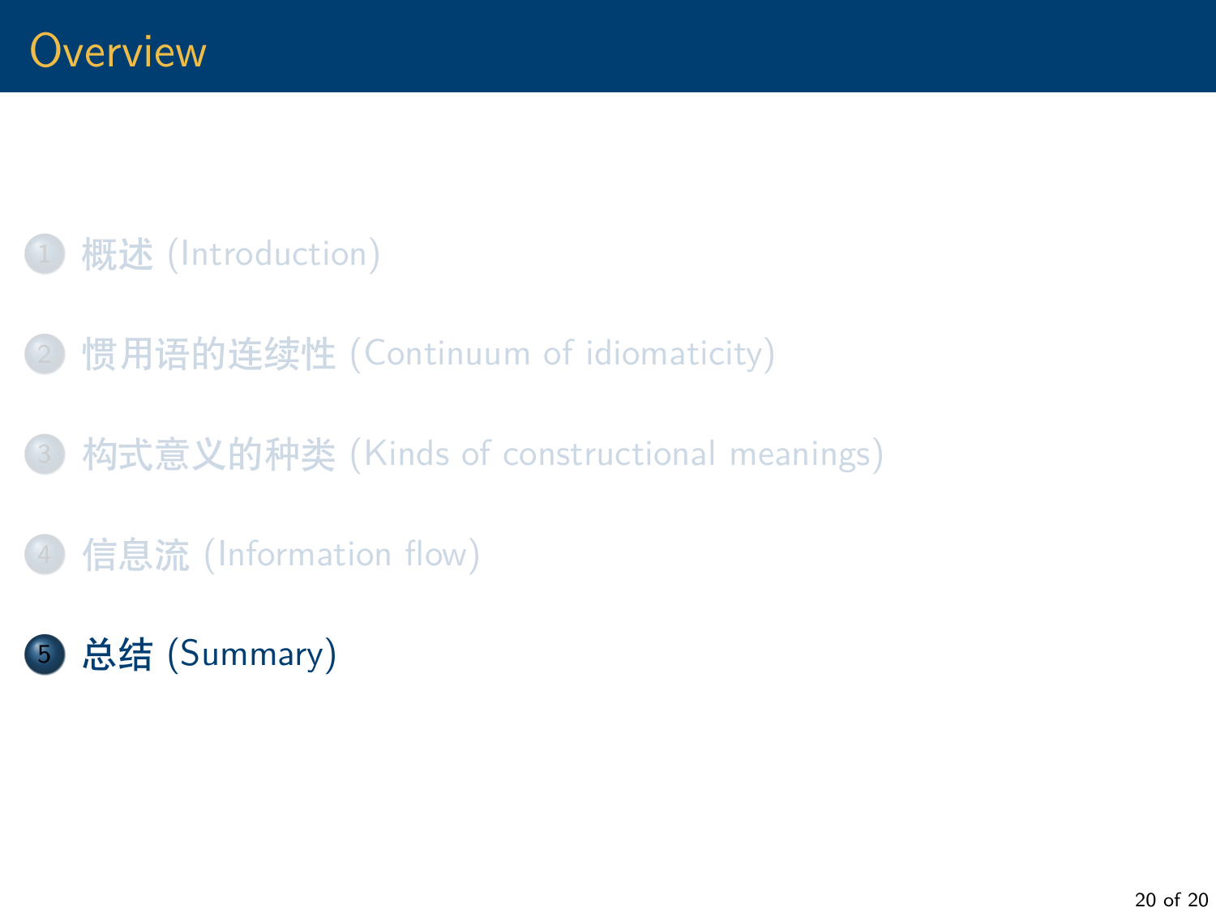# Overview

1. 概述 (Introduction)
2. 惯用语的连续性 (Continuum of idiomaticity)
3. 构式意义的种类 (Kinds of constructional meanings)
4. 信息流 (Information flow)
5. **总结 (Summary)**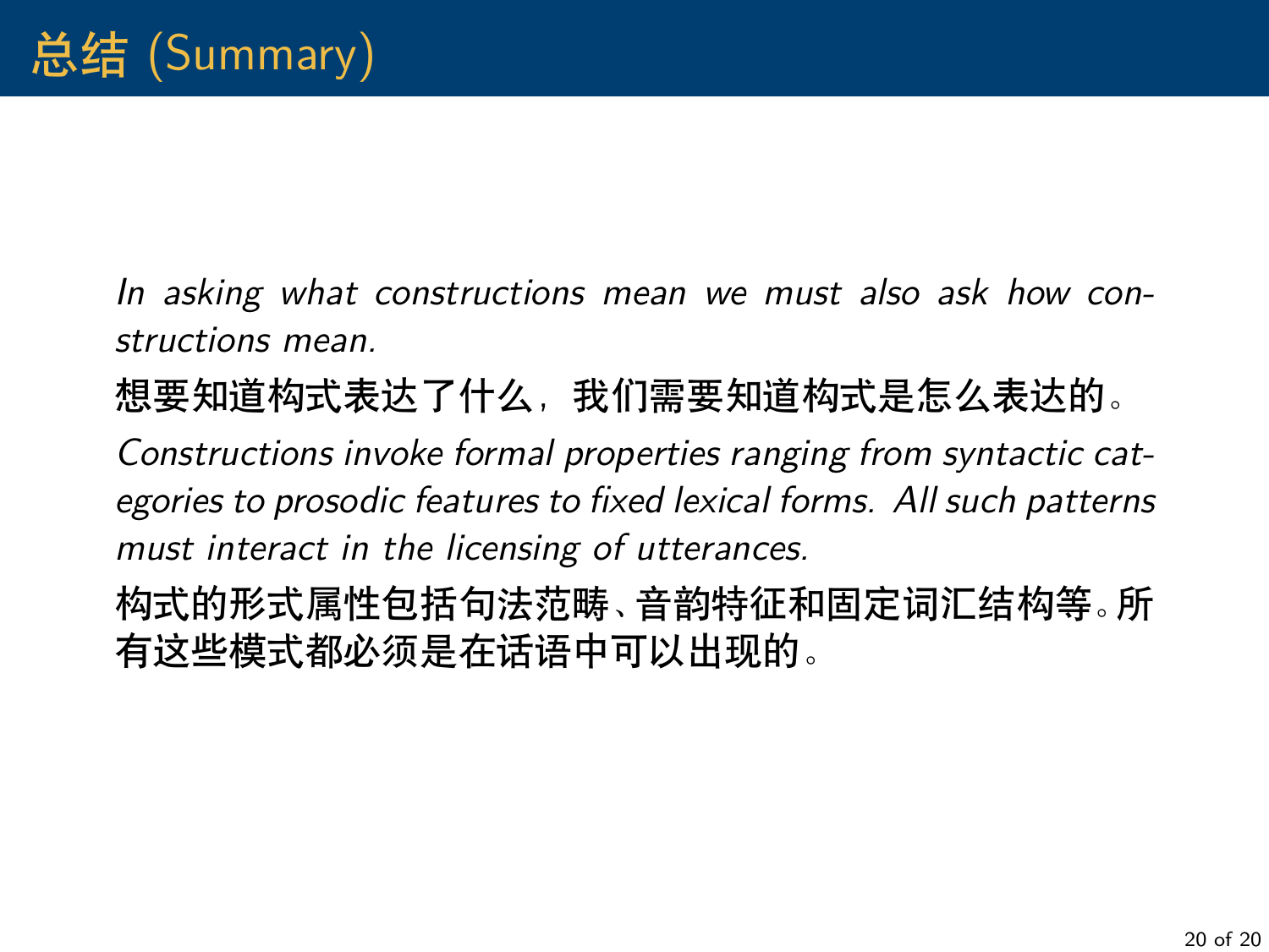# 总结 (Summary)

*In asking what constructions mean we must also ask how constructions mean.*

**想要知道构式表达了什么，我们需要知道构式是怎么表达的。**

*Constructions invoke formal properties ranging from syntactic categories to prosodic features to fixed lexical forms. All such patterns must interact in the licensing of utterances.*

**构式的形式属性包括句法范畴、音韵特征和固定词汇结构等。所有这些模式都必须是在话语中可以出现的。**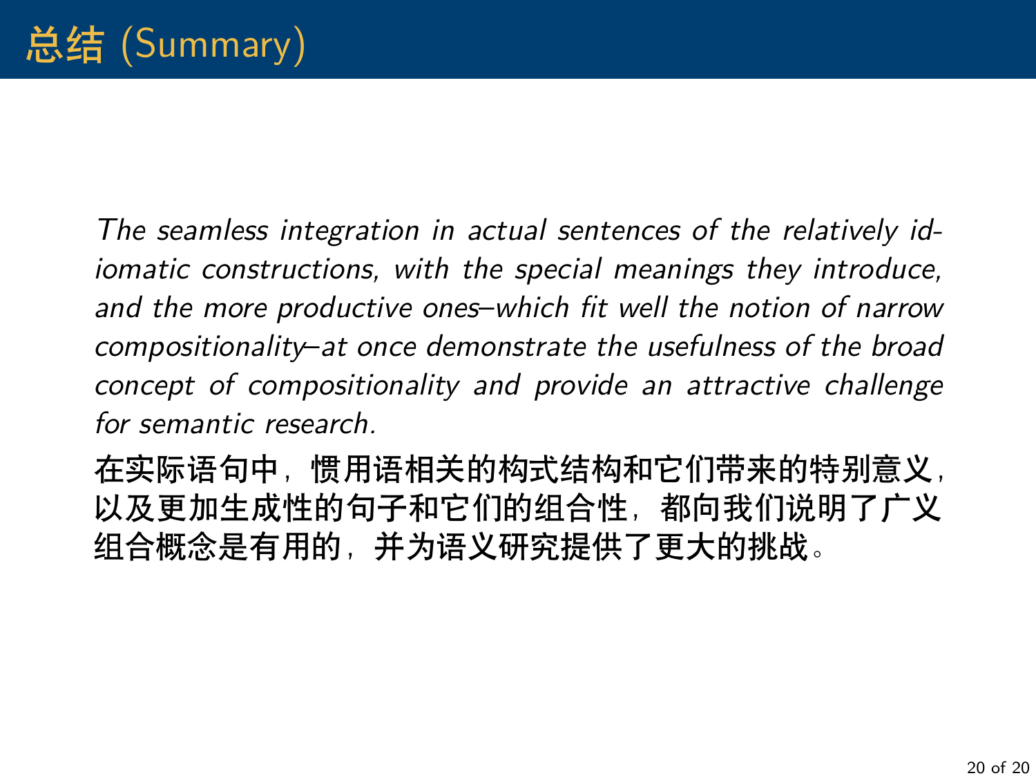# 总结 (Summary)

*The seamless integration in actual sentences of the relatively idiomatic constructions, with the special meanings they introduce, and the more productive ones–which fit well the notion of narrow compositionality–at once demonstrate the usefulness of the broad concept of compositionality and provide an attractive challenge for semantic research.*

**在实际语句中，惯用语相关的构式结构和它们带来的特别意义，以及更加生成性的句子和它们的组合性，都向我们说明了广义组合概念是有用的，并为语义研究提供了更大的挑战。**